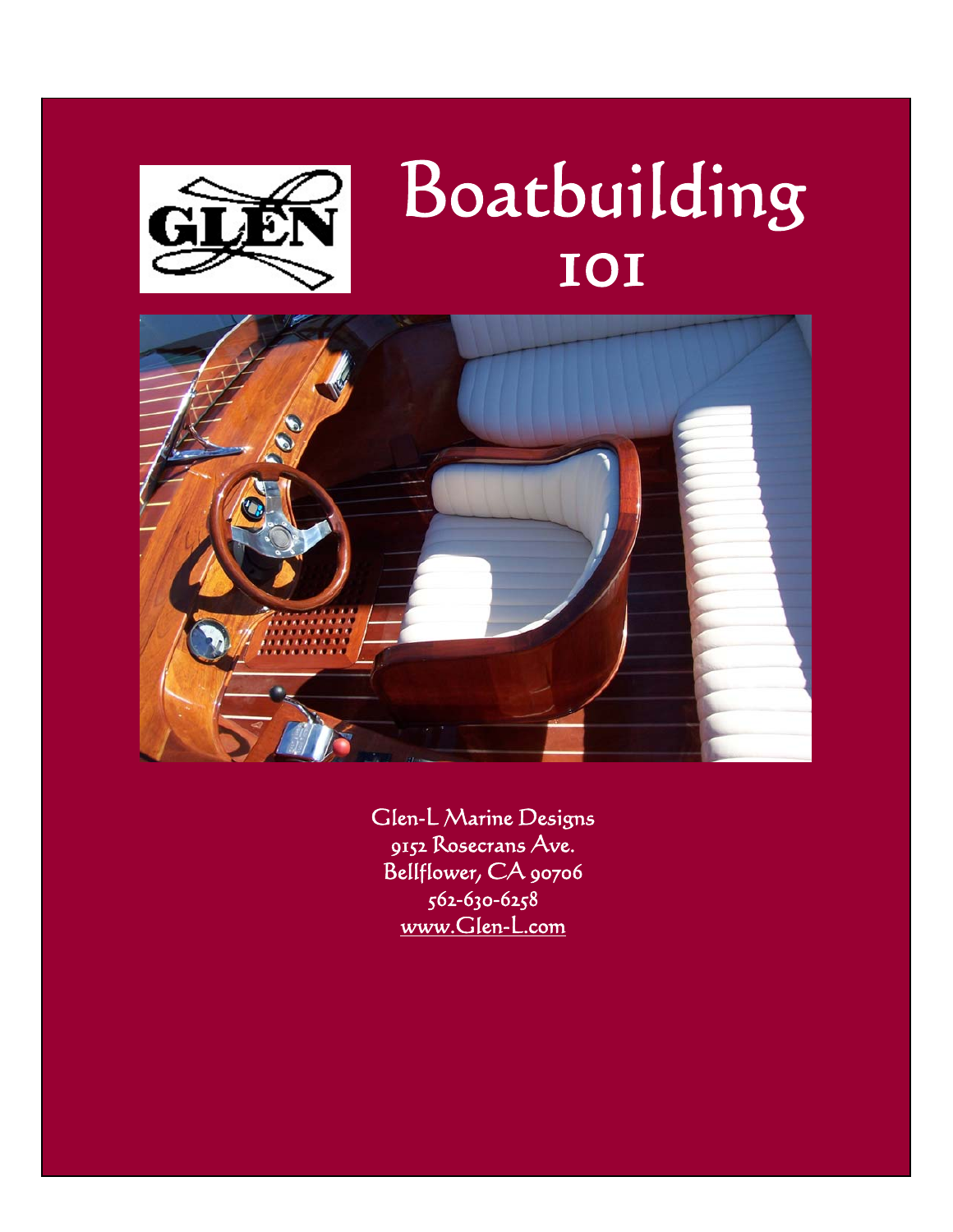# Boatbuilding 101

Glen-L Marine Designs
9152 Rosecrans Ave.
Bellflower, CA 90706
562-630-6258
www.Glen-L.com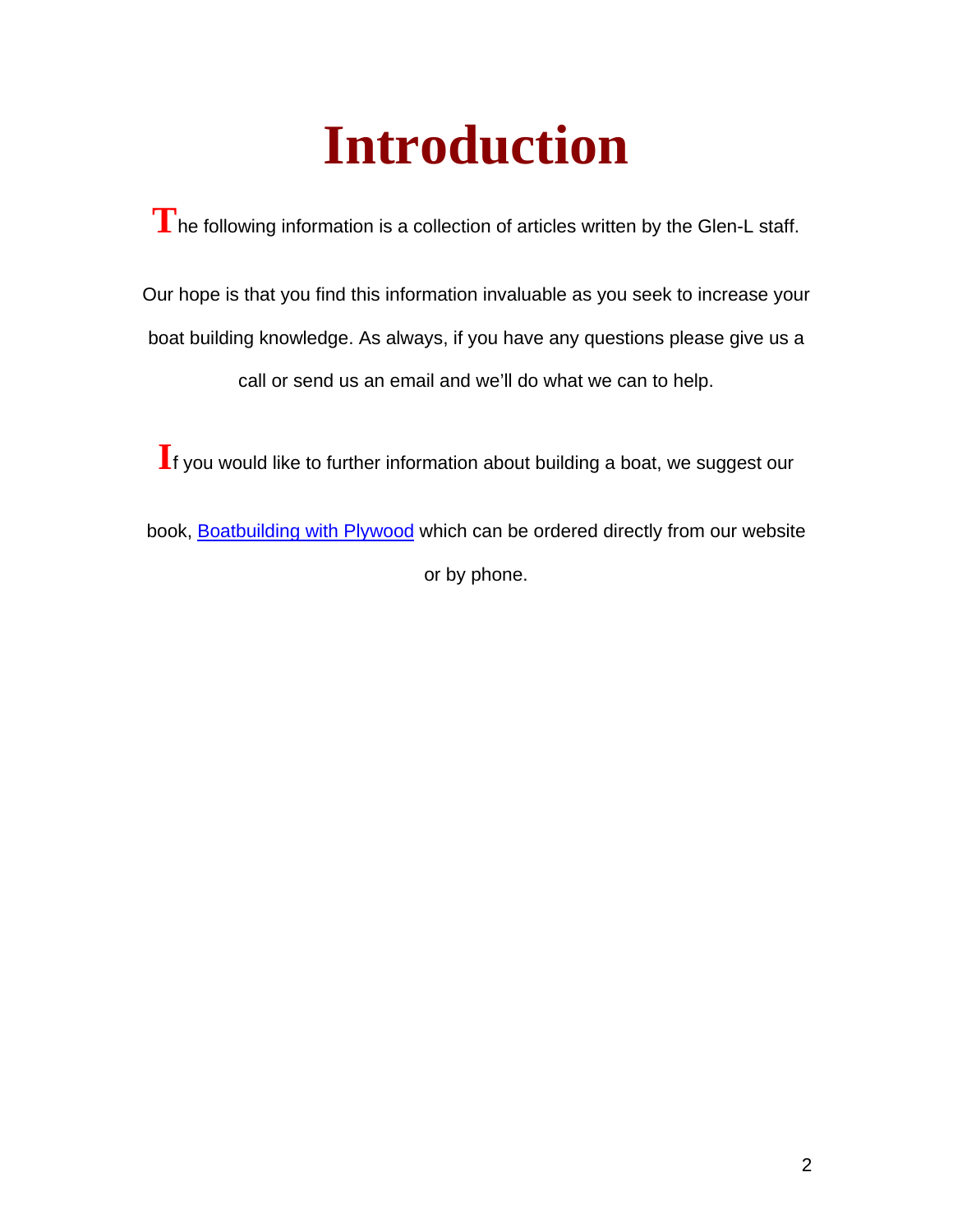# Introduction

The following information is a collection of articles written by the Glen-L staff.

Our hope is that you find this information invaluable as you seek to increase your boat building knowledge. As always, if you have any questions please give us a call or send us an email and we'll do what we can to help.

If you would like to further information about building a boat, we suggest our book, Boatbuilding with Plywood which can be ordered directly from our website or by phone.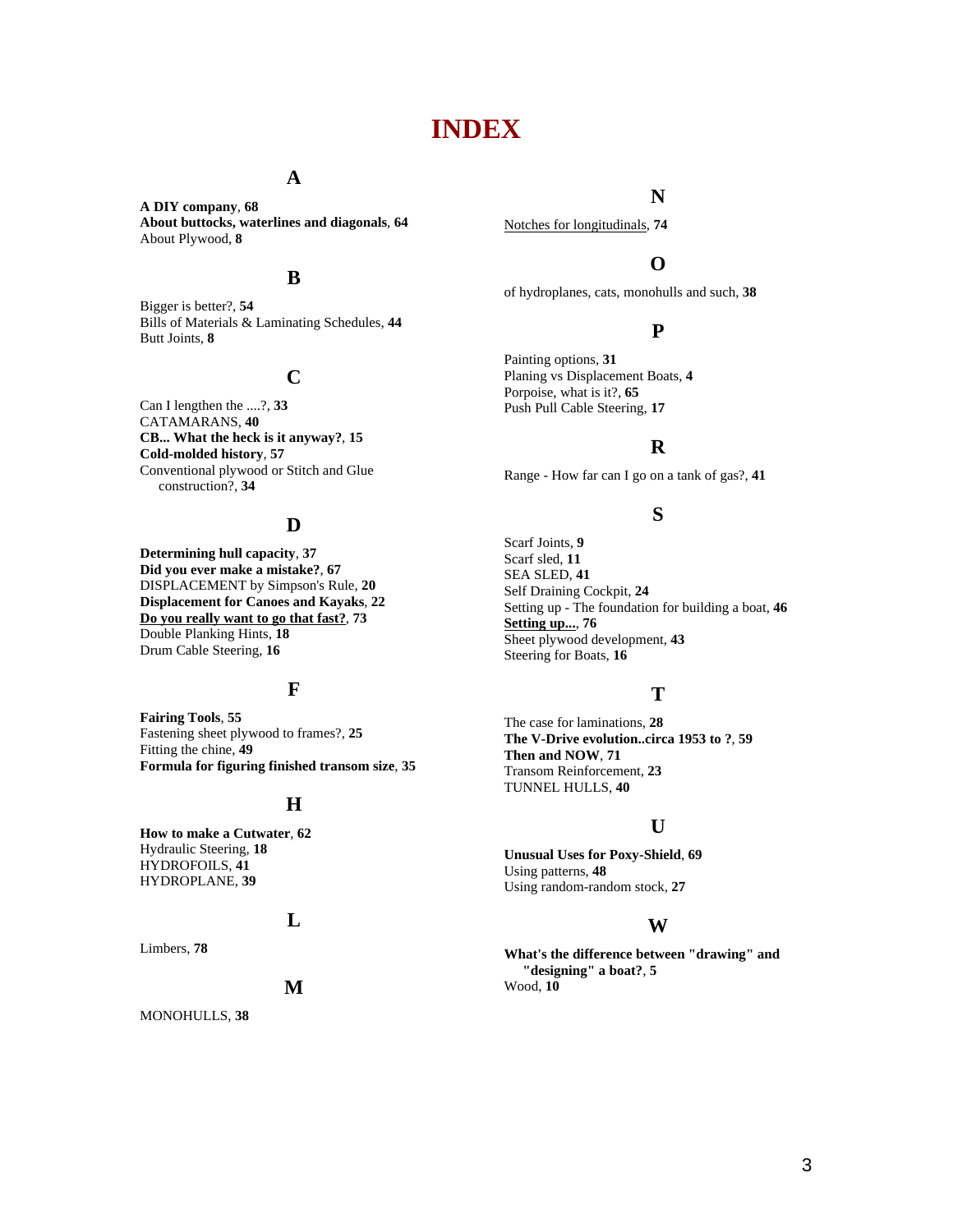# INDEX

## A

**A DIY company**, **68**
**About buttocks, waterlines and diagonals**, **64**
About Plywood, **8**

## B

Bigger is better?, **54**
Bills of Materials & Laminating Schedules, **44**
Butt Joints, **8**

## C

Can I lengthen the ....?, **33**
CATAMARANS, **40**
**CB... What the heck is it anyway?**, **15**
**Cold-molded history**, **57**
Conventional plywood or Stitch and Glue construction?, **34**

## D

**Determining hull capacity**, **37**
**Did you ever make a mistake?**, **67**
DISPLACEMENT by Simpson's Rule, **20**
**Displacement for Canoes and Kayaks**, **22**
**<u>Do you really want to go that fast?</u>**, **73**
Double Planking Hints, **18**
Drum Cable Steering, **16**

## F

**Fairing Tools**, **55**
Fastening sheet plywood to frames?, **25**
Fitting the chine, **49**
**Formula for figuring finished transom size**, **35**

## H

**How to make a Cutwater**, **62**
Hydraulic Steering, **18**
HYDROFOILS, **41**
HYDROPLANE, **39**

## L

Limbers, **78**

## M

MONOHULLS, **38**

## N

<u>Notches for longitudinals</u>, **74**

## O

of hydroplanes, cats, monohulls and such, **38**

## P

Painting options, **31**
Planing vs Displacement Boats, **4**
Porpoise, what is it?, **65**
Push Pull Cable Steering, **17**

## R

Range - How far can I go on a tank of gas?, **41**

## S

Scarf Joints, **9**
Scarf sled, **11**
SEA SLED, **41**
Self Draining Cockpit, **24**
Setting up - The foundation for building a boat, **46**
**<u>Setting up...</u>**, **76**
Sheet plywood development, **43**
Steering for Boats, **16**

## T

The case for laminations, **28**
**The V-Drive evolution..circa 1953 to ?**, **59**
**Then and NOW**, **71**
Transom Reinforcement, **23**
TUNNEL HULLS, **40**

## U

**Unusual Uses for Poxy-Shield**, **69**
Using patterns, **48**
Using random-random stock, **27**

## W

**What's the difference between "drawing" and "designing" a boat?**, **5**
Wood, **10**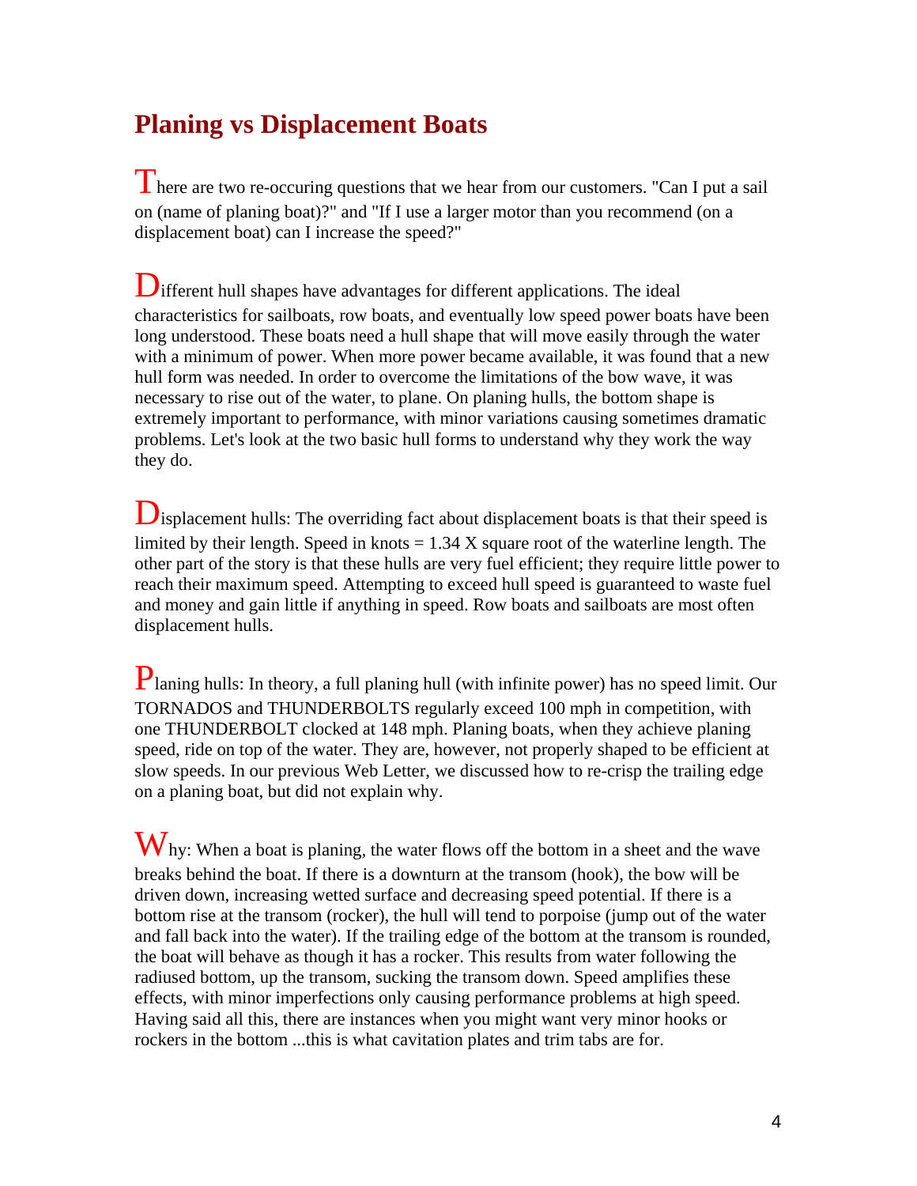## Planing vs Displacement Boats

There are two re-occuring questions that we hear from our customers. "Can I put a sail on (name of planing boat)?" and "If I use a larger motor than you recommend (on a displacement boat) can I increase the speed?"

Different hull shapes have advantages for different applications. The ideal characteristics for sailboats, row boats, and eventually low speed power boats have been long understood. These boats need a hull shape that will move easily through the water with a minimum of power. When more power became available, it was found that a new hull form was needed. In order to overcome the limitations of the bow wave, it was necessary to rise out of the water, to plane. On planing hulls, the bottom shape is extremely important to performance, with minor variations causing sometimes dramatic problems. Let's look at the two basic hull forms to understand why they work the way they do.

Displacement hulls: The overriding fact about displacement boats is that their speed is limited by their length. Speed in knots = 1.34 X square root of the waterline length. The other part of the story is that these hulls are very fuel efficient; they require little power to reach their maximum speed. Attempting to exceed hull speed is guaranteed to waste fuel and money and gain little if anything in speed. Row boats and sailboats are most often displacement hulls.

Planing hulls: In theory, a full planing hull (with infinite power) has no speed limit. Our TORNADOS and THUNDERBOLTS regularly exceed 100 mph in competition, with one THUNDERBOLT clocked at 148 mph. Planing boats, when they achieve planing speed, ride on top of the water. They are, however, not properly shaped to be efficient at slow speeds. In our previous Web Letter, we discussed how to re-crisp the trailing edge on a planing boat, but did not explain why.

Why: When a boat is planing, the water flows off the bottom in a sheet and the wave breaks behind the boat. If there is a downturn at the transom (hook), the bow will be driven down, increasing wetted surface and decreasing speed potential. If there is a bottom rise at the transom (rocker), the hull will tend to porpoise (jump out of the water and fall back into the water). If the trailing edge of the bottom at the transom is rounded, the boat will behave as though it has a rocker. This results from water following the radiused bottom, up the transom, sucking the transom down. Speed amplifies these effects, with minor imperfections only causing performance problems at high speed. Having said all this, there are instances when you might want very minor hooks or rockers in the bottom ...this is what cavitation plates and trim tabs are for.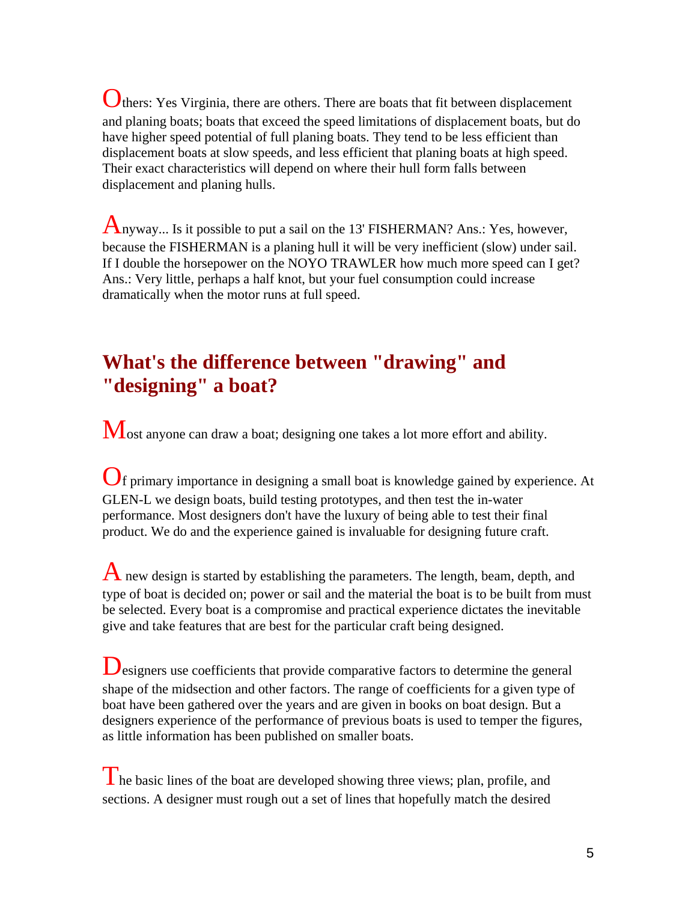Others: Yes Virginia, there are others. There are boats that fit between displacement and planing boats; boats that exceed the speed limitations of displacement boats, but do have higher speed potential of full planing boats. They tend to be less efficient than displacement boats at slow speeds, and less efficient that planing boats at high speed. Their exact characteristics will depend on where their hull form falls between displacement and planing hulls.

Anyway... Is it possible to put a sail on the 13' FISHERMAN? Ans.: Yes, however, because the FISHERMAN is a planing hull it will be very inefficient (slow) under sail. If I double the horsepower on the NOYO TRAWLER how much more speed can I get? Ans.: Very little, perhaps a half knot, but your fuel consumption could increase dramatically when the motor runs at full speed.

## What's the difference between "drawing" and "designing" a boat?

Most anyone can draw a boat; designing one takes a lot more effort and ability.

Of primary importance in designing a small boat is knowledge gained by experience. At GLEN-L we design boats, build testing prototypes, and then test the in-water performance. Most designers don't have the luxury of being able to test their final product. We do and the experience gained is invaluable for designing future craft.

A new design is started by establishing the parameters. The length, beam, depth, and type of boat is decided on; power or sail and the material the boat is to be built from must be selected. Every boat is a compromise and practical experience dictates the inevitable give and take features that are best for the particular craft being designed.

Designers use coefficients that provide comparative factors to determine the general shape of the midsection and other factors. The range of coefficients for a given type of boat have been gathered over the years and are given in books on boat design. But a designers experience of the performance of previous boats is used to temper the figures, as little information has been published on smaller boats.

The basic lines of the boat are developed showing three views; plan, profile, and sections. A designer must rough out a set of lines that hopefully match the desired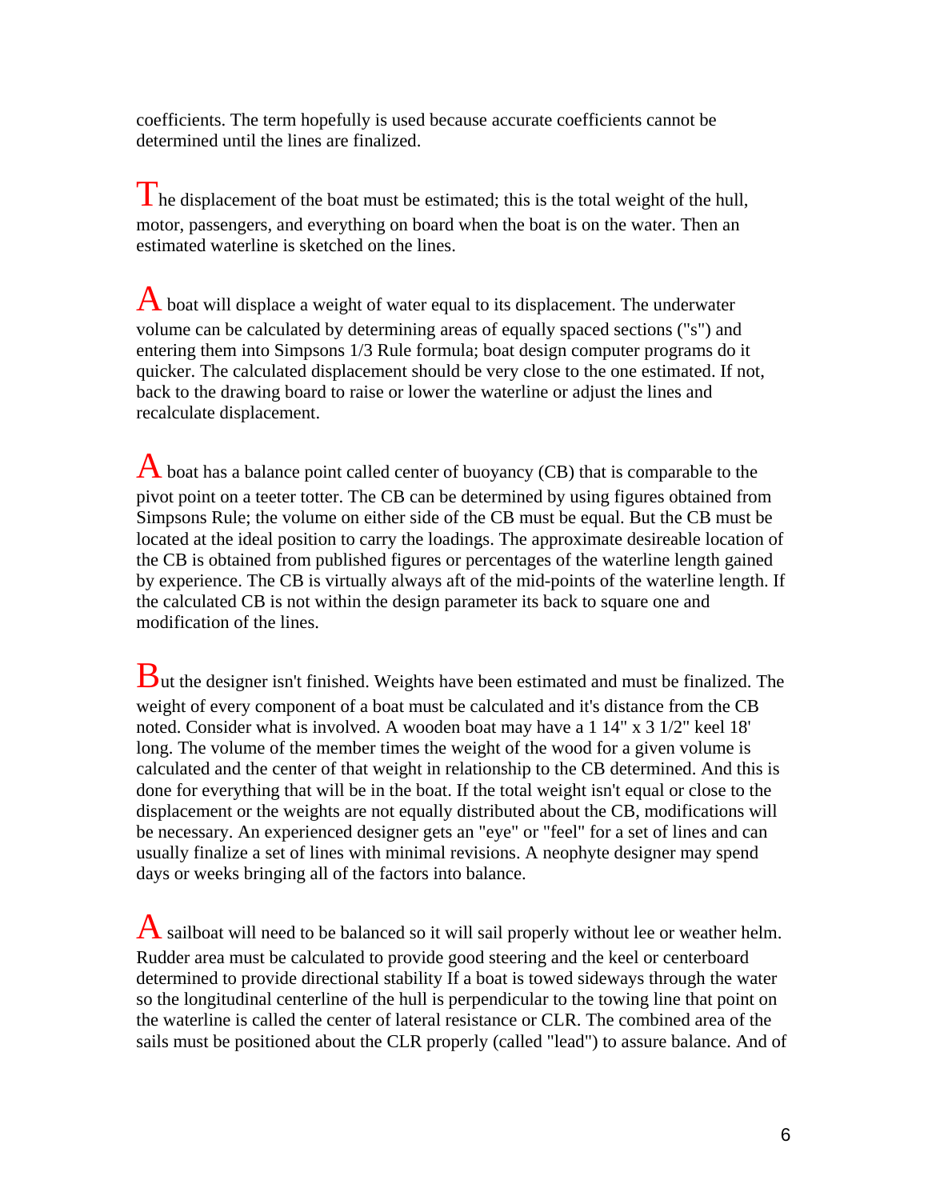coefficients. The term hopefully is used because accurate coefficients cannot be determined until the lines are finalized.

The displacement of the boat must be estimated; this is the total weight of the hull, motor, passengers, and everything on board when the boat is on the water. Then an estimated waterline is sketched on the lines.

A boat will displace a weight of water equal to its displacement. The underwater volume can be calculated by determining areas of equally spaced sections ("s") and entering them into Simpsons 1/3 Rule formula; boat design computer programs do it quicker. The calculated displacement should be very close to the one estimated. If not, back to the drawing board to raise or lower the waterline or adjust the lines and recalculate displacement.

A boat has a balance point called center of buoyancy (CB) that is comparable to the pivot point on a teeter totter. The CB can be determined by using figures obtained from Simpsons Rule; the volume on either side of the CB must be equal. But the CB must be located at the ideal position to carry the loadings. The approximate desireable location of the CB is obtained from published figures or percentages of the waterline length gained by experience. The CB is virtually always aft of the mid-points of the waterline length. If the calculated CB is not within the design parameter its back to square one and modification of the lines.

But the designer isn't finished. Weights have been estimated and must be finalized. The weight of every component of a boat must be calculated and it's distance from the CB noted. Consider what is involved. A wooden boat may have a 1 14" x 3 1/2" keel 18' long. The volume of the member times the weight of the wood for a given volume is calculated and the center of that weight in relationship to the CB determined. And this is done for everything that will be in the boat. If the total weight isn't equal or close to the displacement or the weights are not equally distributed about the CB, modifications will be necessary. An experienced designer gets an "eye" or "feel" for a set of lines and can usually finalize a set of lines with minimal revisions. A neophyte designer may spend days or weeks bringing all of the factors into balance.

A sailboat will need to be balanced so it will sail properly without lee or weather helm. Rudder area must be calculated to provide good steering and the keel or centerboard determined to provide directional stability If a boat is towed sideways through the water so the longitudinal centerline of the hull is perpendicular to the towing line that point on the waterline is called the center of lateral resistance or CLR. The combined area of the sails must be positioned about the CLR properly (called "lead") to assure balance. And of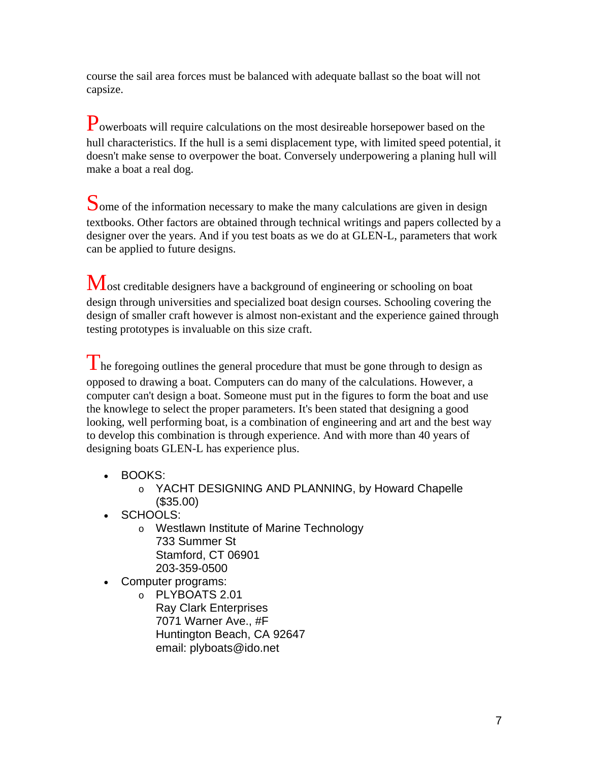course the sail area forces must be balanced with adequate ballast so the boat will not capsize.

Powerboats will require calculations on the most desireable horsepower based on the hull characteristics. If the hull is a semi displacement type, with limited speed potential, it doesn't make sense to overpower the boat. Conversely underpowering a planing hull will make a boat a real dog.

Some of the information necessary to make the many calculations are given in design textbooks. Other factors are obtained through technical writings and papers collected by a designer over the years. And if you test boats as we do at GLEN-L, parameters that work can be applied to future designs.

Most creditable designers have a background of engineering or schooling on boat design through universities and specialized boat design courses. Schooling covering the design of smaller craft however is almost non-existant and the experience gained through testing prototypes is invaluable on this size craft.

The foregoing outlines the general procedure that must be gone through to design as opposed to drawing a boat. Computers can do many of the calculations. However, a computer can't design a boat. Someone must put in the figures to form the boat and use the knowlege to select the proper parameters. It's been stated that designing a good looking, well performing boat, is a combination of engineering and art and the best way to develop this combination is through experience. And with more than 40 years of designing boats GLEN-L has experience plus.

- BOOKS:
    - YACHT DESIGNING AND PLANNING, by Howard Chapelle ($35.00)
- SCHOOLS:
    - Westlawn Institute of Marine Technology
      733 Summer St
      Stamford, CT 06901
      203-359-0500
- Computer programs:
    - PLYBOATS 2.01
      Ray Clark Enterprises
      7071 Warner Ave., #F
      Huntington Beach, CA 92647
      email: plyboats@ido.net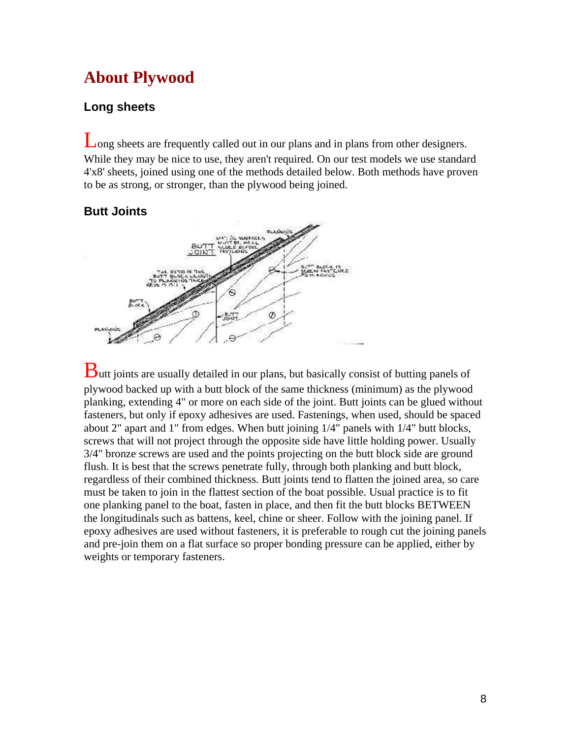# About Plywood

### Long sheets

Long sheets are frequently called out in our plans and in plans from other designers. While they may be nice to use, they aren't required. On our test models we use standard 4'x8' sheets, joined using one of the methods detailed below. Both methods have proven to be as strong, or stronger, than the plywood being joined.

### Butt Joints

Butt joints are usually detailed in our plans, but basically consist of butting panels of plywood backed up with a butt block of the same thickness (minimum) as the plywood planking, extending 4" or more on each side of the joint. Butt joints can be glued without fasteners, but only if epoxy adhesives are used. Fastenings, when used, should be spaced about 2" apart and 1" from edges. When butt joining 1/4" panels with 1/4" butt blocks, screws that will not project through the opposite side have little holding power. Usually 3/4" bronze screws are used and the points projecting on the butt block side are ground flush. It is best that the screws penetrate fully, through both planking and butt block, regardless of their combined thickness. Butt joints tend to flatten the joined area, so care must be taken to join in the flattest section of the boat possible. Usual practice is to fit one planking panel to the boat, fasten in place, and then fit the butt blocks BETWEEN the longitudinals such as battens, keel, chine or sheer. Follow with the joining panel. If epoxy adhesives are used without fasteners, it is preferable to rough cut the joining panels and pre-join them on a flat surface so proper bonding pressure can be applied, either by weights or temporary fasteners.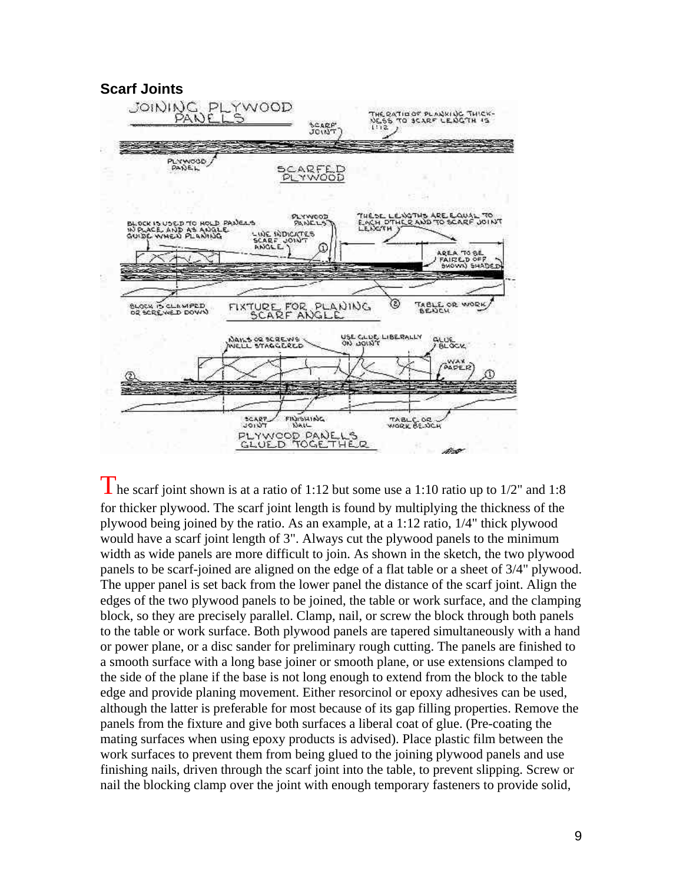### Scarf Joints

The scarf joint shown is at a ratio of 1:12 but some use a 1:10 ratio up to 1/2" and 1:8 for thicker plywood. The scarf joint length is found by multiplying the thickness of the plywood being joined by the ratio. As an example, at a 1:12 ratio, 1/4" thick plywood would have a scarf joint length of 3". Always cut the plywood panels to the minimum width as wide panels are more difficult to join. As shown in the sketch, the two plywood panels to be scarf-joined are aligned on the edge of a flat table or a sheet of 3/4" plywood. The upper panel is set back from the lower panel the distance of the scarf joint. Align the edges of the two plywood panels to be joined, the table or work surface, and the clamping block, so they are precisely parallel. Clamp, nail, or screw the block through both panels to the table or work surface. Both plywood panels are tapered simultaneously with a hand or power plane, or a disc sander for preliminary rough cutting. The panels are finished to a smooth surface with a long base joiner or smooth plane, or use extensions clamped to the side of the plane if the base is not long enough to extend from the block to the table edge and provide planing movement. Either resorcinol or epoxy adhesives can be used, although the latter is preferable for most because of its gap filling properties. Remove the panels from the fixture and give both surfaces a liberal coat of glue. (Pre-coating the mating surfaces when using epoxy products is advised). Place plastic film between the work surfaces to prevent them from being glued to the joining plywood panels and use finishing nails, driven through the scarf joint into the table, to prevent slipping. Screw or nail the blocking clamp over the joint with enough temporary fasteners to provide solid,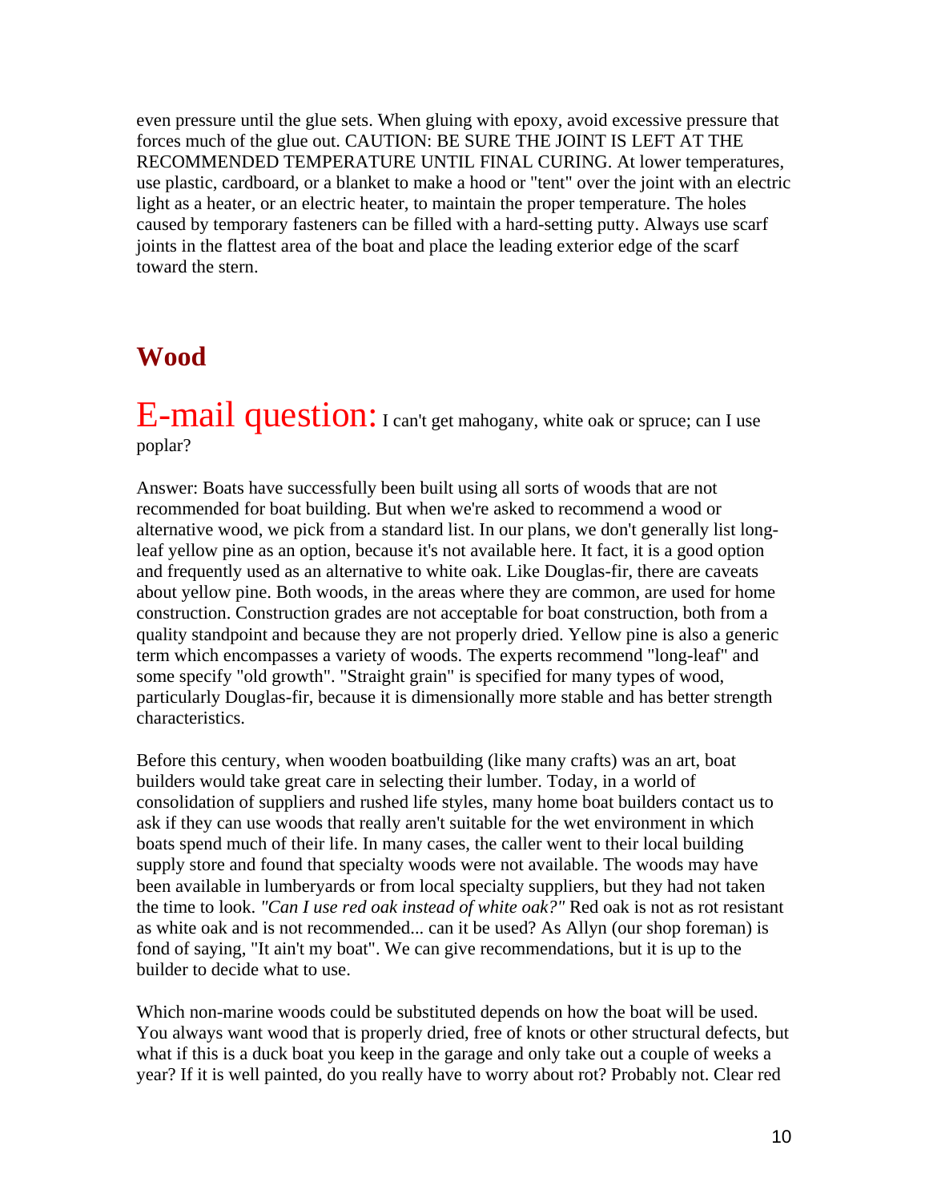even pressure until the glue sets. When gluing with epoxy, avoid excessive pressure that forces much of the glue out. CAUTION: BE SURE THE JOINT IS LEFT AT THE RECOMMENDED TEMPERATURE UNTIL FINAL CURING. At lower temperatures, use plastic, cardboard, or a blanket to make a hood or "tent" over the joint with an electric light as a heater, or an electric heater, to maintain the proper temperature. The holes caused by temporary fasteners can be filled with a hard-setting putty. Always use scarf joints in the flattest area of the boat and place the leading exterior edge of the scarf toward the stern.

## Wood

E-mail question: I can't get mahogany, white oak or spruce; can I use poplar?

Answer: Boats have successfully been built using all sorts of woods that are not recommended for boat building. But when we're asked to recommend a wood or alternative wood, we pick from a standard list. In our plans, we don't generally list long-leaf yellow pine as an option, because it's not available here. It fact, it is a good option and frequently used as an alternative to white oak. Like Douglas-fir, there are caveats about yellow pine. Both woods, in the areas where they are common, are used for home construction. Construction grades are not acceptable for boat construction, both from a quality standpoint and because they are not properly dried. Yellow pine is also a generic term which encompasses a variety of woods. The experts recommend "long-leaf" and some specify "old growth". "Straight grain" is specified for many types of wood, particularly Douglas-fir, because it is dimensionally more stable and has better strength characteristics.

Before this century, when wooden boatbuilding (like many crafts) was an art, boat builders would take great care in selecting their lumber. Today, in a world of consolidation of suppliers and rushed life styles, many home boat builders contact us to ask if they can use woods that really aren't suitable for the wet environment in which boats spend much of their life. In many cases, the caller went to their local building supply store and found that specialty woods were not available. The woods may have been available in lumberyards or from local specialty suppliers, but they had not taken the time to look. *"Can I use red oak instead of white oak?"* Red oak is not as rot resistant as white oak and is not recommended... can it be used? As Allyn (our shop foreman) is fond of saying, "It ain't my boat". We can give recommendations, but it is up to the builder to decide what to use.

Which non-marine woods could be substituted depends on how the boat will be used. You always want wood that is properly dried, free of knots or other structural defects, but what if this is a duck boat you keep in the garage and only take out a couple of weeks a year? If it is well painted, do you really have to worry about rot? Probably not. Clear red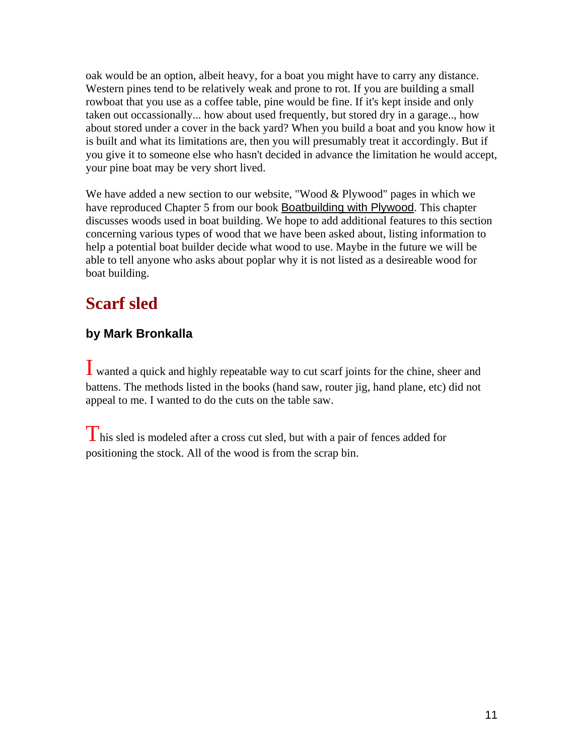oak would be an option, albeit heavy, for a boat you might have to carry any distance. Western pines tend to be relatively weak and prone to rot. If you are building a small rowboat that you use as a coffee table, pine would be fine. If it's kept inside and only taken out occassionally... how about used frequently, but stored dry in a garage.., how about stored under a cover in the back yard? When you build a boat and you know how it is built and what its limitations are, then you will presumably treat it accordingly. But if you give it to someone else who hasn't decided in advance the limitation he would accept, your pine boat may be very short lived.

We have added a new section to our website, "Wood & Plywood" pages in which we have reproduced Chapter 5 from our book Boatbuilding with Plywood. This chapter discusses woods used in boat building. We hope to add additional features to this section concerning various types of wood that we have been asked about, listing information to help a potential boat builder decide what wood to use. Maybe in the future we will be able to tell anyone who asks about poplar why it is not listed as a desireable wood for boat building.

## Scarf sled

### by Mark Bronkalla

I wanted a quick and highly repeatable way to cut scarf joints for the chine, sheer and battens. The methods listed in the books (hand saw, router jig, hand plane, etc) did not appeal to me. I wanted to do the cuts on the table saw.

This sled is modeled after a cross cut sled, but with a pair of fences added for positioning the stock. All of the wood is from the scrap bin.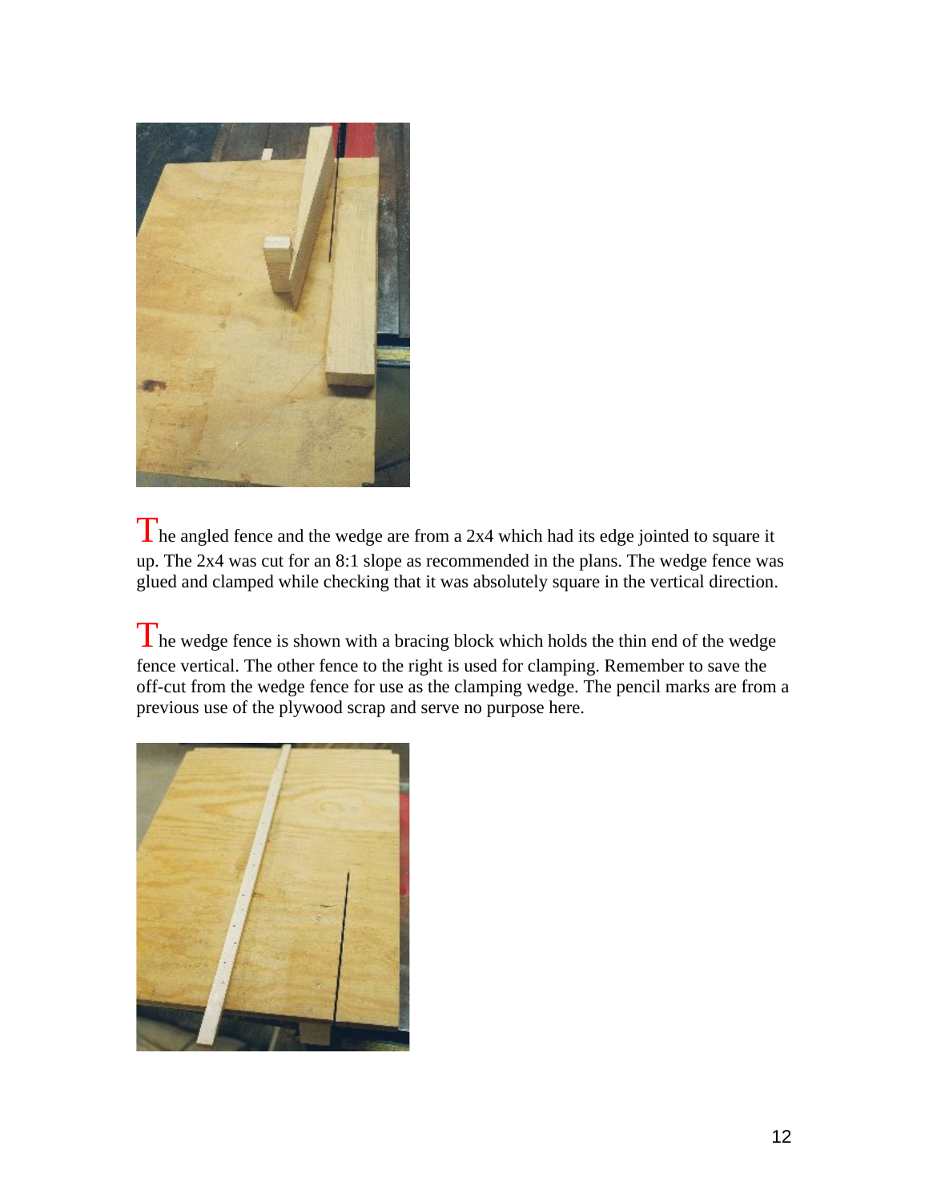The angled fence and the wedge are from a 2x4 which had its edge jointed to square it up. The 2x4 was cut for an 8:1 slope as recommended in the plans. The wedge fence was glued and clamped while checking that it was absolutely square in the vertical direction.

The wedge fence is shown with a bracing block which holds the thin end of the wedge fence vertical. The other fence to the right is used for clamping. Remember to save the off-cut from the wedge fence for use as the clamping wedge. The pencil marks are from a previous use of the plywood scrap and serve no purpose here.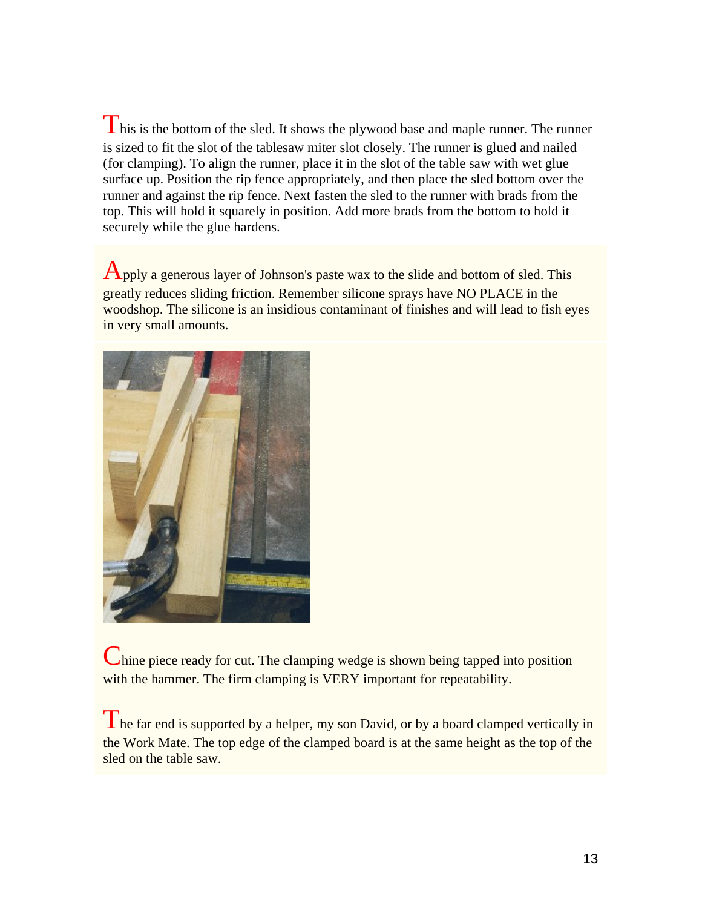This is the bottom of the sled. It shows the plywood base and maple runner. The runner is sized to fit the slot of the tablesaw miter slot closely. The runner is glued and nailed (for clamping). To align the runner, place it in the slot of the table saw with wet glue surface up. Position the rip fence appropriately, and then place the sled bottom over the runner and against the rip fence. Next fasten the sled to the runner with brads from the top. This will hold it squarely in position. Add more brads from the bottom to hold it securely while the glue hardens.

Apply a generous layer of Johnson's paste wax to the slide and bottom of sled. This greatly reduces sliding friction. Remember silicone sprays have NO PLACE in the woodshop. The silicone is an insidious contaminant of finishes and will lead to fish eyes in very small amounts.

Chine piece ready for cut. The clamping wedge is shown being tapped into position with the hammer. The firm clamping is VERY important for repeatability.

The far end is supported by a helper, my son David, or by a board clamped vertically in the Work Mate. The top edge of the clamped board is at the same height as the top of the sled on the table saw.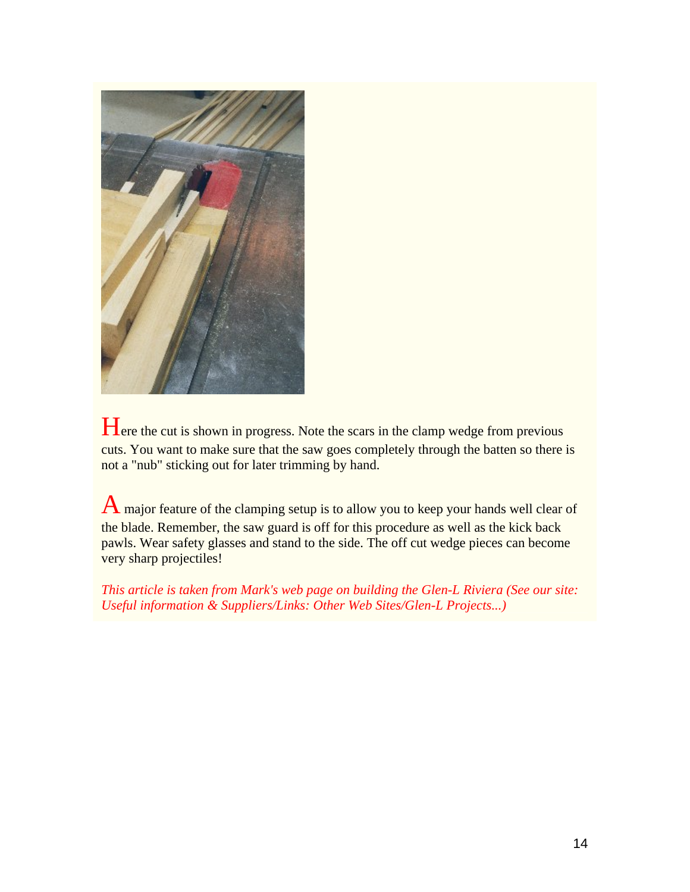Here the cut is shown in progress. Note the scars in the clamp wedge from previous cuts. You want to make sure that the saw goes completely through the batten so there is not a "nub" sticking out for later trimming by hand.

A major feature of the clamping setup is to allow you to keep your hands well clear of the blade. Remember, the saw guard is off for this procedure as well as the kick back pawls. Wear safety glasses and stand to the side. The off cut wedge pieces can become very sharp projectiles!

*This article is taken from Mark's web page on building the Glen-L Riviera (See our site: Useful information & Suppliers/Links: Other Web Sites/Glen-L Projects...)*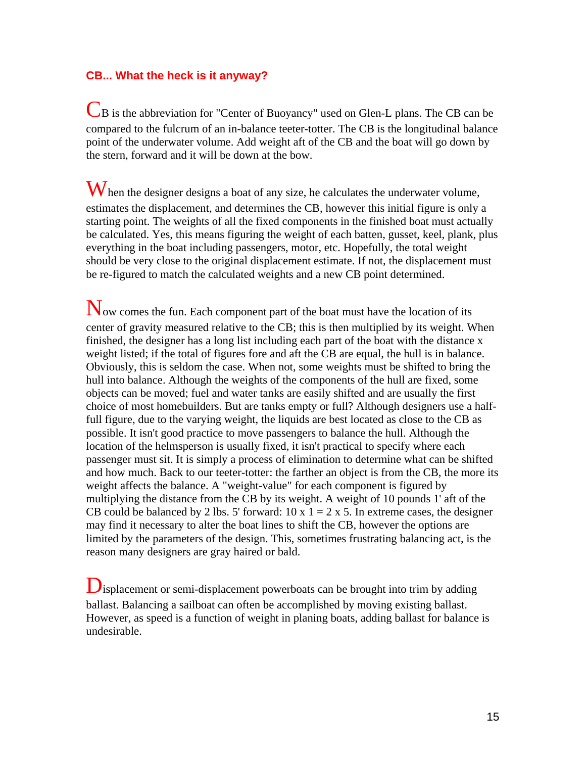## CB... What the heck is it anyway?

CB is the abbreviation for "Center of Buoyancy" used on Glen-L plans. The CB can be compared to the fulcrum of an in-balance teeter-totter. The CB is the longitudinal balance point of the underwater volume. Add weight aft of the CB and the boat will go down by the stern, forward and it will be down at the bow.

When the designer designs a boat of any size, he calculates the underwater volume, estimates the displacement, and determines the CB, however this initial figure is only a starting point. The weights of all the fixed components in the finished boat must actually be calculated. Yes, this means figuring the weight of each batten, gusset, keel, plank, plus everything in the boat including passengers, motor, etc. Hopefully, the total weight should be very close to the original displacement estimate. If not, the displacement must be re-figured to match the calculated weights and a new CB point determined.

Now comes the fun. Each component part of the boat must have the location of its center of gravity measured relative to the CB; this is then multiplied by its weight. When finished, the designer has a long list including each part of the boat with the distance x weight listed; if the total of figures fore and aft the CB are equal, the hull is in balance. Obviously, this is seldom the case. When not, some weights must be shifted to bring the hull into balance. Although the weights of the components of the hull are fixed, some objects can be moved; fuel and water tanks are easily shifted and are usually the first choice of most homebuilders. But are tanks empty or full? Although designers use a half-full figure, due to the varying weight, the liquids are best located as close to the CB as possible. It isn't good practice to move passengers to balance the hull. Although the location of the helmsperson is usually fixed, it isn't practical to specify where each passenger must sit. It is simply a process of elimination to determine what can be shifted and how much. Back to our teeter-totter: the farther an object is from the CB, the more its weight affects the balance. A "weight-value" for each component is figured by multiplying the distance from the CB by its weight. A weight of 10 pounds 1' aft of the CB could be balanced by 2 lbs. 5' forward: 10 x 1 = 2 x 5. In extreme cases, the designer may find it necessary to alter the boat lines to shift the CB, however the options are limited by the parameters of the design. This, sometimes frustrating balancing act, is the reason many designers are gray haired or bald.

Displacement or semi-displacement powerboats can be brought into trim by adding ballast. Balancing a sailboat can often be accomplished by moving existing ballast. However, as speed is a function of weight in planing boats, adding ballast for balance is undesirable.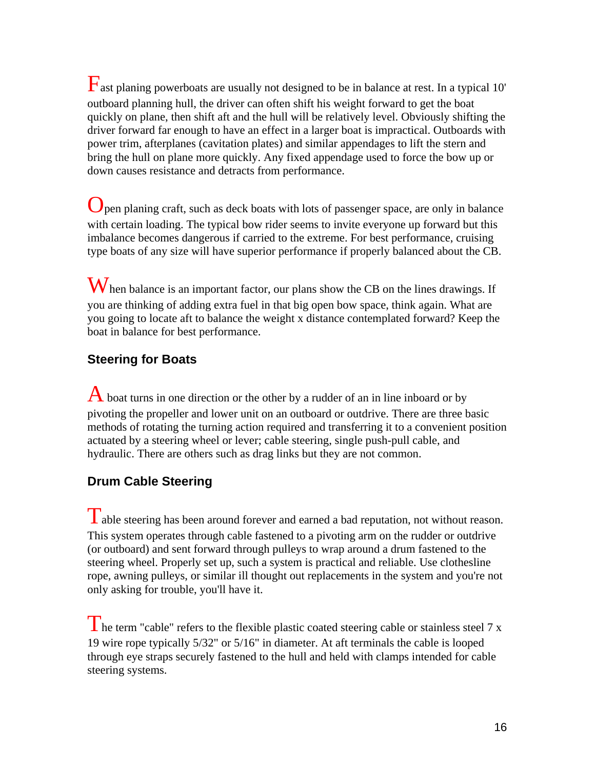Fast planing powerboats are usually not designed to be in balance at rest. In a typical 10' outboard planning hull, the driver can often shift his weight forward to get the boat quickly on plane, then shift aft and the hull will be relatively level. Obviously shifting the driver forward far enough to have an effect in a larger boat is impractical. Outboards with power trim, afterplanes (cavitation plates) and similar appendages to lift the stern and bring the hull on plane more quickly. Any fixed appendage used to force the bow up or down causes resistance and detracts from performance.

Open planing craft, such as deck boats with lots of passenger space, are only in balance with certain loading. The typical bow rider seems to invite everyone up forward but this imbalance becomes dangerous if carried to the extreme. For best performance, cruising type boats of any size will have superior performance if properly balanced about the CB.

When balance is an important factor, our plans show the CB on the lines drawings. If you are thinking of adding extra fuel in that big open bow space, think again. What are you going to locate aft to balance the weight x distance contemplated forward? Keep the boat in balance for best performance.

### Steering for Boats

A boat turns in one direction or the other by a rudder of an in line inboard or by pivoting the propeller and lower unit on an outboard or outdrive. There are three basic methods of rotating the turning action required and transferring it to a convenient position actuated by a steering wheel or lever; cable steering, single push-pull cable, and hydraulic. There are others such as drag links but they are not common.

### Drum Cable Steering

Table steering has been around forever and earned a bad reputation, not without reason. This system operates through cable fastened to a pivoting arm on the rudder or outdrive (or outboard) and sent forward through pulleys to wrap around a drum fastened to the steering wheel. Properly set up, such a system is practical and reliable. Use clothesline rope, awning pulleys, or similar ill thought out replacements in the system and you're not only asking for trouble, you'll have it.

The term "cable" refers to the flexible plastic coated steering cable or stainless steel 7 x 19 wire rope typically 5/32" or 5/16" in diameter. At aft terminals the cable is looped through eye straps securely fastened to the hull and held with clamps intended for cable steering systems.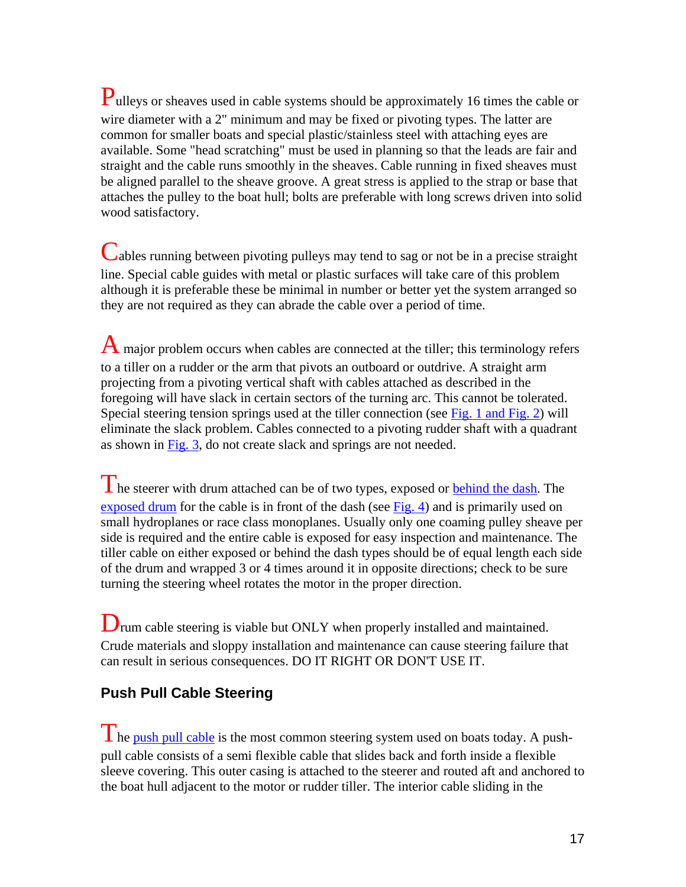Pulleys or sheaves used in cable systems should be approximately 16 times the cable or wire diameter with a 2" minimum and may be fixed or pivoting types. The latter are common for smaller boats and special plastic/stainless steel with attaching eyes are available. Some "head scratching" must be used in planning so that the leads are fair and straight and the cable runs smoothly in the sheaves. Cable running in fixed sheaves must be aligned parallel to the sheave groove. A great stress is applied to the strap or base that attaches the pulley to the boat hull; bolts are preferable with long screws driven into solid wood satisfactory.

Cables running between pivoting pulleys may tend to sag or not be in a precise straight line. Special cable guides with metal or plastic surfaces will take care of this problem although it is preferable these be minimal in number or better yet the system arranged so they are not required as they can abrade the cable over a period of time.

A major problem occurs when cables are connected at the tiller; this terminology refers to a tiller on a rudder or the arm that pivots an outboard or outdrive. A straight arm projecting from a pivoting vertical shaft with cables attached as described in the foregoing will have slack in certain sectors of the turning arc. This cannot be tolerated. Special steering tension springs used at the tiller connection (see Fig. 1 and Fig. 2) will eliminate the slack problem. Cables connected to a pivoting rudder shaft with a quadrant as shown in Fig. 3, do not create slack and springs are not needed.

The steerer with drum attached can be of two types, exposed or behind the dash. The exposed drum for the cable is in front of the dash (see Fig. 4) and is primarily used on small hydroplanes or race class monoplanes. Usually only one coaming pulley sheave per side is required and the entire cable is exposed for easy inspection and maintenance. The tiller cable on either exposed or behind the dash types should be of equal length each side of the drum and wrapped 3 or 4 times around it in opposite directions; check to be sure turning the steering wheel rotates the motor in the proper direction.

Drum cable steering is viable but ONLY when properly installed and maintained. Crude materials and sloppy installation and maintenance can cause steering failure that can result in serious consequences. DO IT RIGHT OR DON'T USE IT.

### Push Pull Cable Steering

The push pull cable is the most common steering system used on boats today. A push-pull cable consists of a semi flexible cable that slides back and forth inside a flexible sleeve covering. This outer casing is attached to the steerer and routed aft and anchored to the boat hull adjacent to the motor or rudder tiller. The interior cable sliding in the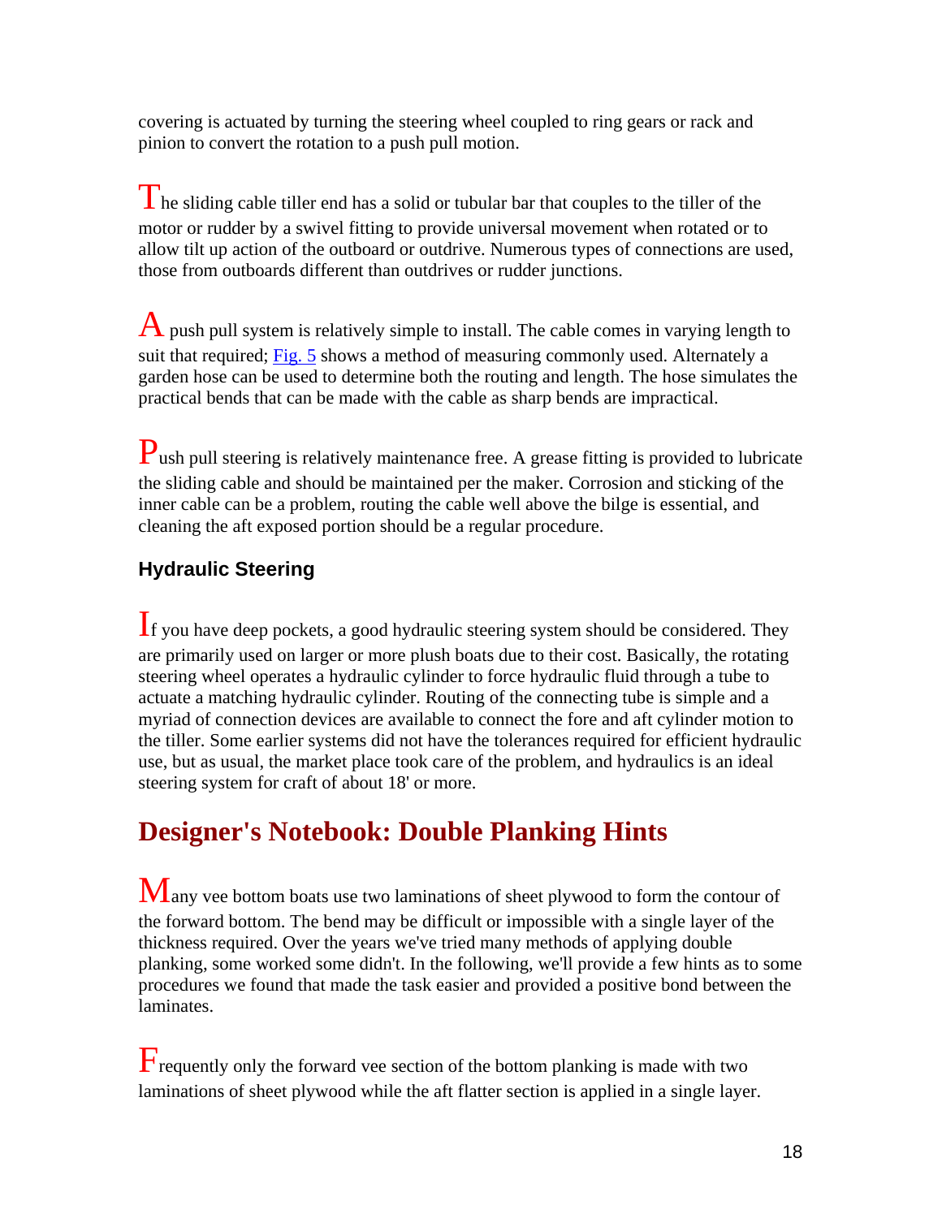covering is actuated by turning the steering wheel coupled to ring gears or rack and pinion to convert the rotation to a push pull motion.

The sliding cable tiller end has a solid or tubular bar that couples to the tiller of the motor or rudder by a swivel fitting to provide universal movement when rotated or to allow tilt up action of the outboard or outdrive. Numerous types of connections are used, those from outboards different than outdrives or rudder junctions.

A push pull system is relatively simple to install. The cable comes in varying length to suit that required; Fig. 5 shows a method of measuring commonly used. Alternately a garden hose can be used to determine both the routing and length. The hose simulates the practical bends that can be made with the cable as sharp bends are impractical.

Push pull steering is relatively maintenance free. A grease fitting is provided to lubricate the sliding cable and should be maintained per the maker. Corrosion and sticking of the inner cable can be a problem, routing the cable well above the bilge is essential, and cleaning the aft exposed portion should be a regular procedure.

### Hydraulic Steering

If you have deep pockets, a good hydraulic steering system should be considered. They are primarily used on larger or more plush boats due to their cost. Basically, the rotating steering wheel operates a hydraulic cylinder to force hydraulic fluid through a tube to actuate a matching hydraulic cylinder. Routing of the connecting tube is simple and a myriad of connection devices are available to connect the fore and aft cylinder motion to the tiller. Some earlier systems did not have the tolerances required for efficient hydraulic use, but as usual, the market place took care of the problem, and hydraulics is an ideal steering system for craft of about 18' or more.

## Designer's Notebook: Double Planking Hints

Many vee bottom boats use two laminations of sheet plywood to form the contour of the forward bottom. The bend may be difficult or impossible with a single layer of the thickness required. Over the years we've tried many methods of applying double planking, some worked some didn't. In the following, we'll provide a few hints as to some procedures we found that made the task easier and provided a positive bond between the laminates.

Frequently only the forward vee section of the bottom planking is made with two laminations of sheet plywood while the aft flatter section is applied in a single layer.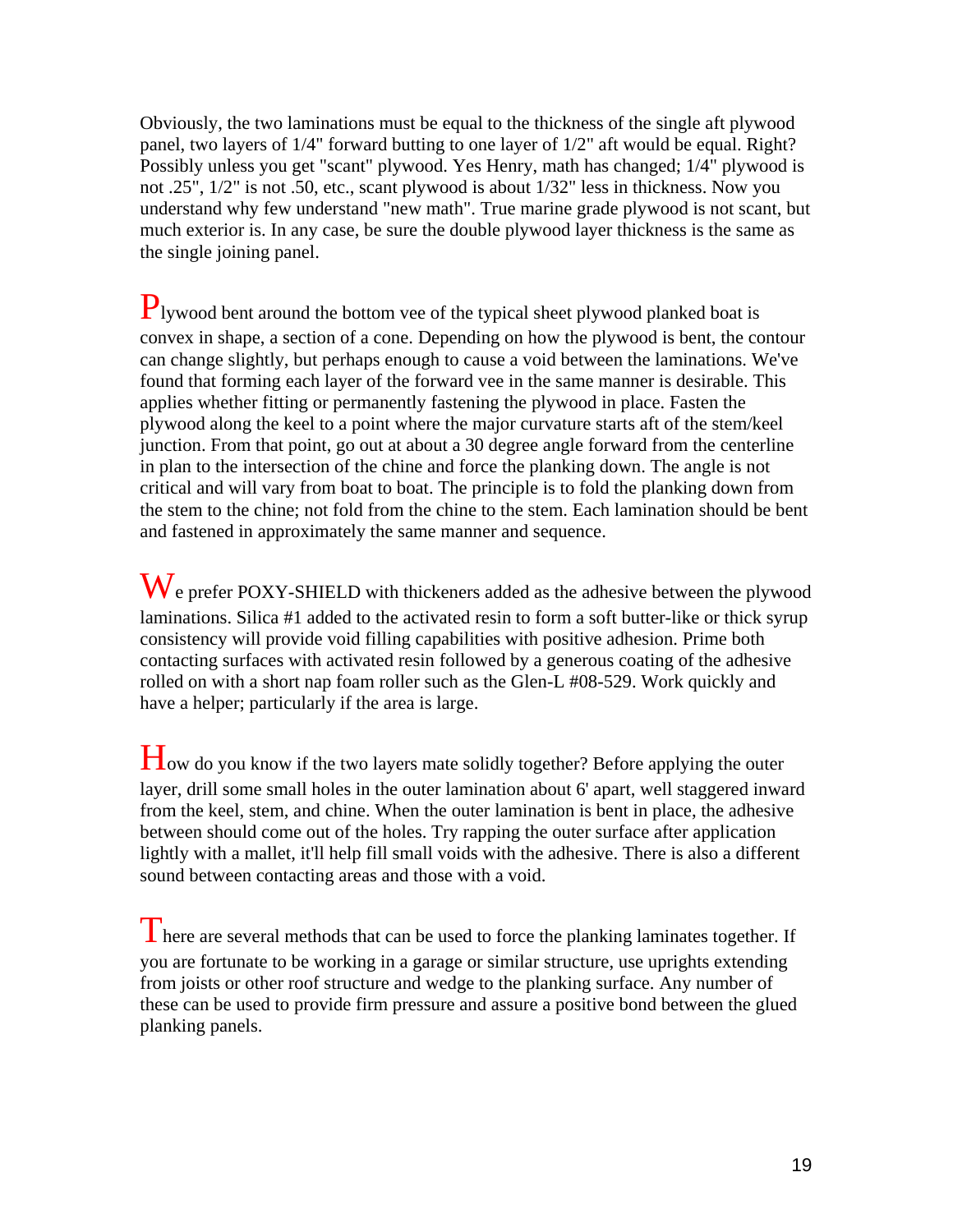Obviously, the two laminations must be equal to the thickness of the single aft plywood panel, two layers of 1/4" forward butting to one layer of 1/2" aft would be equal. Right? Possibly unless you get "scant" plywood. Yes Henry, math has changed; 1/4" plywood is not .25", 1/2" is not .50, etc., scant plywood is about 1/32" less in thickness. Now you understand why few understand "new math". True marine grade plywood is not scant, but much exterior is. In any case, be sure the double plywood layer thickness is the same as the single joining panel.

Plywood bent around the bottom vee of the typical sheet plywood planked boat is convex in shape, a section of a cone. Depending on how the plywood is bent, the contour can change slightly, but perhaps enough to cause a void between the laminations. We've found that forming each layer of the forward vee in the same manner is desirable. This applies whether fitting or permanently fastening the plywood in place. Fasten the plywood along the keel to a point where the major curvature starts aft of the stem/keel junction. From that point, go out at about a 30 degree angle forward from the centerline in plan to the intersection of the chine and force the planking down. The angle is not critical and will vary from boat to boat. The principle is to fold the planking down from the stem to the chine; not fold from the chine to the stem. Each lamination should be bent and fastened in approximately the same manner and sequence.

We prefer POXY-SHIELD with thickeners added as the adhesive between the plywood laminations. Silica #1 added to the activated resin to form a soft butter-like or thick syrup consistency will provide void filling capabilities with positive adhesion. Prime both contacting surfaces with activated resin followed by a generous coating of the adhesive rolled on with a short nap foam roller such as the Glen-L #08-529. Work quickly and have a helper; particularly if the area is large.

How do you know if the two layers mate solidly together? Before applying the outer layer, drill some small holes in the outer lamination about 6' apart, well staggered inward from the keel, stem, and chine. When the outer lamination is bent in place, the adhesive between should come out of the holes. Try rapping the outer surface after application lightly with a mallet, it'll help fill small voids with the adhesive. There is also a different sound between contacting areas and those with a void.

There are several methods that can be used to force the planking laminates together. If you are fortunate to be working in a garage or similar structure, use uprights extending from joists or other roof structure and wedge to the planking surface. Any number of these can be used to provide firm pressure and assure a positive bond between the glued planking panels.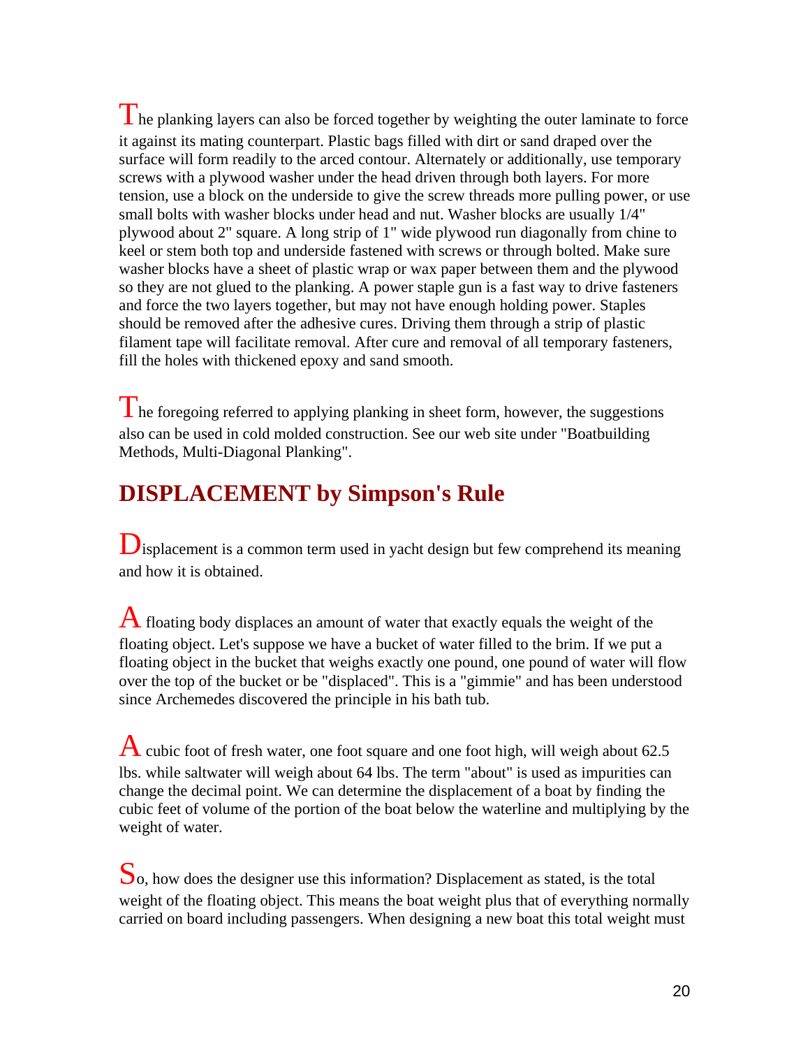The planking layers can also be forced together by weighting the outer laminate to force it against its mating counterpart. Plastic bags filled with dirt or sand draped over the surface will form readily to the arced contour. Alternately or additionally, use temporary screws with a plywood washer under the head driven through both layers. For more tension, use a block on the underside to give the screw threads more pulling power, or use small bolts with washer blocks under head and nut. Washer blocks are usually 1/4" plywood about 2" square. A long strip of 1" wide plywood run diagonally from chine to keel or stem both top and underside fastened with screws or through bolted. Make sure washer blocks have a sheet of plastic wrap or wax paper between them and the plywood so they are not glued to the planking. A power staple gun is a fast way to drive fasteners and force the two layers together, but may not have enough holding power. Staples should be removed after the adhesive cures. Driving them through a strip of plastic filament tape will facilitate removal. After cure and removal of all temporary fasteners, fill the holes with thickened epoxy and sand smooth.

The foregoing referred to applying planking in sheet form, however, the suggestions also can be used in cold molded construction. See our web site under "Boatbuilding Methods, Multi-Diagonal Planking".

## DISPLACEMENT by Simpson's Rule

Displacement is a common term used in yacht design but few comprehend its meaning and how it is obtained.

A floating body displaces an amount of water that exactly equals the weight of the floating object. Let's suppose we have a bucket of water filled to the brim. If we put a floating object in the bucket that weighs exactly one pound, one pound of water will flow over the top of the bucket or be "displaced". This is a "gimmie" and has been understood since Archemedes discovered the principle in his bath tub.

A cubic foot of fresh water, one foot square and one foot high, will weigh about 62.5 lbs. while saltwater will weigh about 64 lbs. The term "about" is used as impurities can change the decimal point. We can determine the displacement of a boat by finding the cubic feet of volume of the portion of the boat below the waterline and multiplying by the weight of water.

So, how does the designer use this information? Displacement as stated, is the total weight of the floating object. This means the boat weight plus that of everything normally carried on board including passengers. When designing a new boat this total weight must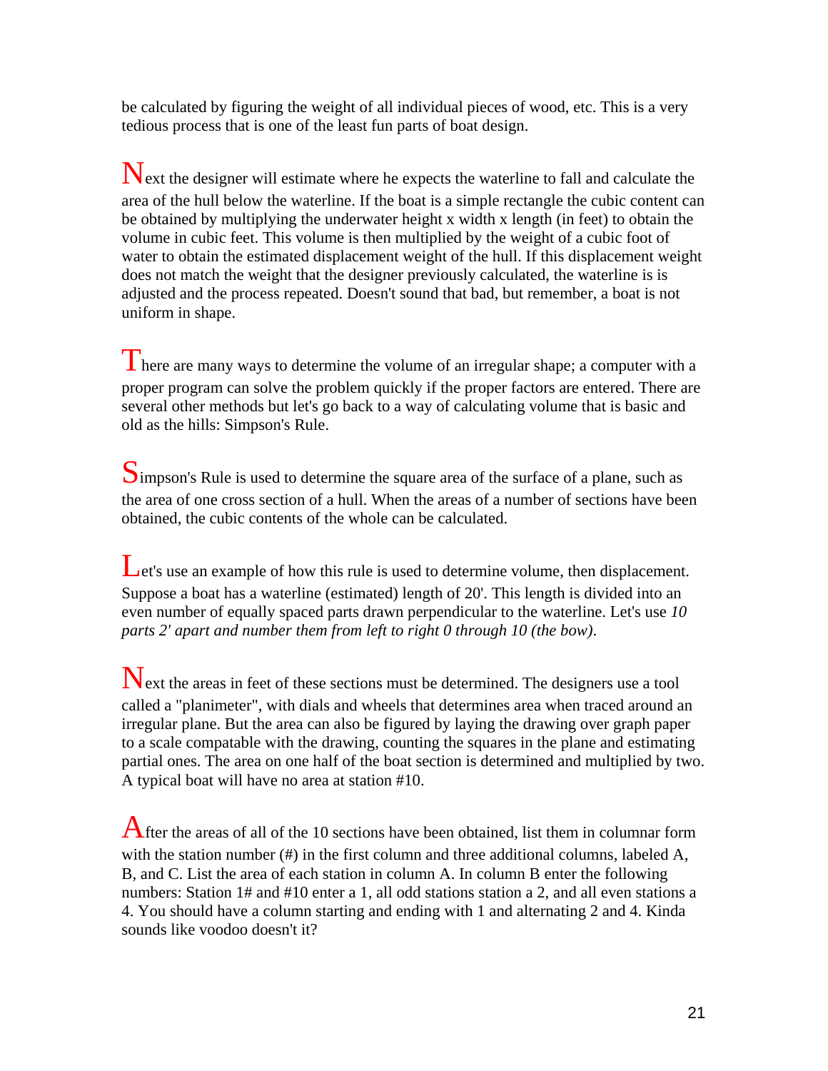be calculated by figuring the weight of all individual pieces of wood, etc. This is a very tedious process that is one of the least fun parts of boat design.

Next the designer will estimate where he expects the waterline to fall and calculate the area of the hull below the waterline. If the boat is a simple rectangle the cubic content can be obtained by multiplying the underwater height x width x length (in feet) to obtain the volume in cubic feet. This volume is then multiplied by the weight of a cubic foot of water to obtain the estimated displacement weight of the hull. If this displacement weight does not match the weight that the designer previously calculated, the waterline is is adjusted and the process repeated. Doesn't sound that bad, but remember, a boat is not uniform in shape.

There are many ways to determine the volume of an irregular shape; a computer with a proper program can solve the problem quickly if the proper factors are entered. There are several other methods but let's go back to a way of calculating volume that is basic and old as the hills: Simpson's Rule.

Simpson's Rule is used to determine the square area of the surface of a plane, such as the area of one cross section of a hull. When the areas of a number of sections have been obtained, the cubic contents of the whole can be calculated.

Let's use an example of how this rule is used to determine volume, then displacement. Suppose a boat has a waterline (estimated) length of 20'. This length is divided into an even number of equally spaced parts drawn perpendicular to the waterline. Let's use *10 parts 2' apart and number them from left to right 0 through 10 (the bow).*

Next the areas in feet of these sections must be determined. The designers use a tool called a "planimeter", with dials and wheels that determines area when traced around an irregular plane. But the area can also be figured by laying the drawing over graph paper to a scale compatable with the drawing, counting the squares in the plane and estimating partial ones. The area on one half of the boat section is determined and multiplied by two. A typical boat will have no area at station #10.

After the areas of all of the 10 sections have been obtained, list them in columnar form with the station number (#) in the first column and three additional columns, labeled A, B, and C. List the area of each station in column A. In column B enter the following numbers: Station 1# and #10 enter a 1, all odd stations station a 2, and all even stations a 4. You should have a column starting and ending with 1 and alternating 2 and 4. Kinda sounds like voodoo doesn't it?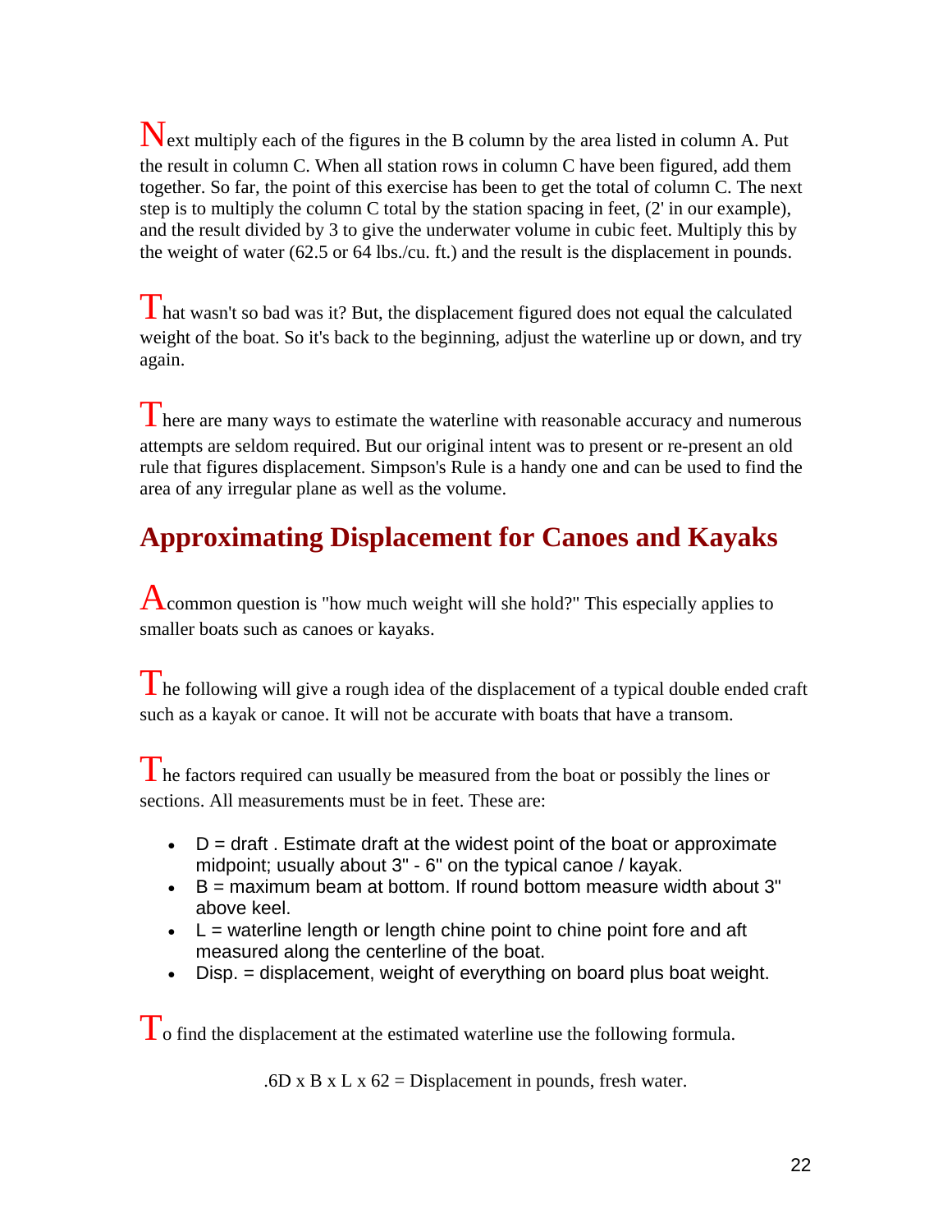Next multiply each of the figures in the B column by the area listed in column A. Put the result in column C. When all station rows in column C have been figured, add them together. So far, the point of this exercise has been to get the total of column C. The next step is to multiply the column C total by the station spacing in feet, (2' in our example), and the result divided by 3 to give the underwater volume in cubic feet. Multiply this by the weight of water (62.5 or 64 lbs./cu. ft.) and the result is the displacement in pounds.

That wasn't so bad was it? But, the displacement figured does not equal the calculated weight of the boat. So it's back to the beginning, adjust the waterline up or down, and try again.

There are many ways to estimate the waterline with reasonable accuracy and numerous attempts are seldom required. But our original intent was to present or re-present an old rule that figures displacement. Simpson's Rule is a handy one and can be used to find the area of any irregular plane as well as the volume.

## Approximating Displacement for Canoes and Kayaks

A common question is "how much weight will she hold?" This especially applies to smaller boats such as canoes or kayaks.

The following will give a rough idea of the displacement of a typical double ended craft such as a kayak or canoe. It will not be accurate with boats that have a transom.

The factors required can usually be measured from the boat or possibly the lines or sections. All measurements must be in feet. These are:

- D = draft . Estimate draft at the widest point of the boat or approximate midpoint; usually about 3" - 6" on the typical canoe / kayak.
- B = maximum beam at bottom. If round bottom measure width about 3" above keel.
- L = waterline length or length chine point to chine point fore and aft measured along the centerline of the boat.
- Disp. = displacement, weight of everything on board plus boat weight.

To find the displacement at the estimated waterline use the following formula.

$$.6D \times B \times L \times 62 = \text{Displacement in pounds, fresh water.}$$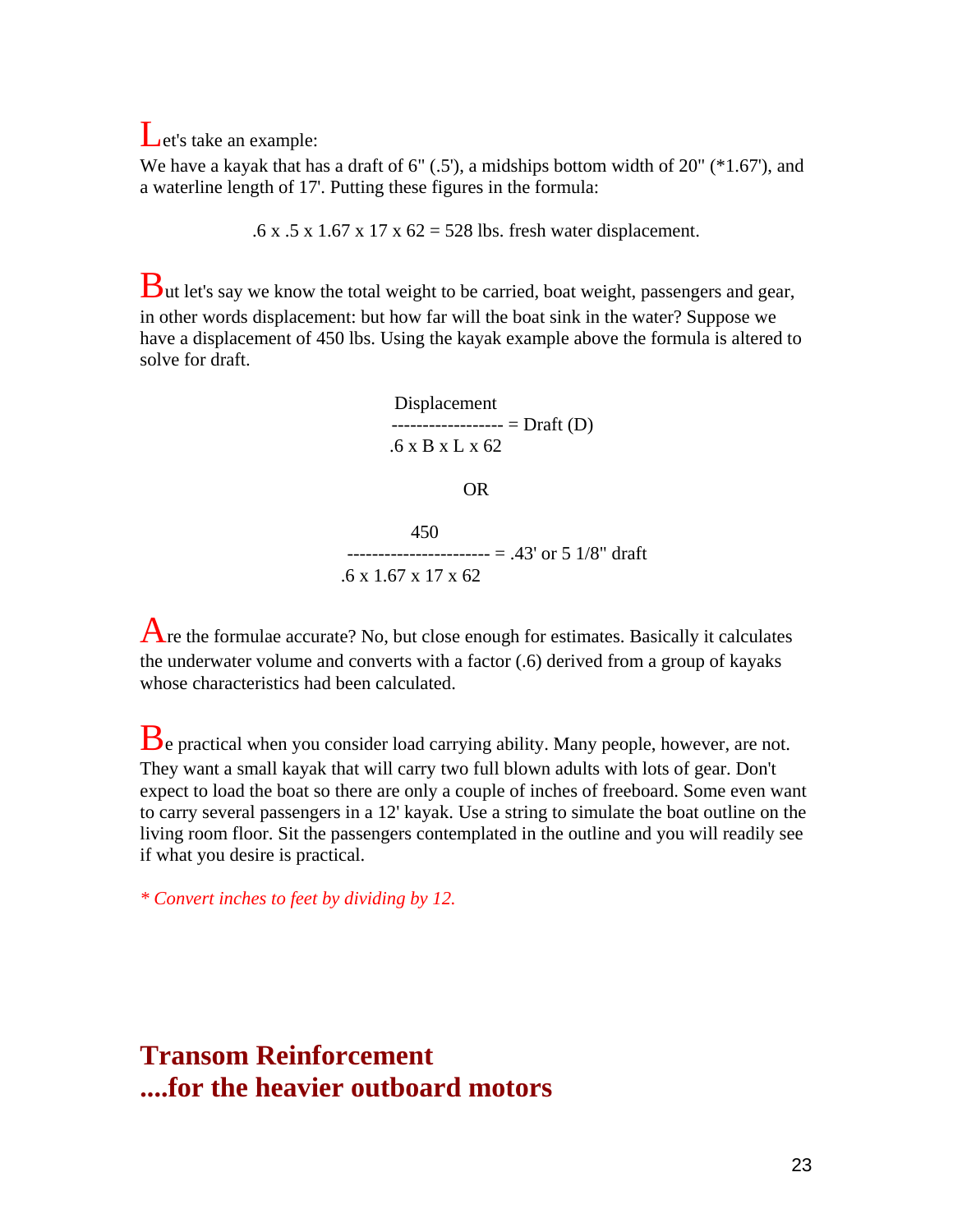Let's take an example:
We have a kayak that has a draft of 6" (.5'), a midships bottom width of 20" (*1.67'), and a waterline length of 17'. Putting these figures in the formula:

$$.6 \times .5 \times 1.67 \times 17 \times 62 = 528 \text{ lbs. fresh water displacement.}$$

But let's say we know the total weight to be carried, boat weight, passengers and gear, in other words displacement: but how far will the boat sink in the water? Suppose we have a displacement of 450 lbs. Using the kayak example above the formula is altered to solve for draft.

$$\frac{\text{Displacement}}{.6 \times B \times L \times 62} = \text{Draft (D)}$$

OR

$$\frac{450}{.6 \times 1.67 \times 17 \times 62} = .43' \text{ or } 5\ 1/8'' \text{ draft}$$

Are the formulae accurate? No, but close enough for estimates. Basically it calculates the underwater volume and converts with a factor (.6) derived from a group of kayaks whose characteristics had been calculated.

Be practical when you consider load carrying ability. Many people, however, are not. They want a small kayak that will carry two full blown adults with lots of gear. Don't expect to load the boat so there are only a couple of inches of freeboard. Some even want to carry several passengers in a 12' kayak. Use a string to simulate the boat outline on the living room floor. Sit the passengers contemplated in the outline and you will readily see if what you desire is practical.

*\* Convert inches to feet by dividing by 12.*

## Transom Reinforcement
## ....for the heavier outboard motors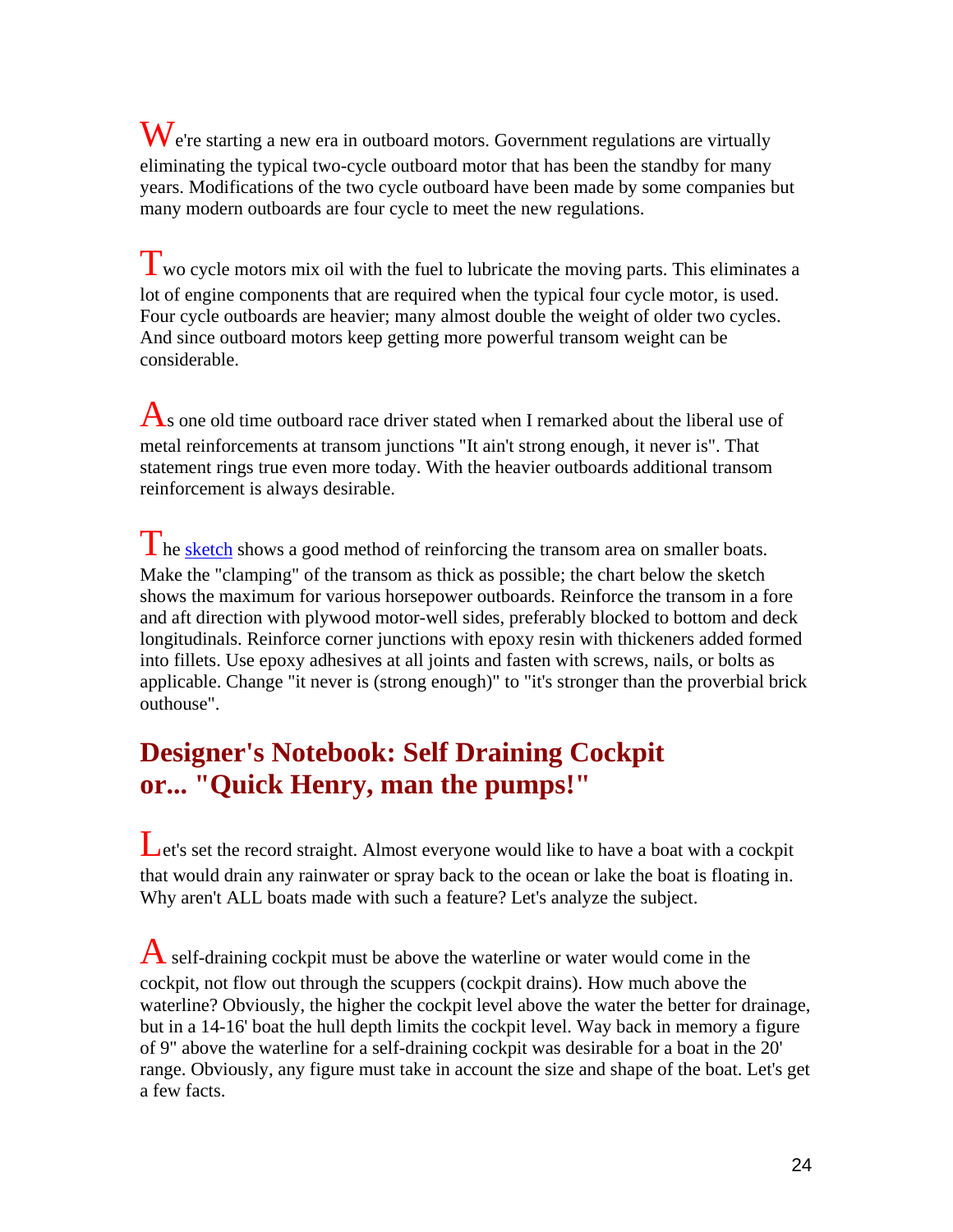We're starting a new era in outboard motors. Government regulations are virtually eliminating the typical two-cycle outboard motor that has been the standby for many years. Modifications of the two cycle outboard have been made by some companies but many modern outboards are four cycle to meet the new regulations.

Two cycle motors mix oil with the fuel to lubricate the moving parts. This eliminates a lot of engine components that are required when the typical four cycle motor, is used. Four cycle outboards are heavier; many almost double the weight of older two cycles. And since outboard motors keep getting more powerful transom weight can be considerable.

As one old time outboard race driver stated when I remarked about the liberal use of metal reinforcements at transom junctions "It ain't strong enough, it never is". That statement rings true even more today. With the heavier outboards additional transom reinforcement is always desirable.

The sketch shows a good method of reinforcing the transom area on smaller boats. Make the "clamping" of the transom as thick as possible; the chart below the sketch shows the maximum for various horsepower outboards. Reinforce the transom in a fore and aft direction with plywood motor-well sides, preferably blocked to bottom and deck longitudinals. Reinforce corner junctions with epoxy resin with thickeners added formed into fillets. Use epoxy adhesives at all joints and fasten with screws, nails, or bolts as applicable. Change "it never is (strong enough)" to "it's stronger than the proverbial brick outhouse".

## Designer's Notebook: Self Draining Cockpit or... "Quick Henry, man the pumps!"

Let's set the record straight. Almost everyone would like to have a boat with a cockpit that would drain any rainwater or spray back to the ocean or lake the boat is floating in. Why aren't ALL boats made with such a feature? Let's analyze the subject.

A self-draining cockpit must be above the waterline or water would come in the cockpit, not flow out through the scuppers (cockpit drains). How much above the waterline? Obviously, the higher the cockpit level above the water the better for drainage, but in a 14-16' boat the hull depth limits the cockpit level. Way back in memory a figure of 9" above the waterline for a self-draining cockpit was desirable for a boat in the 20' range. Obviously, any figure must take in account the size and shape of the boat. Let's get a few facts.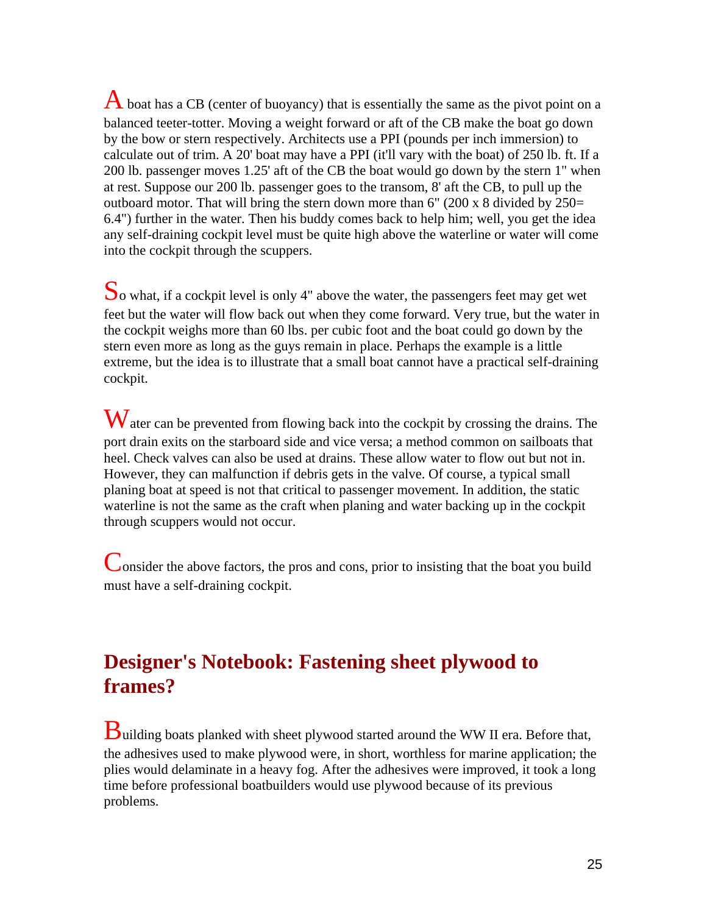A boat has a CB (center of buoyancy) that is essentially the same as the pivot point on a balanced teeter-totter. Moving a weight forward or aft of the CB make the boat go down by the bow or stern respectively. Architects use a PPI (pounds per inch immersion) to calculate out of trim. A 20' boat may have a PPI (it'll vary with the boat) of 250 lb. ft. If a 200 lb. passenger moves 1.25' aft of the CB the boat would go down by the stern 1" when at rest. Suppose our 200 lb. passenger goes to the transom, 8' aft the CB, to pull up the outboard motor. That will bring the stern down more than 6" (200 x 8 divided by 250= 6.4") further in the water. Then his buddy comes back to help him; well, you get the idea any self-draining cockpit level must be quite high above the waterline or water will come into the cockpit through the scuppers.

So what, if a cockpit level is only 4" above the water, the passengers feet may get wet feet but the water will flow back out when they come forward. Very true, but the water in the cockpit weighs more than 60 lbs. per cubic foot and the boat could go down by the stern even more as long as the guys remain in place. Perhaps the example is a little extreme, but the idea is to illustrate that a small boat cannot have a practical self-draining cockpit.

Water can be prevented from flowing back into the cockpit by crossing the drains. The port drain exits on the starboard side and vice versa; a method common on sailboats that heel. Check valves can also be used at drains. These allow water to flow out but not in. However, they can malfunction if debris gets in the valve. Of course, a typical small planing boat at speed is not that critical to passenger movement. In addition, the static waterline is not the same as the craft when planing and water backing up in the cockpit through scuppers would not occur.

Consider the above factors, the pros and cons, prior to insisting that the boat you build must have a self-draining cockpit.

## Designer's Notebook: Fastening sheet plywood to frames?

Building boats planked with sheet plywood started around the WW II era. Before that, the adhesives used to make plywood were, in short, worthless for marine application; the plies would delaminate in a heavy fog. After the adhesives were improved, it took a long time before professional boatbuilders would use plywood because of its previous problems.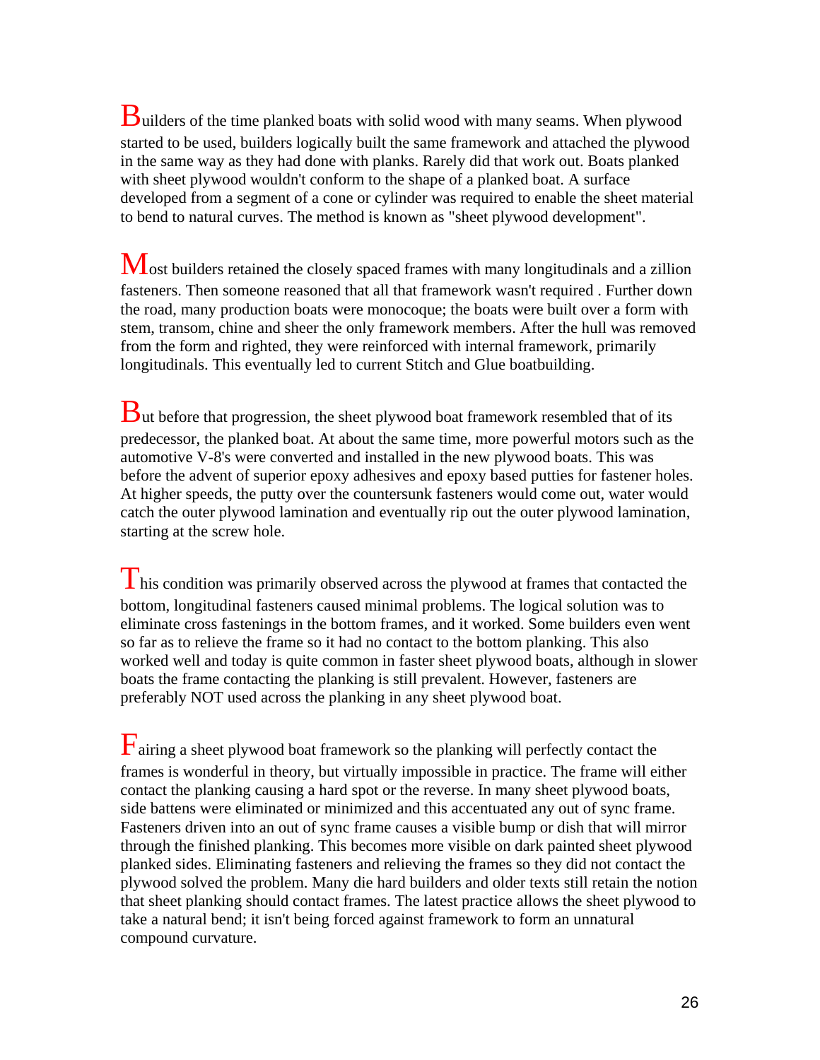Builders of the time planked boats with solid wood with many seams. When plywood started to be used, builders logically built the same framework and attached the plywood in the same way as they had done with planks. Rarely did that work out. Boats planked with sheet plywood wouldn't conform to the shape of a planked boat. A surface developed from a segment of a cone or cylinder was required to enable the sheet material to bend to natural curves. The method is known as "sheet plywood development".

Most builders retained the closely spaced frames with many longitudinals and a zillion fasteners. Then someone reasoned that all that framework wasn't required . Further down the road, many production boats were monocoque; the boats were built over a form with stem, transom, chine and sheer the only framework members. After the hull was removed from the form and righted, they were reinforced with internal framework, primarily longitudinals. This eventually led to current Stitch and Glue boatbuilding.

But before that progression, the sheet plywood boat framework resembled that of its predecessor, the planked boat. At about the same time, more powerful motors such as the automotive V-8's were converted and installed in the new plywood boats. This was before the advent of superior epoxy adhesives and epoxy based putties for fastener holes. At higher speeds, the putty over the countersunk fasteners would come out, water would catch the outer plywood lamination and eventually rip out the outer plywood lamination, starting at the screw hole.

This condition was primarily observed across the plywood at frames that contacted the bottom, longitudinal fasteners caused minimal problems. The logical solution was to eliminate cross fastenings in the bottom frames, and it worked. Some builders even went so far as to relieve the frame so it had no contact to the bottom planking. This also worked well and today is quite common in faster sheet plywood boats, although in slower boats the frame contacting the planking is still prevalent. However, fasteners are preferably NOT used across the planking in any sheet plywood boat.

Fairing a sheet plywood boat framework so the planking will perfectly contact the frames is wonderful in theory, but virtually impossible in practice. The frame will either contact the planking causing a hard spot or the reverse. In many sheet plywood boats, side battens were eliminated or minimized and this accentuated any out of sync frame. Fasteners driven into an out of sync frame causes a visible bump or dish that will mirror through the finished planking. This becomes more visible on dark painted sheet plywood planked sides. Eliminating fasteners and relieving the frames so they did not contact the plywood solved the problem. Many die hard builders and older texts still retain the notion that sheet planking should contact frames. The latest practice allows the sheet plywood to take a natural bend; it isn't being forced against framework to form an unnatural compound curvature.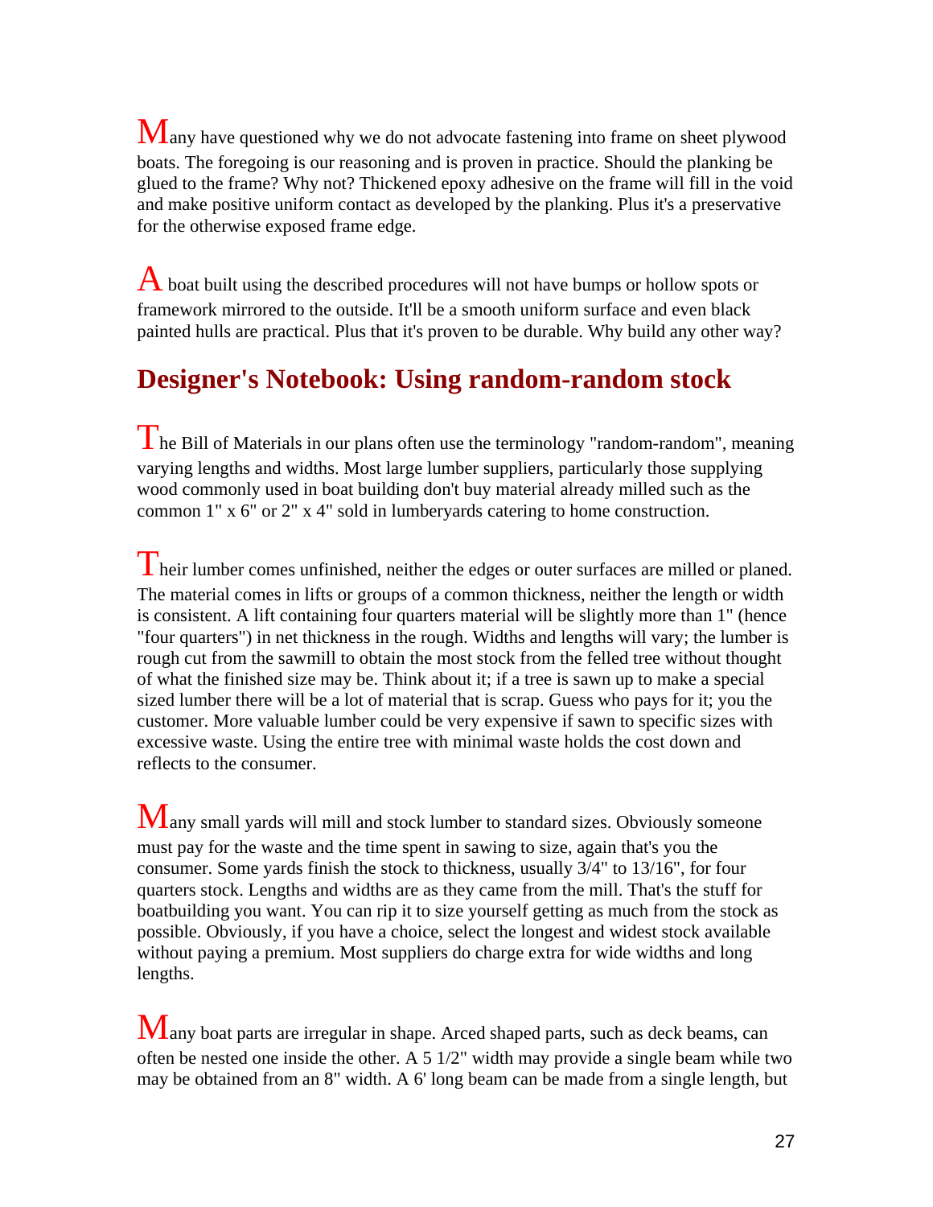Many have questioned why we do not advocate fastening into frame on sheet plywood boats. The foregoing is our reasoning and is proven in practice. Should the planking be glued to the frame? Why not? Thickened epoxy adhesive on the frame will fill in the void and make positive uniform contact as developed by the planking. Plus it's a preservative for the otherwise exposed frame edge.

A boat built using the described procedures will not have bumps or hollow spots or framework mirrored to the outside. It'll be a smooth uniform surface and even black painted hulls are practical. Plus that it's proven to be durable. Why build any other way?

## Designer's Notebook: Using random-random stock

The Bill of Materials in our plans often use the terminology "random-random", meaning varying lengths and widths. Most large lumber suppliers, particularly those supplying wood commonly used in boat building don't buy material already milled such as the common 1" x 6" or 2" x 4" sold in lumberyards catering to home construction.

Their lumber comes unfinished, neither the edges or outer surfaces are milled or planed. The material comes in lifts or groups of a common thickness, neither the length or width is consistent. A lift containing four quarters material will be slightly more than 1" (hence "four quarters") in net thickness in the rough. Widths and lengths will vary; the lumber is rough cut from the sawmill to obtain the most stock from the felled tree without thought of what the finished size may be. Think about it; if a tree is sawn up to make a special sized lumber there will be a lot of material that is scrap. Guess who pays for it; you the customer. More valuable lumber could be very expensive if sawn to specific sizes with excessive waste. Using the entire tree with minimal waste holds the cost down and reflects to the consumer.

Many small yards will mill and stock lumber to standard sizes. Obviously someone must pay for the waste and the time spent in sawing to size, again that's you the consumer. Some yards finish the stock to thickness, usually 3/4" to 13/16", for four quarters stock. Lengths and widths are as they came from the mill. That's the stuff for boatbuilding you want. You can rip it to size yourself getting as much from the stock as possible. Obviously, if you have a choice, select the longest and widest stock available without paying a premium. Most suppliers do charge extra for wide widths and long lengths.

Many boat parts are irregular in shape. Arced shaped parts, such as deck beams, can often be nested one inside the other. A 5 1/2" width may provide a single beam while two may be obtained from an 8" width. A 6' long beam can be made from a single length, but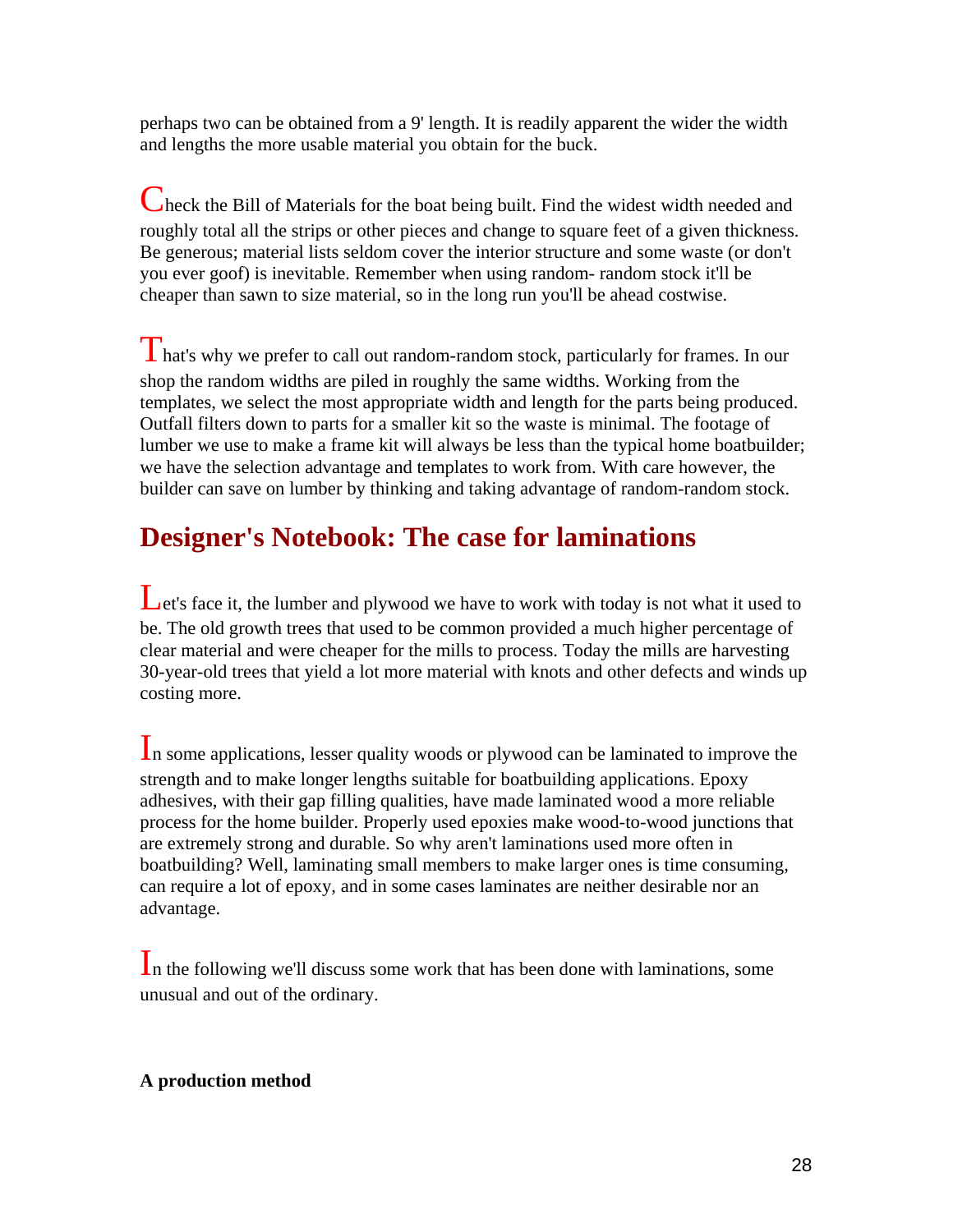perhaps two can be obtained from a 9' length. It is readily apparent the wider the width and lengths the more usable material you obtain for the buck.

Check the Bill of Materials for the boat being built. Find the widest width needed and roughly total all the strips or other pieces and change to square feet of a given thickness. Be generous; material lists seldom cover the interior structure and some waste (or don't you ever goof) is inevitable. Remember when using random- random stock it'll be cheaper than sawn to size material, so in the long run you'll be ahead costwise.

That's why we prefer to call out random-random stock, particularly for frames. In our shop the random widths are piled in roughly the same widths. Working from the templates, we select the most appropriate width and length for the parts being produced. Outfall filters down to parts for a smaller kit so the waste is minimal. The footage of lumber we use to make a frame kit will always be less than the typical home boatbuilder; we have the selection advantage and templates to work from. With care however, the builder can save on lumber by thinking and taking advantage of random-random stock.

## Designer's Notebook: The case for laminations

Let's face it, the lumber and plywood we have to work with today is not what it used to be. The old growth trees that used to be common provided a much higher percentage of clear material and were cheaper for the mills to process. Today the mills are harvesting 30-year-old trees that yield a lot more material with knots and other defects and winds up costing more.

In some applications, lesser quality woods or plywood can be laminated to improve the strength and to make longer lengths suitable for boatbuilding applications. Epoxy adhesives, with their gap filling qualities, have made laminated wood a more reliable process for the home builder. Properly used epoxies make wood-to-wood junctions that are extremely strong and durable. So why aren't laminations used more often in boatbuilding? Well, laminating small members to make larger ones is time consuming, can require a lot of epoxy, and in some cases laminates are neither desirable nor an advantage.

In the following we'll discuss some work that has been done with laminations, some unusual and out of the ordinary.

**A production method**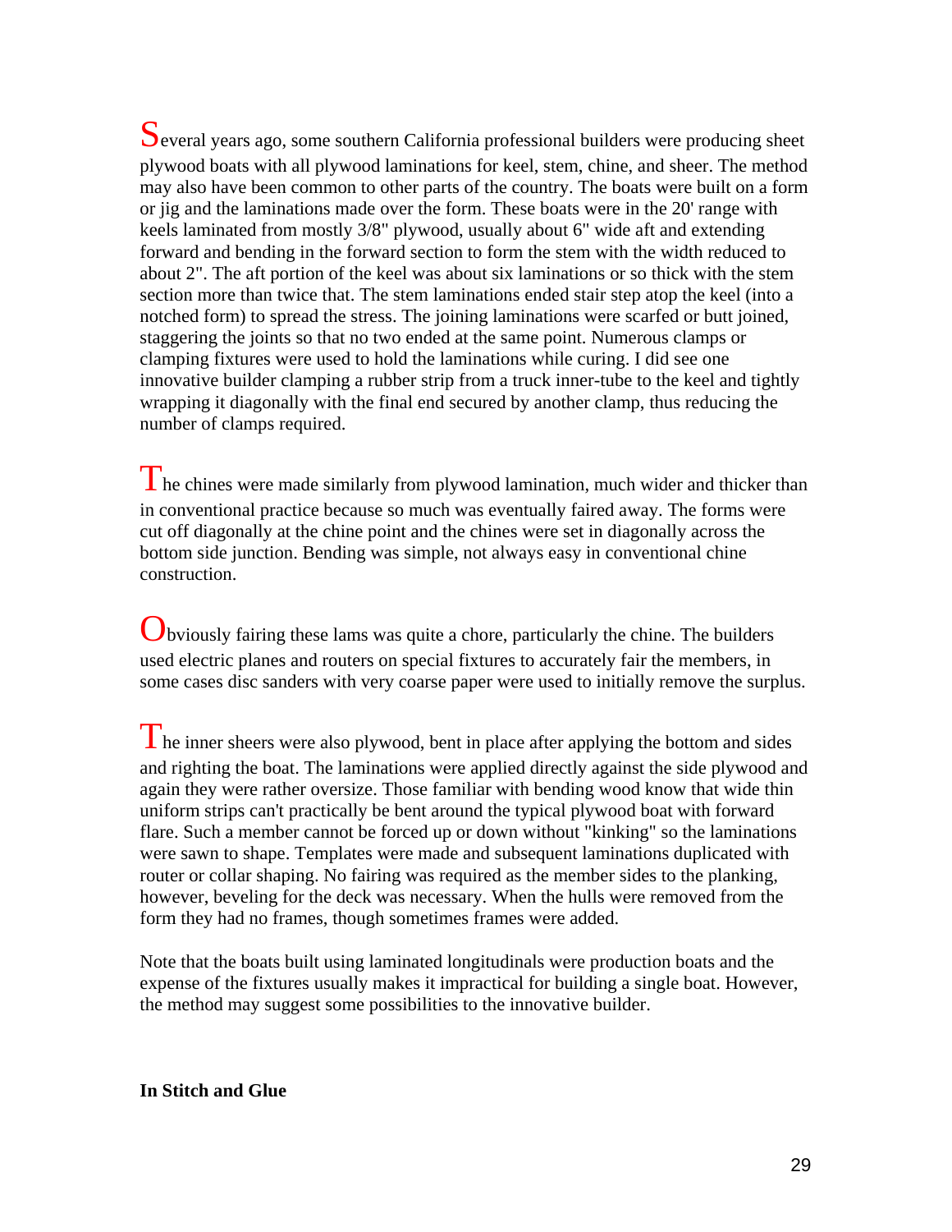Several years ago, some southern California professional builders were producing sheet plywood boats with all plywood laminations for keel, stem, chine, and sheer. The method may also have been common to other parts of the country. The boats were built on a form or jig and the laminations made over the form. These boats were in the 20' range with keels laminated from mostly 3/8" plywood, usually about 6" wide aft and extending forward and bending in the forward section to form the stem with the width reduced to about 2". The aft portion of the keel was about six laminations or so thick with the stem section more than twice that. The stem laminations ended stair step atop the keel (into a notched form) to spread the stress. The joining laminations were scarfed or butt joined, staggering the joints so that no two ended at the same point. Numerous clamps or clamping fixtures were used to hold the laminations while curing. I did see one innovative builder clamping a rubber strip from a truck inner-tube to the keel and tightly wrapping it diagonally with the final end secured by another clamp, thus reducing the number of clamps required.

The chines were made similarly from plywood lamination, much wider and thicker than in conventional practice because so much was eventually faired away. The forms were cut off diagonally at the chine point and the chines were set in diagonally across the bottom side junction. Bending was simple, not always easy in conventional chine construction.

Obviously fairing these lams was quite a chore, particularly the chine. The builders used electric planes and routers on special fixtures to accurately fair the members, in some cases disc sanders with very coarse paper were used to initially remove the surplus.

The inner sheers were also plywood, bent in place after applying the bottom and sides and righting the boat. The laminations were applied directly against the side plywood and again they were rather oversize. Those familiar with bending wood know that wide thin uniform strips can't practically be bent around the typical plywood boat with forward flare. Such a member cannot be forced up or down without "kinking" so the laminations were sawn to shape. Templates were made and subsequent laminations duplicated with router or collar shaping. No fairing was required as the member sides to the planking, however, beveling for the deck was necessary. When the hulls were removed from the form they had no frames, though sometimes frames were added.

Note that the boats built using laminated longitudinals were production boats and the expense of the fixtures usually makes it impractical for building a single boat. However, the method may suggest some possibilities to the innovative builder.

**In Stitch and Glue**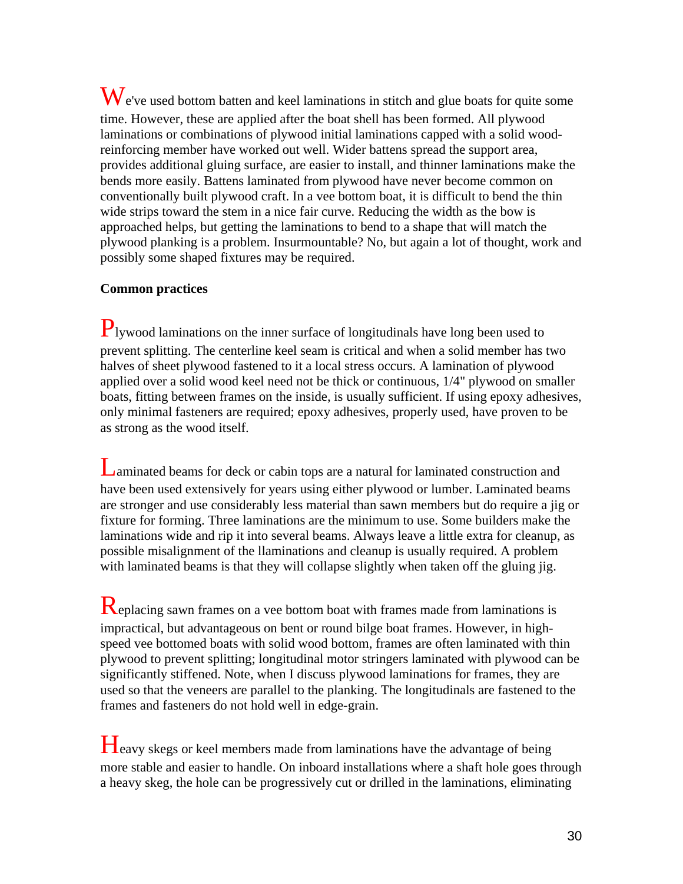We've used bottom batten and keel laminations in stitch and glue boats for quite some time. However, these are applied after the boat shell has been formed. All plywood laminations or combinations of plywood initial laminations capped with a solid wood-reinforcing member have worked out well. Wider battens spread the support area, provides additional gluing surface, are easier to install, and thinner laminations make the bends more easily. Battens laminated from plywood have never become common on conventionally built plywood craft. In a vee bottom boat, it is difficult to bend the thin wide strips toward the stem in a nice fair curve. Reducing the width as the bow is approached helps, but getting the laminations to bend to a shape that will match the plywood planking is a problem. Insurmountable? No, but again a lot of thought, work and possibly some shaped fixtures may be required.

**Common practices**

Plywood laminations on the inner surface of longitudinals have long been used to prevent splitting. The centerline keel seam is critical and when a solid member has two halves of sheet plywood fastened to it a local stress occurs. A lamination of plywood applied over a solid wood keel need not be thick or continuous, 1/4" plywood on smaller boats, fitting between frames on the inside, is usually sufficient. If using epoxy adhesives, only minimal fasteners are required; epoxy adhesives, properly used, have proven to be as strong as the wood itself.

Laminated beams for deck or cabin tops are a natural for laminated construction and have been used extensively for years using either plywood or lumber. Laminated beams are stronger and use considerably less material than sawn members but do require a jig or fixture for forming. Three laminations are the minimum to use. Some builders make the laminations wide and rip it into several beams. Always leave a little extra for cleanup, as possible misalignment of the llaminations and cleanup is usually required. A problem with laminated beams is that they will collapse slightly when taken off the gluing jig.

Replacing sawn frames on a vee bottom boat with frames made from laminations is impractical, but advantageous on bent or round bilge boat frames. However, in high-speed vee bottomed boats with solid wood bottom, frames are often laminated with thin plywood to prevent splitting; longitudinal motor stringers laminated with plywood can be significantly stiffened. Note, when I discuss plywood laminations for frames, they are used so that the veneers are parallel to the planking. The longitudinals are fastened to the frames and fasteners do not hold well in edge-grain.

Heavy skegs or keel members made from laminations have the advantage of being more stable and easier to handle. On inboard installations where a shaft hole goes through a heavy skeg, the hole can be progressively cut or drilled in the laminations, eliminating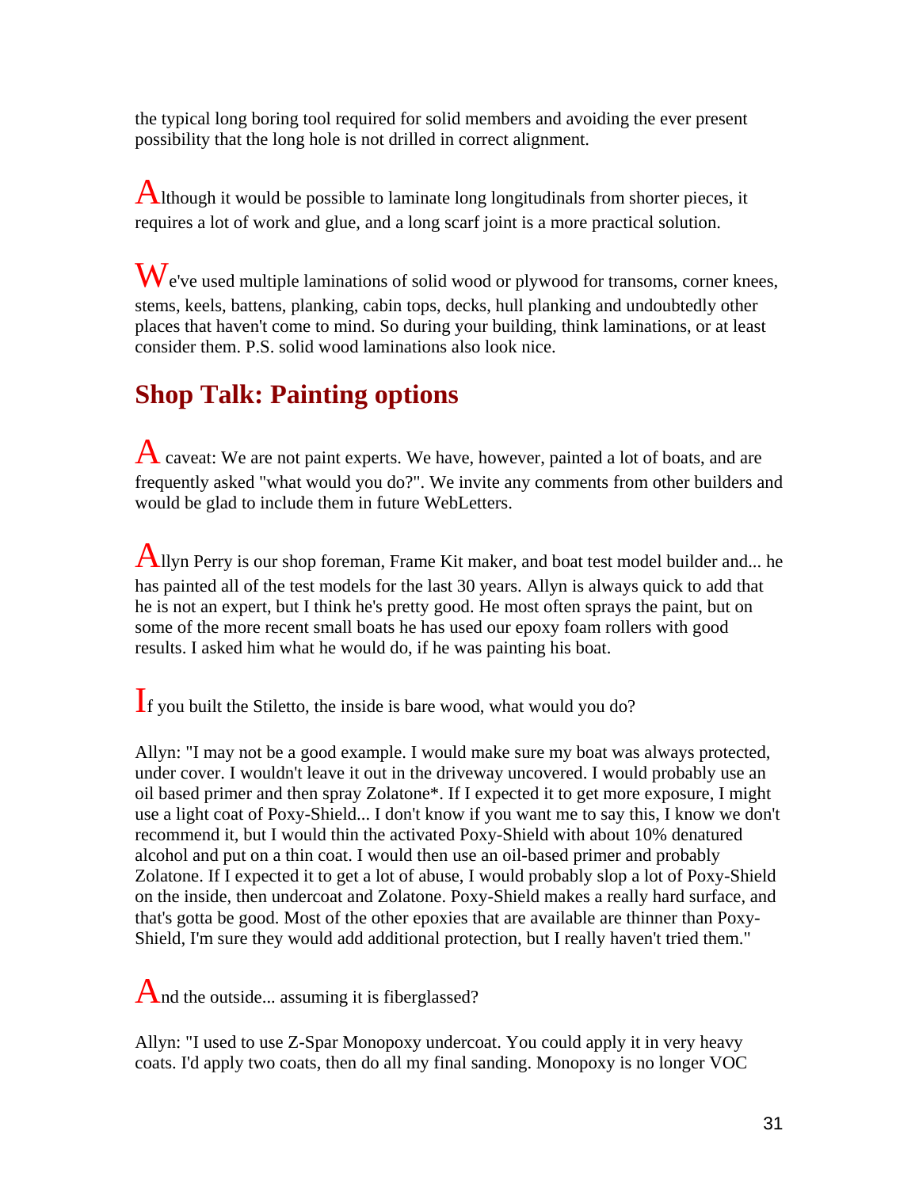the typical long boring tool required for solid members and avoiding the ever present possibility that the long hole is not drilled in correct alignment.

Although it would be possible to laminate long longitudinals from shorter pieces, it requires a lot of work and glue, and a long scarf joint is a more practical solution.

We've used multiple laminations of solid wood or plywood for transoms, corner knees, stems, keels, battens, planking, cabin tops, decks, hull planking and undoubtedly other places that haven't come to mind. So during your building, think laminations, or at least consider them. P.S. solid wood laminations also look nice.

## Shop Talk: Painting options

A caveat: We are not paint experts. We have, however, painted a lot of boats, and are frequently asked "what would you do?". We invite any comments from other builders and would be glad to include them in future WebLetters.

Allyn Perry is our shop foreman, Frame Kit maker, and boat test model builder and... he has painted all of the test models for the last 30 years. Allyn is always quick to add that he is not an expert, but I think he's pretty good. He most often sprays the paint, but on some of the more recent small boats he has used our epoxy foam rollers with good results. I asked him what he would do, if he was painting his boat.

If you built the Stiletto, the inside is bare wood, what would you do?

Allyn: "I may not be a good example. I would make sure my boat was always protected, under cover. I wouldn't leave it out in the driveway uncovered. I would probably use an oil based primer and then spray Zolatone*. If I expected it to get more exposure, I might use a light coat of Poxy-Shield... I don't know if you want me to say this, I know we don't recommend it, but I would thin the activated Poxy-Shield with about 10% denatured alcohol and put on a thin coat. I would then use an oil-based primer and probably Zolatone. If I expected it to get a lot of abuse, I would probably slop a lot of Poxy-Shield on the inside, then undercoat and Zolatone. Poxy-Shield makes a really hard surface, and that's gotta be good. Most of the other epoxies that are available are thinner than Poxy-Shield, I'm sure they would add additional protection, but I really haven't tried them."

And the outside... assuming it is fiberglassed?

Allyn: "I used to use Z-Spar Monopoxy undercoat. You could apply it in very heavy coats. I'd apply two coats, then do all my final sanding. Monopoxy is no longer VOC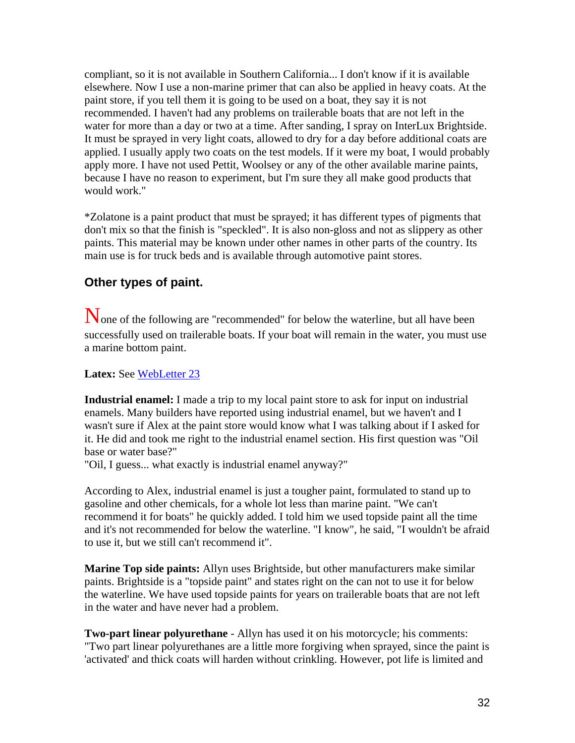compliant, so it is not available in Southern California... I don't know if it is available elsewhere. Now I use a non-marine primer that can also be applied in heavy coats. At the paint store, if you tell them it is going to be used on a boat, they say it is not recommended. I haven't had any problems on trailerable boats that are not left in the water for more than a day or two at a time. After sanding, I spray on InterLux Brightside. It must be sprayed in very light coats, allowed to dry for a day before additional coats are applied. I usually apply two coats on the test models. If it were my boat, I would probably apply more. I have not used Pettit, Woolsey or any of the other available marine paints, because I have no reason to experiment, but I'm sure they all make good products that would work."

*Zolatone is a paint product that must be sprayed; it has different types of pigments that don't mix so that the finish is "speckled". It is also non-gloss and not as slippery as other paints. This material may be known under other names in other parts of the country. Its main use is for truck beds and is available through automotive paint stores.

### Other types of paint.

None of the following are "recommended" for below the waterline, but all have been successfully used on trailerable boats. If your boat will remain in the water, you must use a marine bottom paint.

**Latex:** See WebLetter 23

**Industrial enamel:** I made a trip to my local paint store to ask for input on industrial enamels. Many builders have reported using industrial enamel, but we haven't and I wasn't sure if Alex at the paint store would know what I was talking about if I asked for it. He did and took me right to the industrial enamel section. His first question was "Oil base or water base?"
"Oil, I guess... what exactly is industrial enamel anyway?"

According to Alex, industrial enamel is just a tougher paint, formulated to stand up to gasoline and other chemicals, for a whole lot less than marine paint. "We can't recommend it for boats" he quickly added. I told him we used topside paint all the time and it's not recommended for below the waterline. "I know", he said, "I wouldn't be afraid to use it, but we still can't recommend it".

**Marine Top side paints:** Allyn uses Brightside, but other manufacturers make similar paints. Brightside is a "topside paint" and states right on the can not to use it for below the waterline. We have used topside paints for years on trailerable boats that are not left in the water and have never had a problem.

**Two-part linear polyurethane** - Allyn has used it on his motorcycle; his comments: "Two part linear polyurethanes are a little more forgiving when sprayed, since the paint is 'activated' and thick coats will harden without crinkling. However, pot life is limited and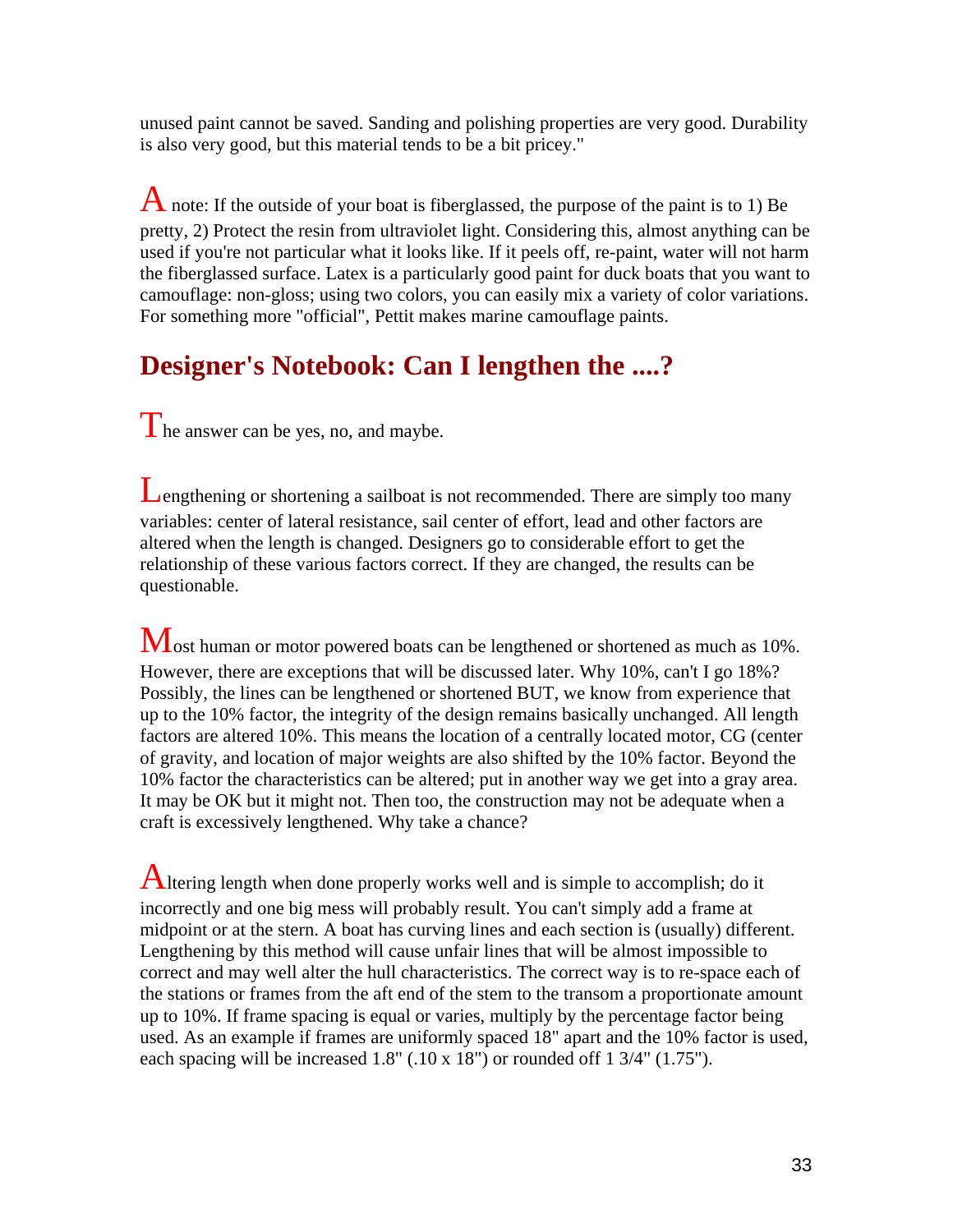unused paint cannot be saved. Sanding and polishing properties are very good. Durability is also very good, but this material tends to be a bit pricey."

A note: If the outside of your boat is fiberglassed, the purpose of the paint is to 1) Be pretty, 2) Protect the resin from ultraviolet light. Considering this, almost anything can be used if you're not particular what it looks like. If it peels off, re-paint, water will not harm the fiberglassed surface. Latex is a particularly good paint for duck boats that you want to camouflage: non-gloss; using two colors, you can easily mix a variety of color variations. For something more "official", Pettit makes marine camouflage paints.

## Designer's Notebook: Can I lengthen the ....?

The answer can be yes, no, and maybe.

Lengthening or shortening a sailboat is not recommended. There are simply too many variables: center of lateral resistance, sail center of effort, lead and other factors are altered when the length is changed. Designers go to considerable effort to get the relationship of these various factors correct. If they are changed, the results can be questionable.

Most human or motor powered boats can be lengthened or shortened as much as 10%. However, there are exceptions that will be discussed later. Why 10%, can't I go 18%? Possibly, the lines can be lengthened or shortened BUT, we know from experience that up to the 10% factor, the integrity of the design remains basically unchanged. All length factors are altered 10%. This means the location of a centrally located motor, CG (center of gravity, and location of major weights are also shifted by the 10% factor. Beyond the 10% factor the characteristics can be altered; put in another way we get into a gray area. It may be OK but it might not. Then too, the construction may not be adequate when a craft is excessively lengthened. Why take a chance?

Altering length when done properly works well and is simple to accomplish; do it incorrectly and one big mess will probably result. You can't simply add a frame at midpoint or at the stern. A boat has curving lines and each section is (usually) different. Lengthening by this method will cause unfair lines that will be almost impossible to correct and may well alter the hull characteristics. The correct way is to re-space each of the stations or frames from the aft end of the stem to the transom a proportionate amount up to 10%. If frame spacing is equal or varies, multiply by the percentage factor being used. As an example if frames are uniformly spaced 18" apart and the 10% factor is used, each spacing will be increased 1.8" (.10 x 18") or rounded off 1 3/4" (1.75").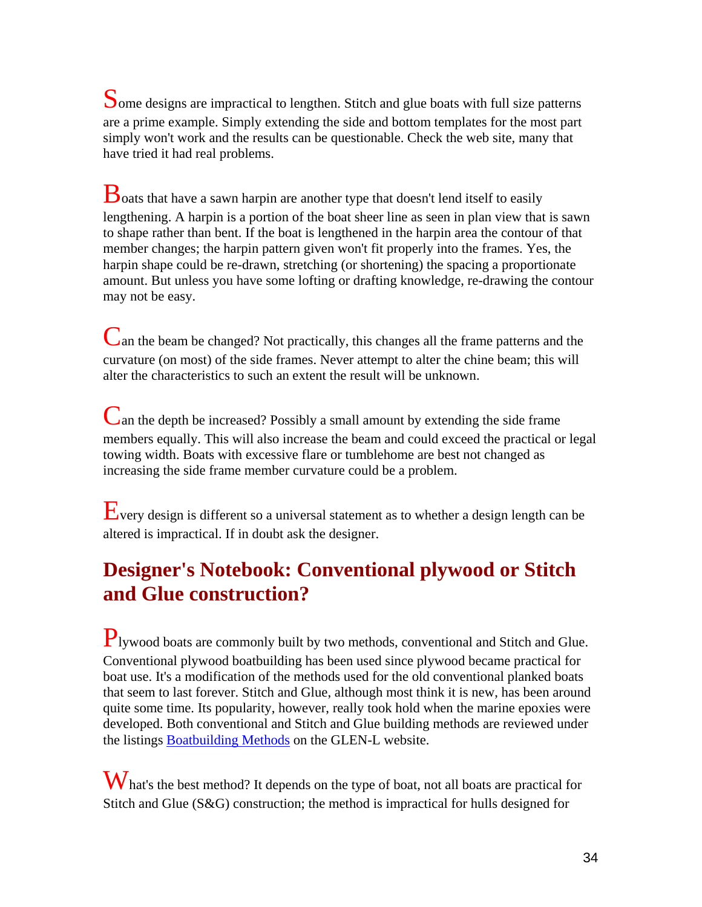Some designs are impractical to lengthen. Stitch and glue boats with full size patterns are a prime example. Simply extending the side and bottom templates for the most part simply won't work and the results can be questionable. Check the web site, many that have tried it had real problems.

Boats that have a sawn harpin are another type that doesn't lend itself to easily lengthening. A harpin is a portion of the boat sheer line as seen in plan view that is sawn to shape rather than bent. If the boat is lengthened in the harpin area the contour of that member changes; the harpin pattern given won't fit properly into the frames. Yes, the harpin shape could be re-drawn, stretching (or shortening) the spacing a proportionate amount. But unless you have some lofting or drafting knowledge, re-drawing the contour may not be easy.

Can the beam be changed? Not practically, this changes all the frame patterns and the curvature (on most) of the side frames. Never attempt to alter the chine beam; this will alter the characteristics to such an extent the result will be unknown.

Can the depth be increased? Possibly a small amount by extending the side frame members equally. This will also increase the beam and could exceed the practical or legal towing width. Boats with excessive flare or tumblehome are best not changed as increasing the side frame member curvature could be a problem.

Every design is different so a universal statement as to whether a design length can be altered is impractical. If in doubt ask the designer.

## Designer's Notebook: Conventional plywood or Stitch and Glue construction?

Plywood boats are commonly built by two methods, conventional and Stitch and Glue. Conventional plywood boatbuilding has been used since plywood became practical for boat use. It's a modification of the methods used for the old conventional planked boats that seem to last forever. Stitch and Glue, although most think it is new, has been around quite some time. Its popularity, however, really took hold when the marine epoxies were developed. Both conventional and Stitch and Glue building methods are reviewed under the listings Boatbuilding Methods on the GLEN-L website.

What's the best method? It depends on the type of boat, not all boats are practical for Stitch and Glue (S&G) construction; the method is impractical for hulls designed for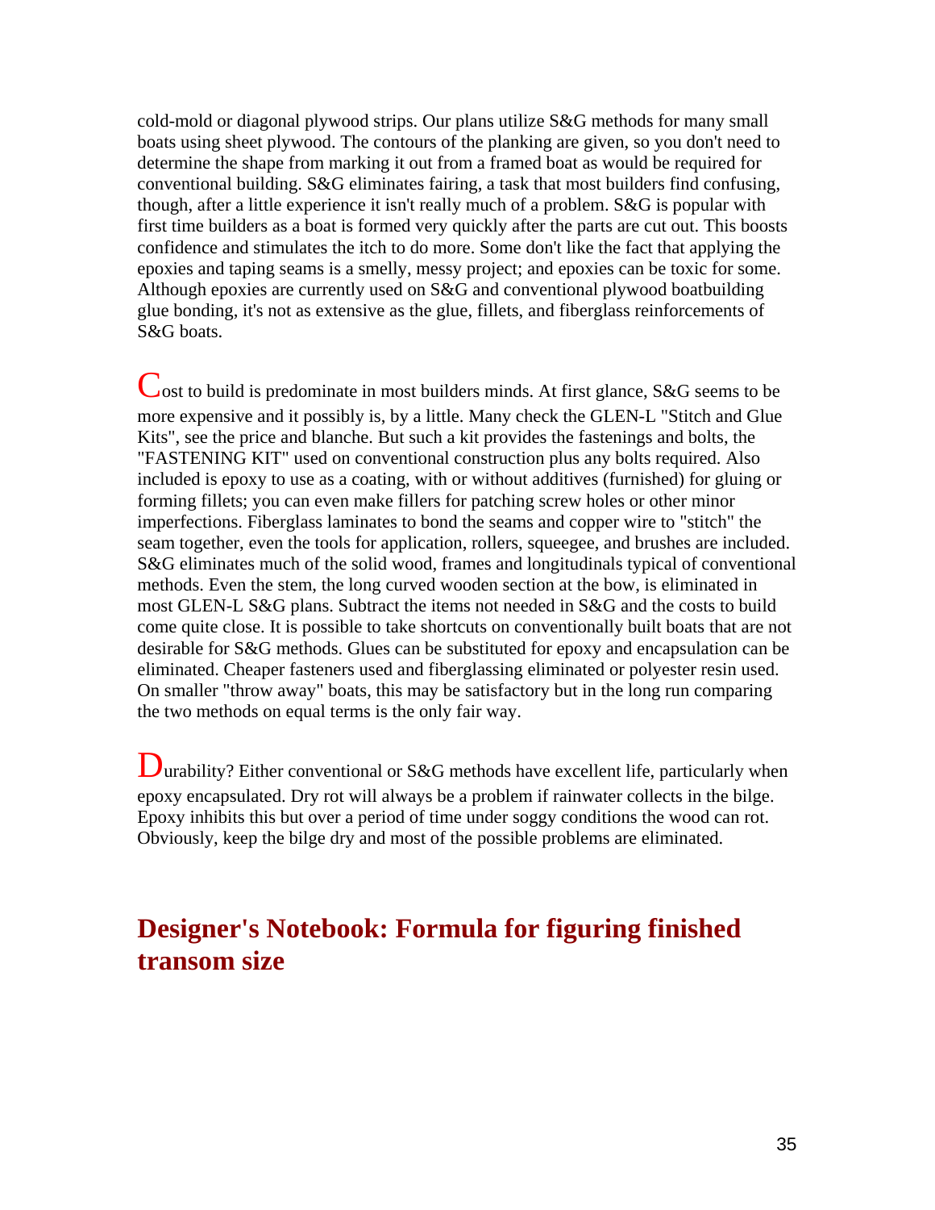cold-mold or diagonal plywood strips. Our plans utilize S&G methods for many small boats using sheet plywood. The contours of the planking are given, so you don't need to determine the shape from marking it out from a framed boat as would be required for conventional building. S&G eliminates fairing, a task that most builders find confusing, though, after a little experience it isn't really much of a problem. S&G is popular with first time builders as a boat is formed very quickly after the parts are cut out. This boosts confidence and stimulates the itch to do more. Some don't like the fact that applying the epoxies and taping seams is a smelly, messy project; and epoxies can be toxic for some. Although epoxies are currently used on S&G and conventional plywood boatbuilding glue bonding, it's not as extensive as the glue, fillets, and fiberglass reinforcements of S&G boats.

Cost to build is predominate in most builders minds. At first glance, S&G seems to be more expensive and it possibly is, by a little. Many check the GLEN-L "Stitch and Glue Kits", see the price and blanche. But such a kit provides the fastenings and bolts, the "FASTENING KIT" used on conventional construction plus any bolts required. Also included is epoxy to use as a coating, with or without additives (furnished) for gluing or forming fillets; you can even make fillers for patching screw holes or other minor imperfections. Fiberglass laminates to bond the seams and copper wire to "stitch" the seam together, even the tools for application, rollers, squeegee, and brushes are included. S&G eliminates much of the solid wood, frames and longitudinals typical of conventional methods. Even the stem, the long curved wooden section at the bow, is eliminated in most GLEN-L S&G plans. Subtract the items not needed in S&G and the costs to build come quite close. It is possible to take shortcuts on conventionally built boats that are not desirable for S&G methods. Glues can be substituted for epoxy and encapsulation can be eliminated. Cheaper fasteners used and fiberglassing eliminated or polyester resin used. On smaller "throw away" boats, this may be satisfactory but in the long run comparing the two methods on equal terms is the only fair way.

Durability? Either conventional or S&G methods have excellent life, particularly when epoxy encapsulated. Dry rot will always be a problem if rainwater collects in the bilge. Epoxy inhibits this but over a period of time under soggy conditions the wood can rot. Obviously, keep the bilge dry and most of the possible problems are eliminated.

## Designer's Notebook: Formula for figuring finished transom size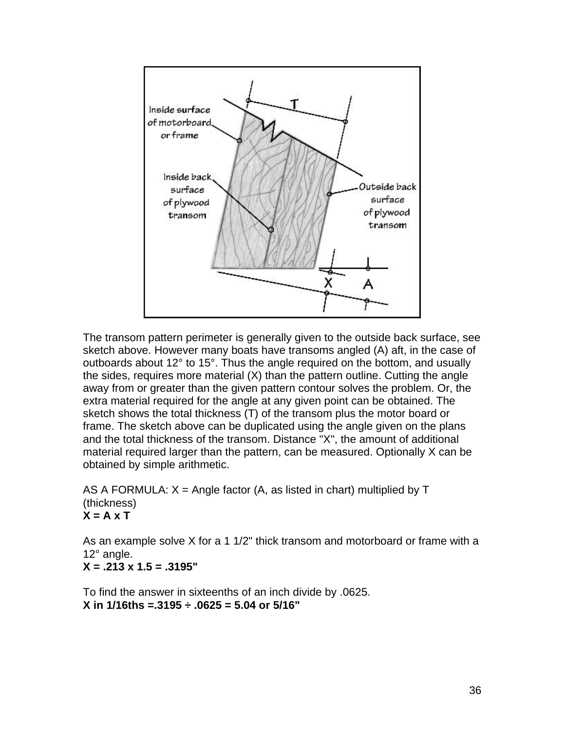The transom pattern perimeter is generally given to the outside back surface, see sketch above. However many boats have transoms angled (A) aft, in the case of outboards about 12° to 15°. Thus the angle required on the bottom, and usually the sides, requires more material (X) than the pattern outline. Cutting the angle away from or greater than the given pattern contour solves the problem. Or, the extra material required for the angle at any given point can be obtained. The sketch shows the total thickness (T) of the transom plus the motor board or frame. The sketch above can be duplicated using the angle given on the plans and the total thickness of the transom. Distance "X", the amount of additional material required larger than the pattern, can be measured. Optionally X can be obtained by simple arithmetic.

AS A FORMULA: X = Angle factor (A, as listed in chart) multiplied by T (thickness)
**X = A x T**

As an example solve X for a 1 1/2" thick transom and motorboard or frame with a 12° angle.
**X = .213 x 1.5 = .3195"**

To find the answer in sixteenths of an inch divide by .0625.
**X in 1/16ths =.3195 ÷ .0625 = 5.04 or 5/16"**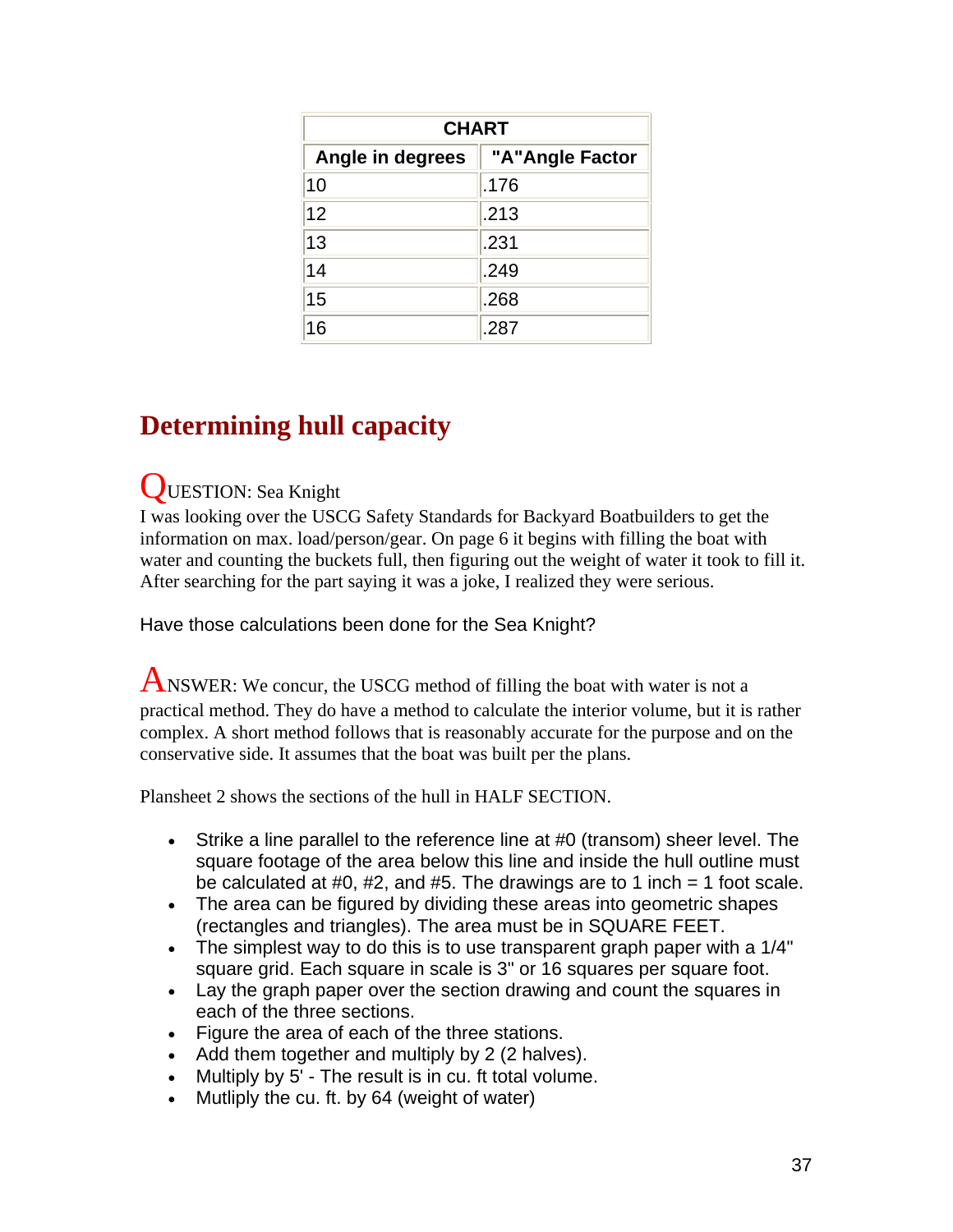| CHART | |
| --- | --- |
| **Angle in degrees** | **"A"Angle Factor** |
| 10 | .176 |
| 12 | .213 |
| 13 | .231 |
| 14 | .249 |
| 15 | .268 |
| 16 | .287 |

## Determining hull capacity

QUESTION: Sea Knight
I was looking over the USCG Safety Standards for Backyard Boatbuilders to get the information on max. load/person/gear. On page 6 it begins with filling the boat with water and counting the buckets full, then figuring out the weight of water it took to fill it. After searching for the part saying it was a joke, I realized they were serious.

Have those calculations been done for the Sea Knight?

ANSWER: We concur, the USCG method of filling the boat with water is not a practical method. They do have a method to calculate the interior volume, but it is rather complex. A short method follows that is reasonably accurate for the purpose and on the conservative side. It assumes that the boat was built per the plans.

Plansheet 2 shows the sections of the hull in HALF SECTION.

- Strike a line parallel to the reference line at #0 (transom) sheer level. The square footage of the area below this line and inside the hull outline must be calculated at #0, #2, and #5. The drawings are to 1 inch = 1 foot scale.
- The area can be figured by dividing these areas into geometric shapes (rectangles and triangles). The area must be in SQUARE FEET.
- The simplest way to do this is to use transparent graph paper with a 1/4" square grid. Each square in scale is 3" or 16 squares per square foot.
- Lay the graph paper over the section drawing and count the squares in each of the three sections.
- Figure the area of each of the three stations.
- Add them together and multiply by 2 (2 halves).
- Multiply by 5' - The result is in cu. ft total volume.
- Mutliply the cu. ft. by 64 (weight of water)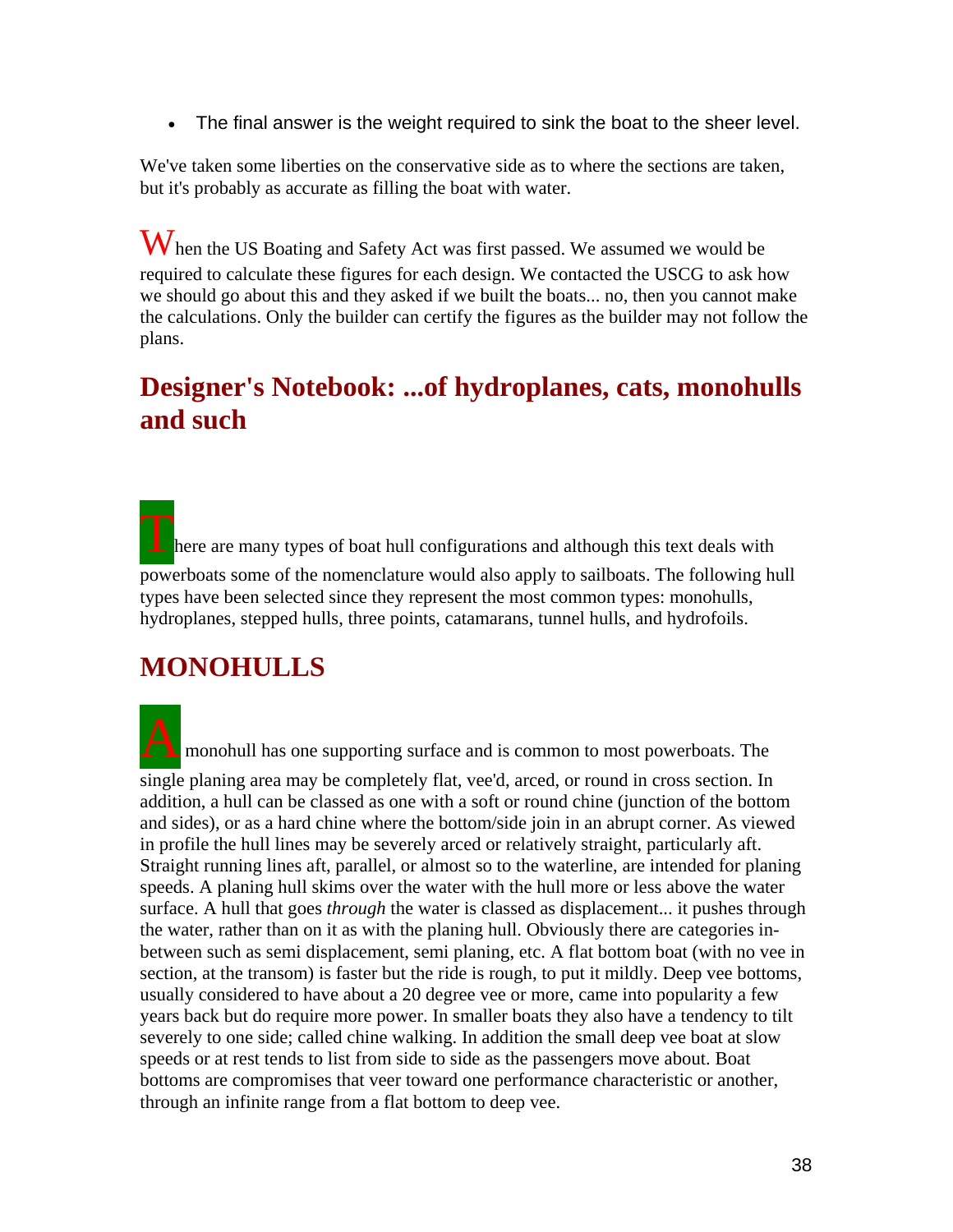- The final answer is the weight required to sink the boat to the sheer level.

We've taken some liberties on the conservative side as to where the sections are taken, but it's probably as accurate as filling the boat with water.

When the US Boating and Safety Act was first passed. We assumed we would be required to calculate these figures for each design. We contacted the USCG to ask how we should go about this and they asked if we built the boats... no, then you cannot make the calculations. Only the builder can certify the figures as the builder may not follow the plans.

## Designer's Notebook: ...of hydroplanes, cats, monohulls and such

There are many types of boat hull configurations and although this text deals with powerboats some of the nomenclature would also apply to sailboats. The following hull types have been selected since they represent the most common types: monohulls, hydroplanes, stepped hulls, three points, catamarans, tunnel hulls, and hydrofoils.

## MONOHULLS

A monohull has one supporting surface and is common to most powerboats. The single planing area may be completely flat, vee'd, arced, or round in cross section. In addition, a hull can be classed as one with a soft or round chine (junction of the bottom and sides), or as a hard chine where the bottom/side join in an abrupt corner. As viewed in profile the hull lines may be severely arced or relatively straight, particularly aft. Straight running lines aft, parallel, or almost so to the waterline, are intended for planing speeds. A planing hull skims over the water with the hull more or less above the water surface. A hull that goes *through* the water is classed as displacement... it pushes through the water, rather than on it as with the planing hull. Obviously there are categories in-between such as semi displacement, semi planing, etc. A flat bottom boat (with no vee in section, at the transom) is faster but the ride is rough, to put it mildly. Deep vee bottoms, usually considered to have about a 20 degree vee or more, came into popularity a few years back but do require more power. In smaller boats they also have a tendency to tilt severely to one side; called chine walking. In addition the small deep vee boat at slow speeds or at rest tends to list from side to side as the passengers move about. Boat bottoms are compromises that veer toward one performance characteristic or another, through an infinite range from a flat bottom to deep vee.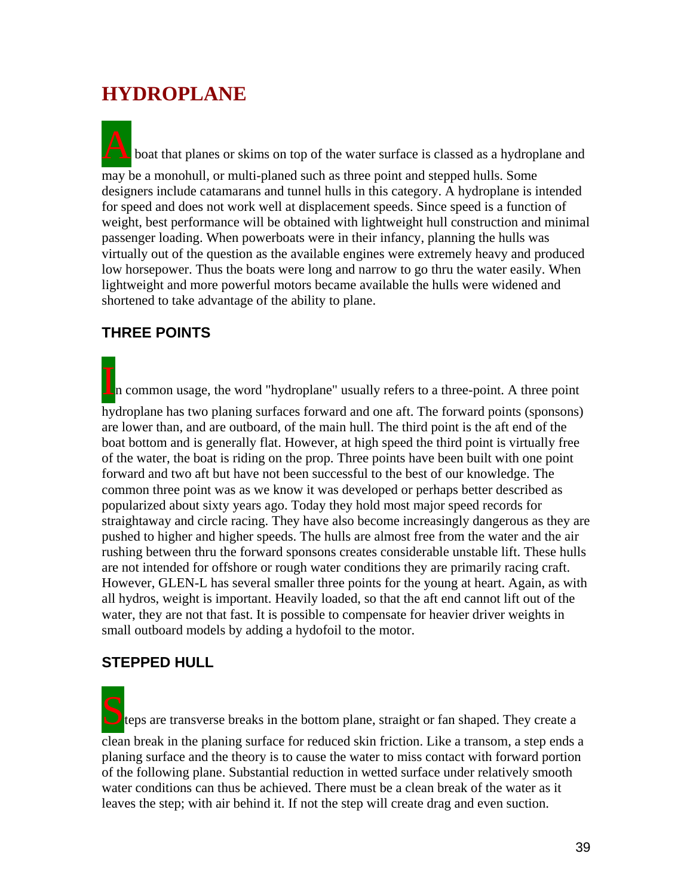# HYDROPLANE

A boat that planes or skims on top of the water surface is classed as a hydroplane and may be a monohull, or multi-planed such as three point and stepped hulls. Some designers include catamarans and tunnel hulls in this category. A hydroplane is intended for speed and does not work well at displacement speeds. Since speed is a function of weight, best performance will be obtained with lightweight hull construction and minimal passenger loading. When powerboats were in their infancy, planning the hulls was virtually out of the question as the available engines were extremely heavy and produced low horsepower. Thus the boats were long and narrow to go thru the water easily. When lightweight and more powerful motors became available the hulls were widened and shortened to take advantage of the ability to plane.

## THREE POINTS

In common usage, the word "hydroplane" usually refers to a three-point. A three point hydroplane has two planing surfaces forward and one aft. The forward points (sponsons) are lower than, and are outboard, of the main hull. The third point is the aft end of the boat bottom and is generally flat. However, at high speed the third point is virtually free of the water, the boat is riding on the prop. Three points have been built with one point forward and two aft but have not been successful to the best of our knowledge. The common three point was as we know it was developed or perhaps better described as popularized about sixty years ago. Today they hold most major speed records for straightaway and circle racing. They have also become increasingly dangerous as they are pushed to higher and higher speeds. The hulls are almost free from the water and the air rushing between thru the forward sponsons creates considerable unstable lift. These hulls are not intended for offshore or rough water conditions they are primarily racing craft. However, GLEN-L has several smaller three points for the young at heart. Again, as with all hydros, weight is important. Heavily loaded, so that the aft end cannot lift out of the water, they are not that fast. It is possible to compensate for heavier driver weights in small outboard models by adding a hydofoil to the motor.

## STEPPED HULL

Steps are transverse breaks in the bottom plane, straight or fan shaped. They create a clean break in the planing surface for reduced skin friction. Like a transom, a step ends a planing surface and the theory is to cause the water to miss contact with forward portion of the following plane. Substantial reduction in wetted surface under relatively smooth water conditions can thus be achieved. There must be a clean break of the water as it leaves the step; with air behind it. If not the step will create drag and even suction.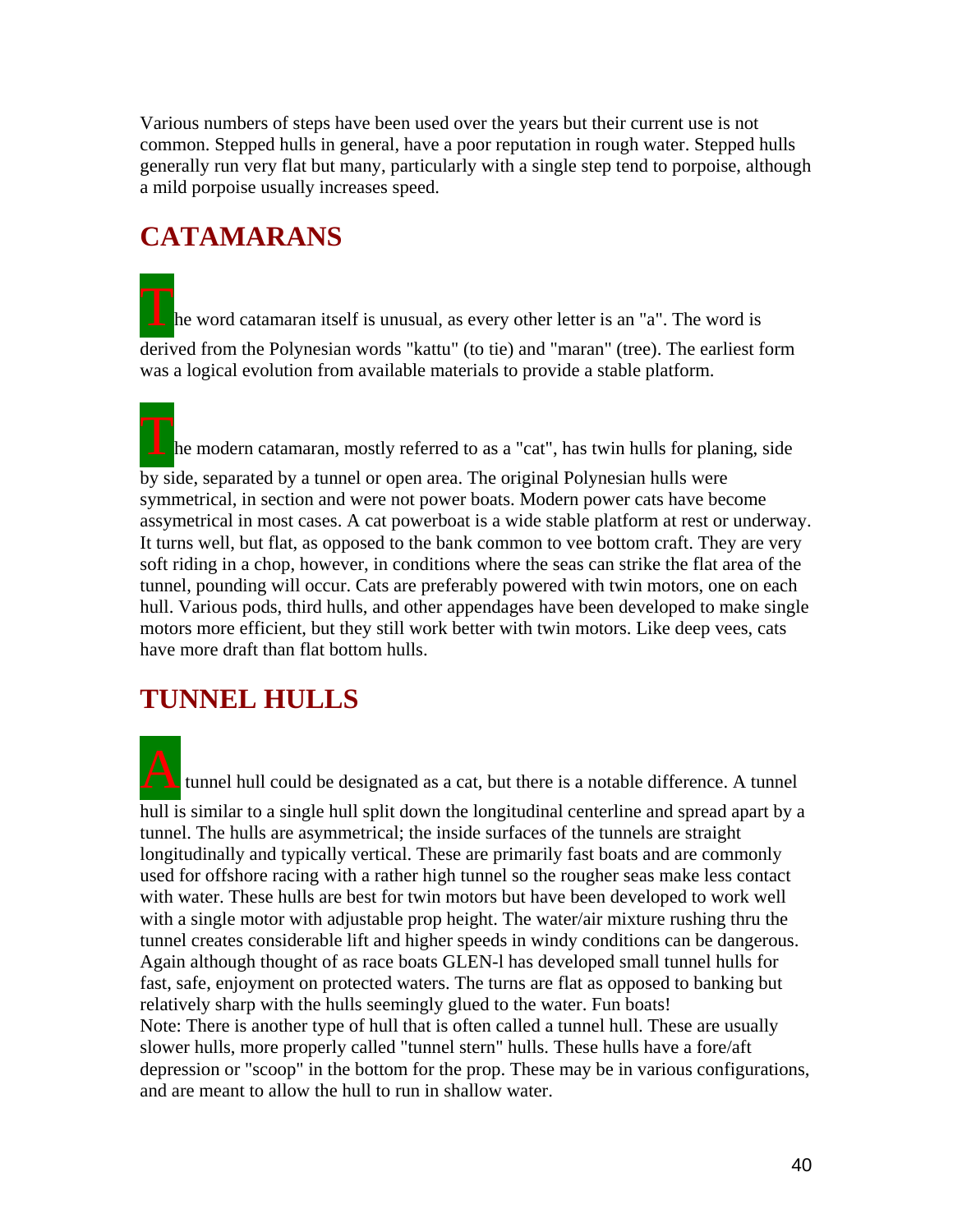Various numbers of steps have been used over the years but their current use is not common. Stepped hulls in general, have a poor reputation in rough water. Stepped hulls generally run very flat but many, particularly with a single step tend to porpoise, although a mild porpoise usually increases speed.

## CATAMARANS

The word catamaran itself is unusual, as every other letter is an "a". The word is derived from the Polynesian words "kattu" (to tie) and "maran" (tree). The earliest form was a logical evolution from available materials to provide a stable platform.

The modern catamaran, mostly referred to as a "cat", has twin hulls for planing, side by side, separated by a tunnel or open area. The original Polynesian hulls were symmetrical, in section and were not power boats. Modern power cats have become assymetrical in most cases. A cat powerboat is a wide stable platform at rest or underway. It turns well, but flat, as opposed to the bank common to vee bottom craft. They are very soft riding in a chop, however, in conditions where the seas can strike the flat area of the tunnel, pounding will occur. Cats are preferably powered with twin motors, one on each hull. Various pods, third hulls, and other appendages have been developed to make single motors more efficient, but they still work better with twin motors. Like deep vees, cats have more draft than flat bottom hulls.

## TUNNEL HULLS

A tunnel hull could be designated as a cat, but there is a notable difference. A tunnel hull is similar to a single hull split down the longitudinal centerline and spread apart by a tunnel. The hulls are asymmetrical; the inside surfaces of the tunnels are straight longitudinally and typically vertical. These are primarily fast boats and are commonly used for offshore racing with a rather high tunnel so the rougher seas make less contact with water. These hulls are best for twin motors but have been developed to work well with a single motor with adjustable prop height. The water/air mixture rushing thru the tunnel creates considerable lift and higher speeds in windy conditions can be dangerous. Again although thought of as race boats GLEN-l has developed small tunnel hulls for fast, safe, enjoyment on protected waters. The turns are flat as opposed to banking but relatively sharp with the hulls seemingly glued to the water. Fun boats!
Note: There is another type of hull that is often called a tunnel hull. These are usually slower hulls, more properly called "tunnel stern" hulls. These hulls have a fore/aft depression or "scoop" in the bottom for the prop. These may be in various configurations, and are meant to allow the hull to run in shallow water.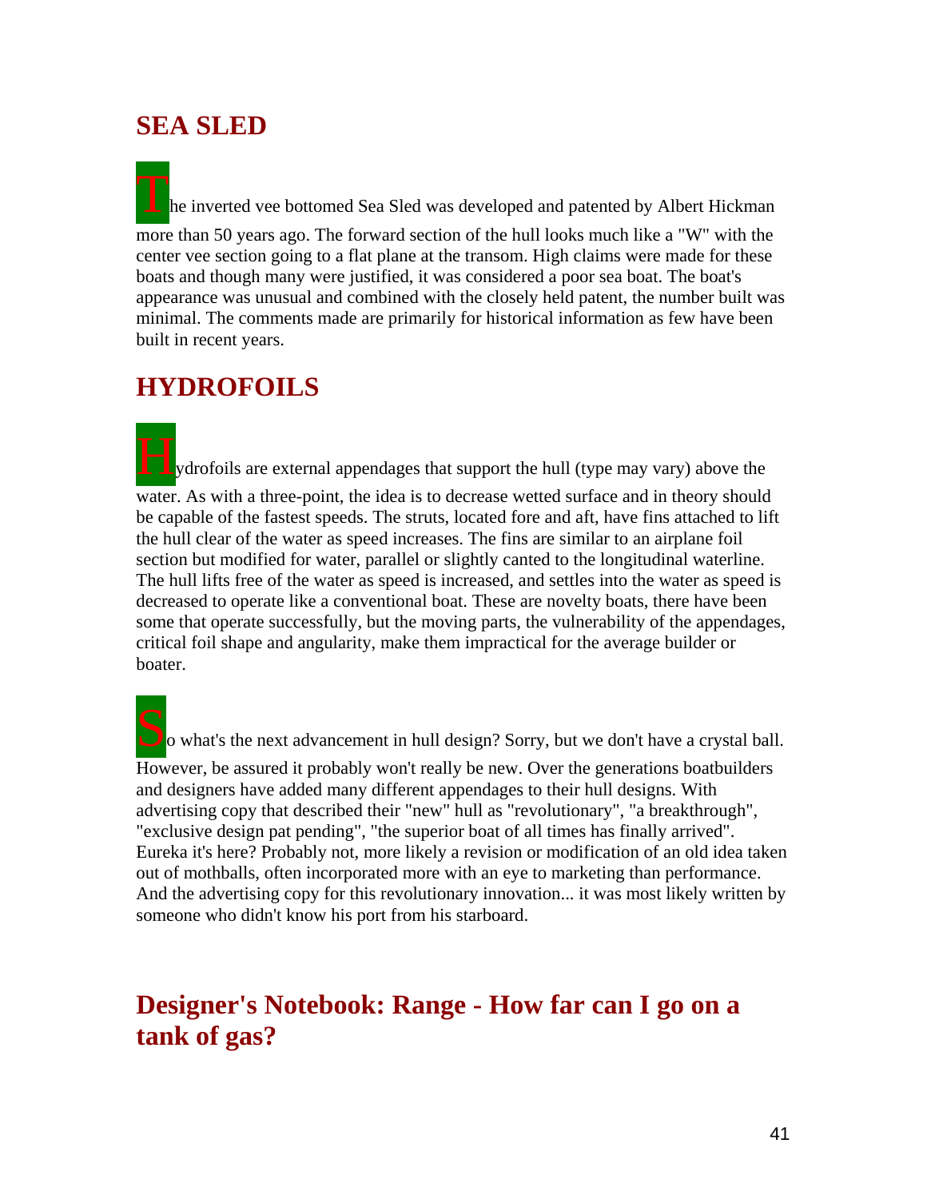## SEA SLED

The inverted vee bottomed Sea Sled was developed and patented by Albert Hickman more than 50 years ago. The forward section of the hull looks much like a "W" with the center vee section going to a flat plane at the transom. High claims were made for these boats and though many were justified, it was considered a poor sea boat. The boat's appearance was unusual and combined with the closely held patent, the number built was minimal. The comments made are primarily for historical information as few have been built in recent years.

## HYDROFOILS

Hydrofoils are external appendages that support the hull (type may vary) above the water. As with a three-point, the idea is to decrease wetted surface and in theory should be capable of the fastest speeds. The struts, located fore and aft, have fins attached to lift the hull clear of the water as speed increases. The fins are similar to an airplane foil section but modified for water, parallel or slightly canted to the longitudinal waterline. The hull lifts free of the water as speed is increased, and settles into the water as speed is decreased to operate like a conventional boat. These are novelty boats, there have been some that operate successfully, but the moving parts, the vulnerability of the appendages, critical foil shape and angularity, make them impractical for the average builder or boater.

So what's the next advancement in hull design? Sorry, but we don't have a crystal ball. However, be assured it probably won't really be new. Over the generations boatbuilders and designers have added many different appendages to their hull designs. With advertising copy that described their "new" hull as "revolutionary", "a breakthrough", "exclusive design pat pending", "the superior boat of all times has finally arrived". Eureka it's here? Probably not, more likely a revision or modification of an old idea taken out of mothballs, often incorporated more with an eye to marketing than performance. And the advertising copy for this revolutionary innovation... it was most likely written by someone who didn't know his port from his starboard.

## Designer's Notebook: Range - How far can I go on a tank of gas?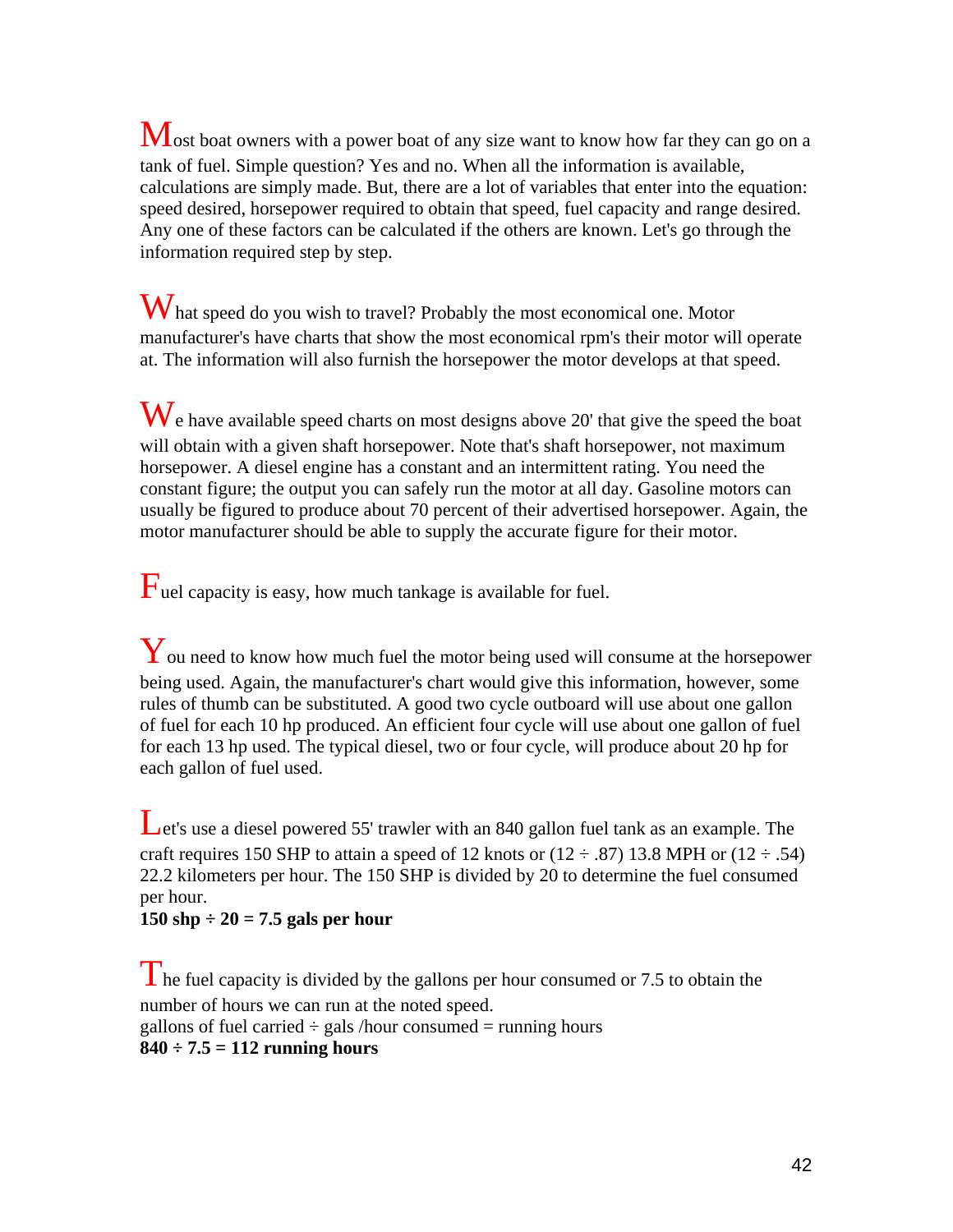Most boat owners with a power boat of any size want to know how far they can go on a tank of fuel. Simple question? Yes and no. When all the information is available, calculations are simply made. But, there are a lot of variables that enter into the equation: speed desired, horsepower required to obtain that speed, fuel capacity and range desired. Any one of these factors can be calculated if the others are known. Let's go through the information required step by step.

What speed do you wish to travel? Probably the most economical one. Motor manufacturer's have charts that show the most economical rpm's their motor will operate at. The information will also furnish the horsepower the motor develops at that speed.

We have available speed charts on most designs above 20' that give the speed the boat will obtain with a given shaft horsepower. Note that's shaft horsepower, not maximum horsepower. A diesel engine has a constant and an intermittent rating. You need the constant figure; the output you can safely run the motor at all day. Gasoline motors can usually be figured to produce about 70 percent of their advertised horsepower. Again, the motor manufacturer should be able to supply the accurate figure for their motor.

Fuel capacity is easy, how much tankage is available for fuel.

You need to know how much fuel the motor being used will consume at the horsepower being used. Again, the manufacturer's chart would give this information, however, some rules of thumb can be substituted. A good two cycle outboard will use about one gallon of fuel for each 10 hp produced. An efficient four cycle will use about one gallon of fuel for each 13 hp used. The typical diesel, two or four cycle, will produce about 20 hp for each gallon of fuel used.

Let's use a diesel powered 55' trawler with an 840 gallon fuel tank as an example. The craft requires 150 SHP to attain a speed of 12 knots or (12 ÷ .87) 13.8 MPH or (12 ÷ .54) 22.2 kilometers per hour. The 150 SHP is divided by 20 to determine the fuel consumed per hour.

**150 shp ÷ 20 = 7.5 gals per hour**

The fuel capacity is divided by the gallons per hour consumed or 7.5 to obtain the number of hours we can run at the noted speed.

gallons of fuel carried ÷ gals /hour consumed = running hours

**840 ÷ 7.5 = 112 running hours**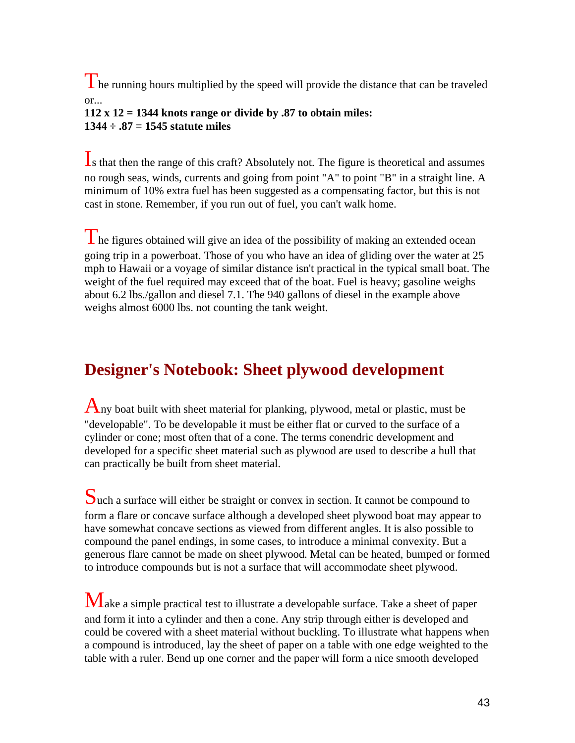The running hours multiplied by the speed will provide the distance that can be traveled or...
**112 x 12 = 1344 knots range or divide by .87 to obtain miles:**
**1344 ÷ .87 = 1545 statute miles**

Is that then the range of this craft? Absolutely not. The figure is theoretical and assumes no rough seas, winds, currents and going from point "A" to point "B" in a straight line. A minimum of 10% extra fuel has been suggested as a compensating factor, but this is not cast in stone. Remember, if you run out of fuel, you can't walk home.

The figures obtained will give an idea of the possibility of making an extended ocean going trip in a powerboat. Those of you who have an idea of gliding over the water at 25 mph to Hawaii or a voyage of similar distance isn't practical in the typical small boat. The weight of the fuel required may exceed that of the boat. Fuel is heavy; gasoline weighs about 6.2 lbs./gallon and diesel 7.1. The 940 gallons of diesel in the example above weighs almost 6000 lbs. not counting the tank weight.

## Designer's Notebook: Sheet plywood development

Any boat built with sheet material for planking, plywood, metal or plastic, must be "developable". To be developable it must be either flat or curved to the surface of a cylinder or cone; most often that of a cone. The terms conendric development and developed for a specific sheet material such as plywood are used to describe a hull that can practically be built from sheet material.

Such a surface will either be straight or convex in section. It cannot be compound to form a flare or concave surface although a developed sheet plywood boat may appear to have somewhat concave sections as viewed from different angles. It is also possible to compound the panel endings, in some cases, to introduce a minimal convexity. But a generous flare cannot be made on sheet plywood. Metal can be heated, bumped or formed to introduce compounds but is not a surface that will accommodate sheet plywood.

Make a simple practical test to illustrate a developable surface. Take a sheet of paper and form it into a cylinder and then a cone. Any strip through either is developed and could be covered with a sheet material without buckling. To illustrate what happens when a compound is introduced, lay the sheet of paper on a table with one edge weighted to the table with a ruler. Bend up one corner and the paper will form a nice smooth developed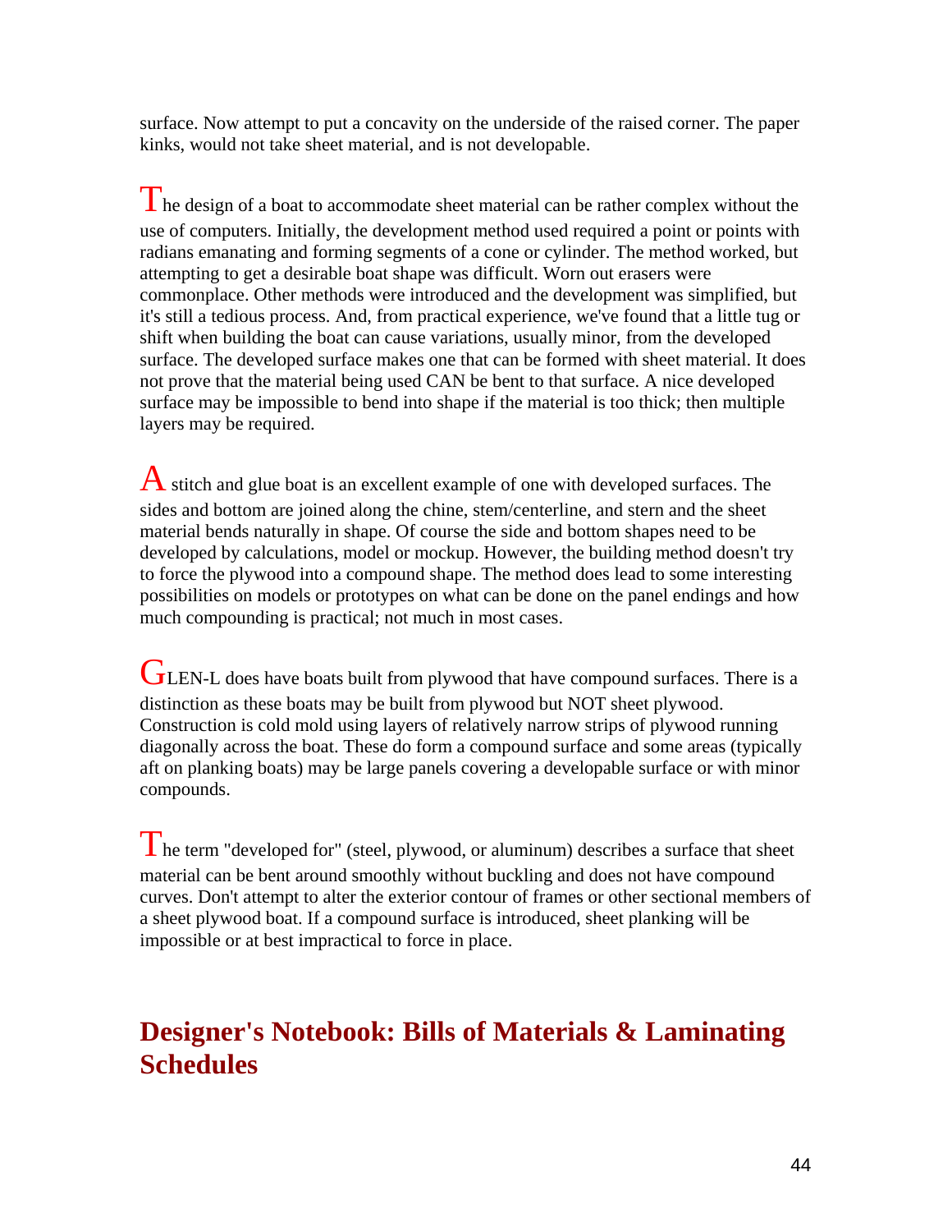surface. Now attempt to put a concavity on the underside of the raised corner. The paper kinks, would not take sheet material, and is not developable.

The design of a boat to accommodate sheet material can be rather complex without the use of computers. Initially, the development method used required a point or points with radians emanating and forming segments of a cone or cylinder. The method worked, but attempting to get a desirable boat shape was difficult. Worn out erasers were commonplace. Other methods were introduced and the development was simplified, but it's still a tedious process. And, from practical experience, we've found that a little tug or shift when building the boat can cause variations, usually minor, from the developed surface. The developed surface makes one that can be formed with sheet material. It does not prove that the material being used CAN be bent to that surface. A nice developed surface may be impossible to bend into shape if the material is too thick; then multiple layers may be required.

A stitch and glue boat is an excellent example of one with developed surfaces. The sides and bottom are joined along the chine, stem/centerline, and stern and the sheet material bends naturally in shape. Of course the side and bottom shapes need to be developed by calculations, model or mockup. However, the building method doesn't try to force the plywood into a compound shape. The method does lead to some interesting possibilities on models or prototypes on what can be done on the panel endings and how much compounding is practical; not much in most cases.

GLEN-L does have boats built from plywood that have compound surfaces. There is a distinction as these boats may be built from plywood but NOT sheet plywood. Construction is cold mold using layers of relatively narrow strips of plywood running diagonally across the boat. These do form a compound surface and some areas (typically aft on planking boats) may be large panels covering a developable surface or with minor compounds.

The term "developed for" (steel, plywood, or aluminum) describes a surface that sheet material can be bent around smoothly without buckling and does not have compound curves. Don't attempt to alter the exterior contour of frames or other sectional members of a sheet plywood boat. If a compound surface is introduced, sheet planking will be impossible or at best impractical to force in place.

## Designer's Notebook: Bills of Materials & Laminating Schedules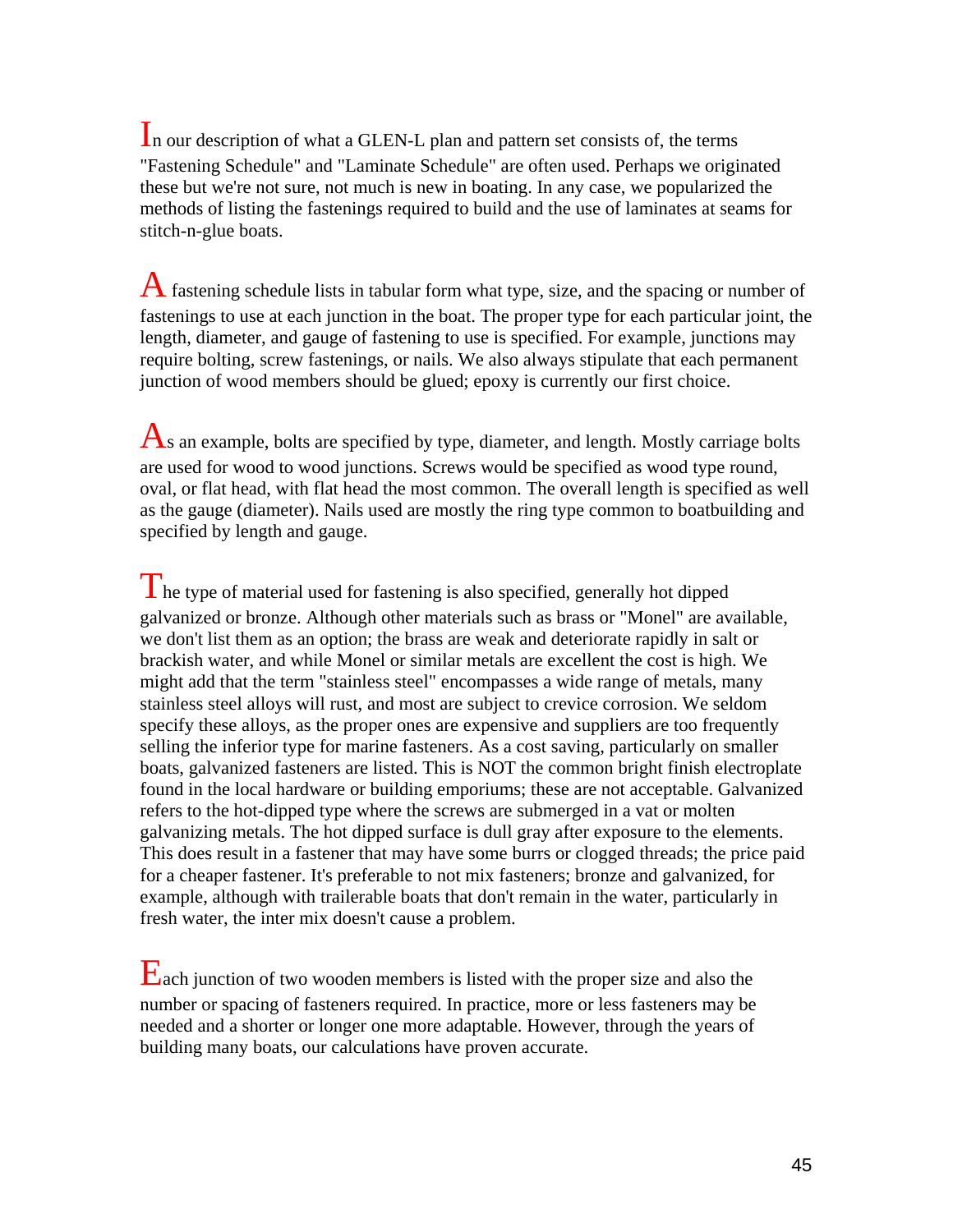In our description of what a GLEN-L plan and pattern set consists of, the terms "Fastening Schedule" and "Laminate Schedule" are often used. Perhaps we originated these but we're not sure, not much is new in boating. In any case, we popularized the methods of listing the fastenings required to build and the use of laminates at seams for stitch-n-glue boats.

A fastening schedule lists in tabular form what type, size, and the spacing or number of fastenings to use at each junction in the boat. The proper type for each particular joint, the length, diameter, and gauge of fastening to use is specified. For example, junctions may require bolting, screw fastenings, or nails. We also always stipulate that each permanent junction of wood members should be glued; epoxy is currently our first choice.

As an example, bolts are specified by type, diameter, and length. Mostly carriage bolts are used for wood to wood junctions. Screws would be specified as wood type round, oval, or flat head, with flat head the most common. The overall length is specified as well as the gauge (diameter). Nails used are mostly the ring type common to boatbuilding and specified by length and gauge.

The type of material used for fastening is also specified, generally hot dipped galvanized or bronze. Although other materials such as brass or "Monel" are available, we don't list them as an option; the brass are weak and deteriorate rapidly in salt or brackish water, and while Monel or similar metals are excellent the cost is high. We might add that the term "stainless steel" encompasses a wide range of metals, many stainless steel alloys will rust, and most are subject to crevice corrosion. We seldom specify these alloys, as the proper ones are expensive and suppliers are too frequently selling the inferior type for marine fasteners. As a cost saving, particularly on smaller boats, galvanized fasteners are listed. This is NOT the common bright finish electroplate found in the local hardware or building emporiums; these are not acceptable. Galvanized refers to the hot-dipped type where the screws are submerged in a vat or molten galvanizing metals. The hot dipped surface is dull gray after exposure to the elements. This does result in a fastener that may have some burrs or clogged threads; the price paid for a cheaper fastener. It's preferable to not mix fasteners; bronze and galvanized, for example, although with trailerable boats that don't remain in the water, particularly in fresh water, the inter mix doesn't cause a problem.

Each junction of two wooden members is listed with the proper size and also the number or spacing of fasteners required. In practice, more or less fasteners may be needed and a shorter or longer one more adaptable. However, through the years of building many boats, our calculations have proven accurate.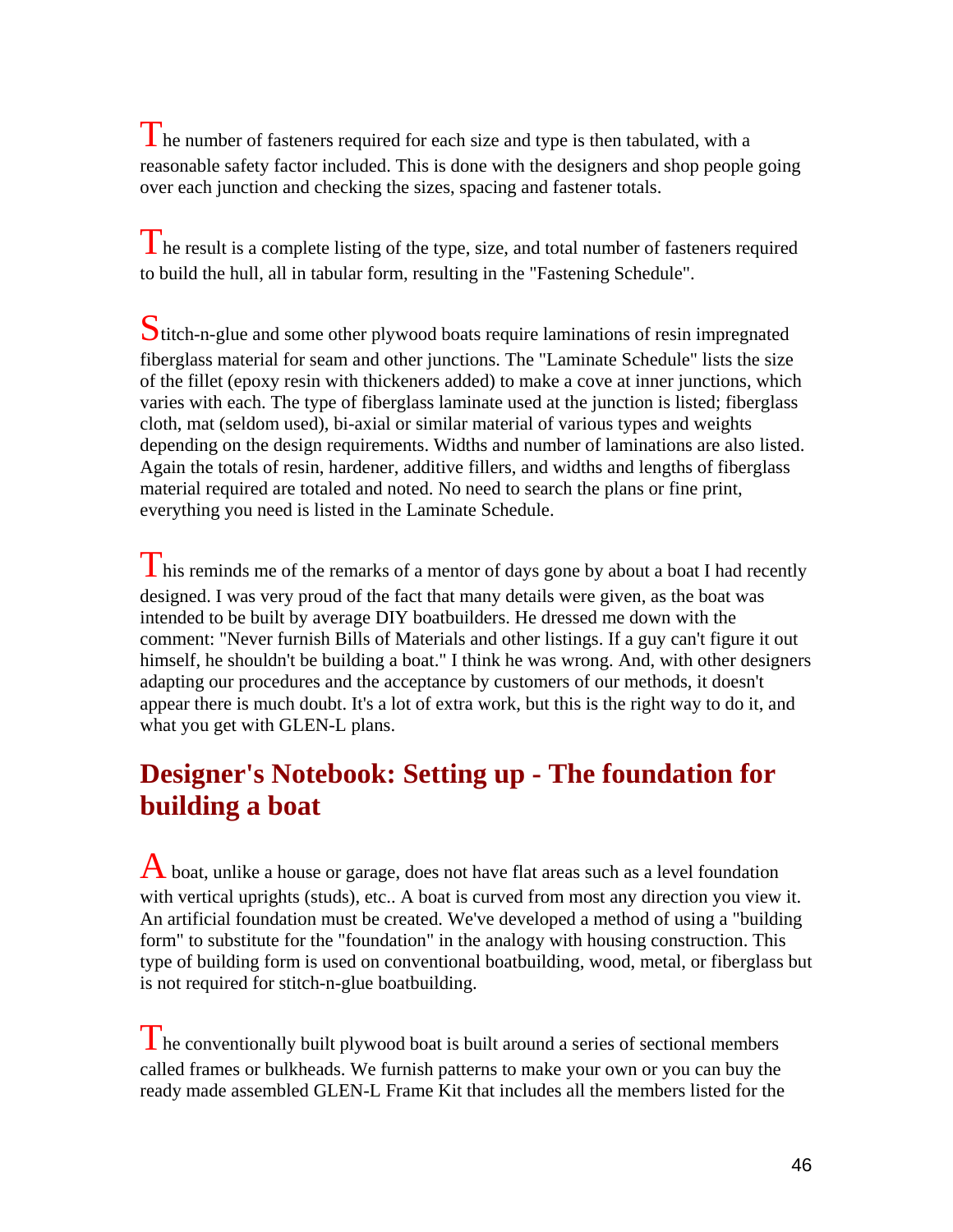The number of fasteners required for each size and type is then tabulated, with a reasonable safety factor included. This is done with the designers and shop people going over each junction and checking the sizes, spacing and fastener totals.

The result is a complete listing of the type, size, and total number of fasteners required to build the hull, all in tabular form, resulting in the "Fastening Schedule".

Stitch-n-glue and some other plywood boats require laminations of resin impregnated fiberglass material for seam and other junctions. The "Laminate Schedule" lists the size of the fillet (epoxy resin with thickeners added) to make a cove at inner junctions, which varies with each. The type of fiberglass laminate used at the junction is listed; fiberglass cloth, mat (seldom used), bi-axial or similar material of various types and weights depending on the design requirements. Widths and number of laminations are also listed. Again the totals of resin, hardener, additive fillers, and widths and lengths of fiberglass material required are totaled and noted. No need to search the plans or fine print, everything you need is listed in the Laminate Schedule.

This reminds me of the remarks of a mentor of days gone by about a boat I had recently designed. I was very proud of the fact that many details were given, as the boat was intended to be built by average DIY boatbuilders. He dressed me down with the comment: "Never furnish Bills of Materials and other listings. If a guy can't figure it out himself, he shouldn't be building a boat." I think he was wrong. And, with other designers adapting our procedures and the acceptance by customers of our methods, it doesn't appear there is much doubt. It's a lot of extra work, but this is the right way to do it, and what you get with GLEN-L plans.

## Designer's Notebook: Setting up - The foundation for building a boat

A boat, unlike a house or garage, does not have flat areas such as a level foundation with vertical uprights (studs), etc.. A boat is curved from most any direction you view it. An artificial foundation must be created. We've developed a method of using a "building form" to substitute for the "foundation" in the analogy with housing construction. This type of building form is used on conventional boatbuilding, wood, metal, or fiberglass but is not required for stitch-n-glue boatbuilding.

The conventionally built plywood boat is built around a series of sectional members called frames or bulkheads. We furnish patterns to make your own or you can buy the ready made assembled GLEN-L Frame Kit that includes all the members listed for the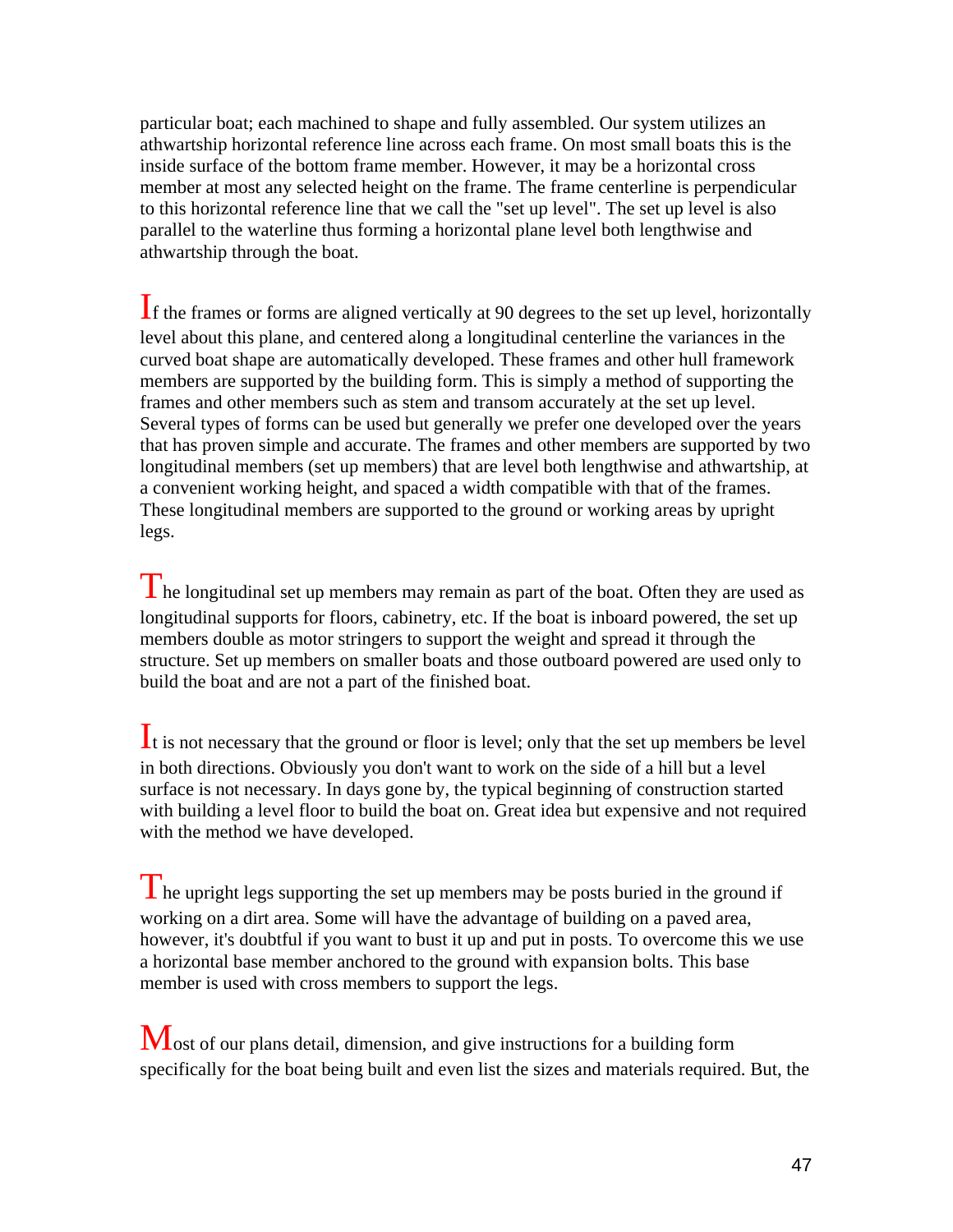particular boat; each machined to shape and fully assembled. Our system utilizes an athwartship horizontal reference line across each frame. On most small boats this is the inside surface of the bottom frame member. However, it may be a horizontal cross member at most any selected height on the frame. The frame centerline is perpendicular to this horizontal reference line that we call the "set up level". The set up level is also parallel to the waterline thus forming a horizontal plane level both lengthwise and athwartship through the boat.

If the frames or forms are aligned vertically at 90 degrees to the set up level, horizontally level about this plane, and centered along a longitudinal centerline the variances in the curved boat shape are automatically developed. These frames and other hull framework members are supported by the building form. This is simply a method of supporting the frames and other members such as stem and transom accurately at the set up level. Several types of forms can be used but generally we prefer one developed over the years that has proven simple and accurate. The frames and other members are supported by two longitudinal members (set up members) that are level both lengthwise and athwartship, at a convenient working height, and spaced a width compatible with that of the frames. These longitudinal members are supported to the ground or working areas by upright legs.

The longitudinal set up members may remain as part of the boat. Often they are used as longitudinal supports for floors, cabinetry, etc. If the boat is inboard powered, the set up members double as motor stringers to support the weight and spread it through the structure. Set up members on smaller boats and those outboard powered are used only to build the boat and are not a part of the finished boat.

It is not necessary that the ground or floor is level; only that the set up members be level in both directions. Obviously you don't want to work on the side of a hill but a level surface is not necessary. In days gone by, the typical beginning of construction started with building a level floor to build the boat on. Great idea but expensive and not required with the method we have developed.

The upright legs supporting the set up members may be posts buried in the ground if working on a dirt area. Some will have the advantage of building on a paved area, however, it's doubtful if you want to bust it up and put in posts. To overcome this we use a horizontal base member anchored to the ground with expansion bolts. This base member is used with cross members to support the legs.

Most of our plans detail, dimension, and give instructions for a building form specifically for the boat being built and even list the sizes and materials required. But, the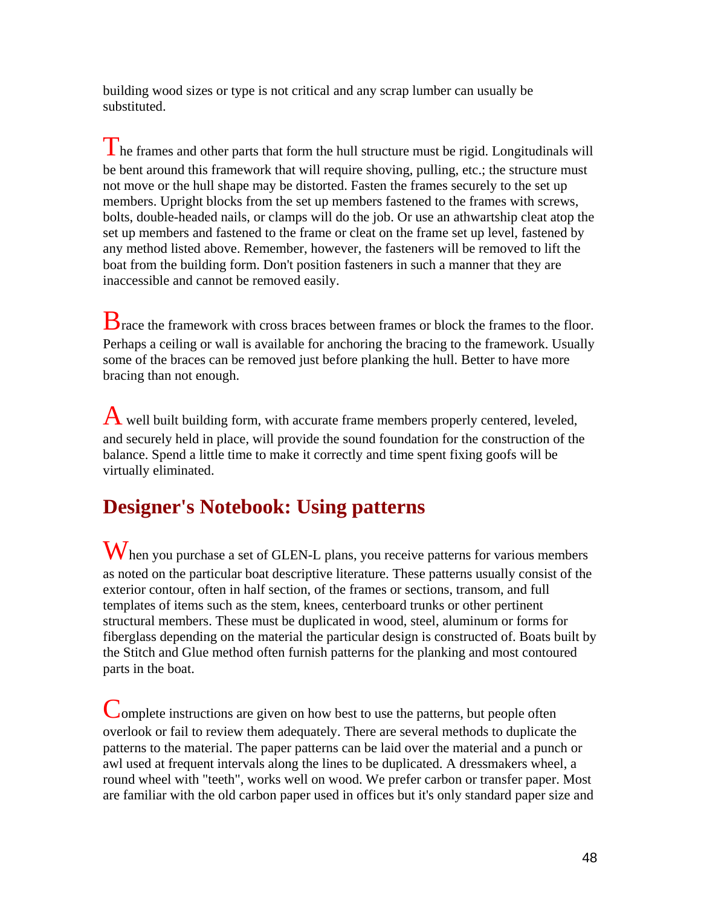building wood sizes or type is not critical and any scrap lumber can usually be substituted.

The frames and other parts that form the hull structure must be rigid. Longitudinals will be bent around this framework that will require shoving, pulling, etc.; the structure must not move or the hull shape may be distorted. Fasten the frames securely to the set up members. Upright blocks from the set up members fastened to the frames with screws, bolts, double-headed nails, or clamps will do the job. Or use an athwartship cleat atop the set up members and fastened to the frame or cleat on the frame set up level, fastened by any method listed above. Remember, however, the fasteners will be removed to lift the boat from the building form. Don't position fasteners in such a manner that they are inaccessible and cannot be removed easily.

Brace the framework with cross braces between frames or block the frames to the floor. Perhaps a ceiling or wall is available for anchoring the bracing to the framework. Usually some of the braces can be removed just before planking the hull. Better to have more bracing than not enough.

A well built building form, with accurate frame members properly centered, leveled, and securely held in place, will provide the sound foundation for the construction of the balance. Spend a little time to make it correctly and time spent fixing goofs will be virtually eliminated.

## Designer's Notebook: Using patterns

When you purchase a set of GLEN-L plans, you receive patterns for various members as noted on the particular boat descriptive literature. These patterns usually consist of the exterior contour, often in half section, of the frames or sections, transom, and full templates of items such as the stem, knees, centerboard trunks or other pertinent structural members. These must be duplicated in wood, steel, aluminum or forms for fiberglass depending on the material the particular design is constructed of. Boats built by the Stitch and Glue method often furnish patterns for the planking and most contoured parts in the boat.

Complete instructions are given on how best to use the patterns, but people often overlook or fail to review them adequately. There are several methods to duplicate the patterns to the material. The paper patterns can be laid over the material and a punch or awl used at frequent intervals along the lines to be duplicated. A dressmakers wheel, a round wheel with "teeth", works well on wood. We prefer carbon or transfer paper. Most are familiar with the old carbon paper used in offices but it's only standard paper size and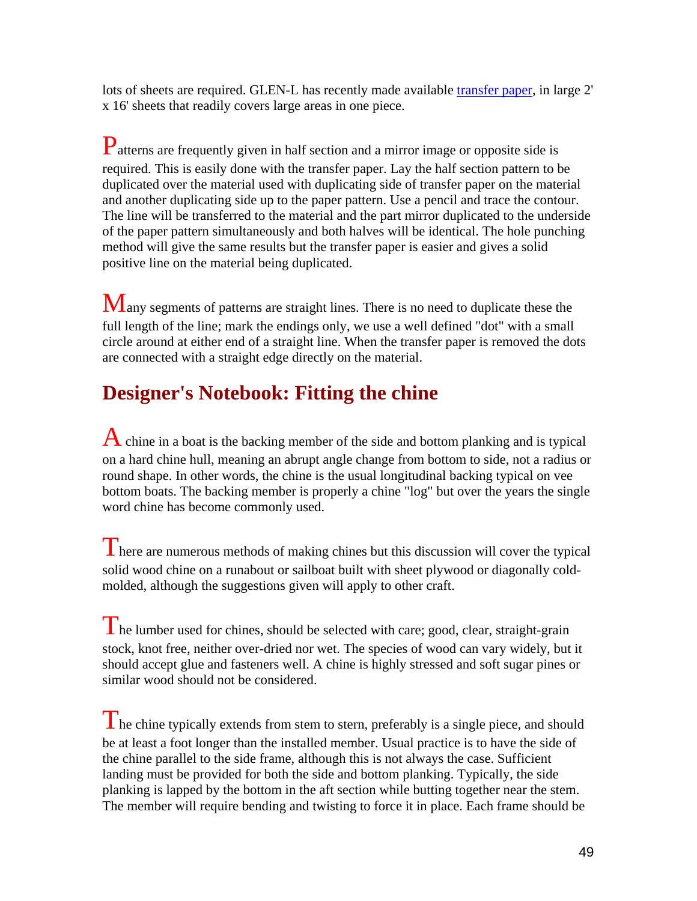lots of sheets are required. GLEN-L has recently made available [transfer paper](), in large 2' x 16' sheets that readily covers large areas in one piece.

Patterns are frequently given in half section and a mirror image or opposite side is required. This is easily done with the transfer paper. Lay the half section pattern to be duplicated over the material used with duplicating side of transfer paper on the material and another duplicating side up to the paper pattern. Use a pencil and trace the contour. The line will be transferred to the material and the part mirror duplicated to the underside of the paper pattern simultaneously and both halves will be identical. The hole punching method will give the same results but the transfer paper is easier and gives a solid positive line on the material being duplicated.

Many segments of patterns are straight lines. There is no need to duplicate these the full length of the line; mark the endings only, we use a well defined "dot" with a small circle around at either end of a straight line. When the transfer paper is removed the dots are connected with a straight edge directly on the material.

## Designer's Notebook: Fitting the chine

A chine in a boat is the backing member of the side and bottom planking and is typical on a hard chine hull, meaning an abrupt angle change from bottom to side, not a radius or round shape. In other words, the chine is the usual longitudinal backing typical on vee bottom boats. The backing member is properly a chine "log" but over the years the single word chine has become commonly used.

There are numerous methods of making chines but this discussion will cover the typical solid wood chine on a runabout or sailboat built with sheet plywood or diagonally cold-molded, although the suggestions given will apply to other craft.

The lumber used for chines, should be selected with care; good, clear, straight-grain stock, knot free, neither over-dried nor wet. The species of wood can vary widely, but it should accept glue and fasteners well. A chine is highly stressed and soft sugar pines or similar wood should not be considered.

The chine typically extends from stem to stern, preferably is a single piece, and should be at least a foot longer than the installed member. Usual practice is to have the side of the chine parallel to the side frame, although this is not always the case. Sufficient landing must be provided for both the side and bottom planking. Typically, the side planking is lapped by the bottom in the aft section while butting together near the stem. The member will require bending and twisting to force it in place. Each frame should be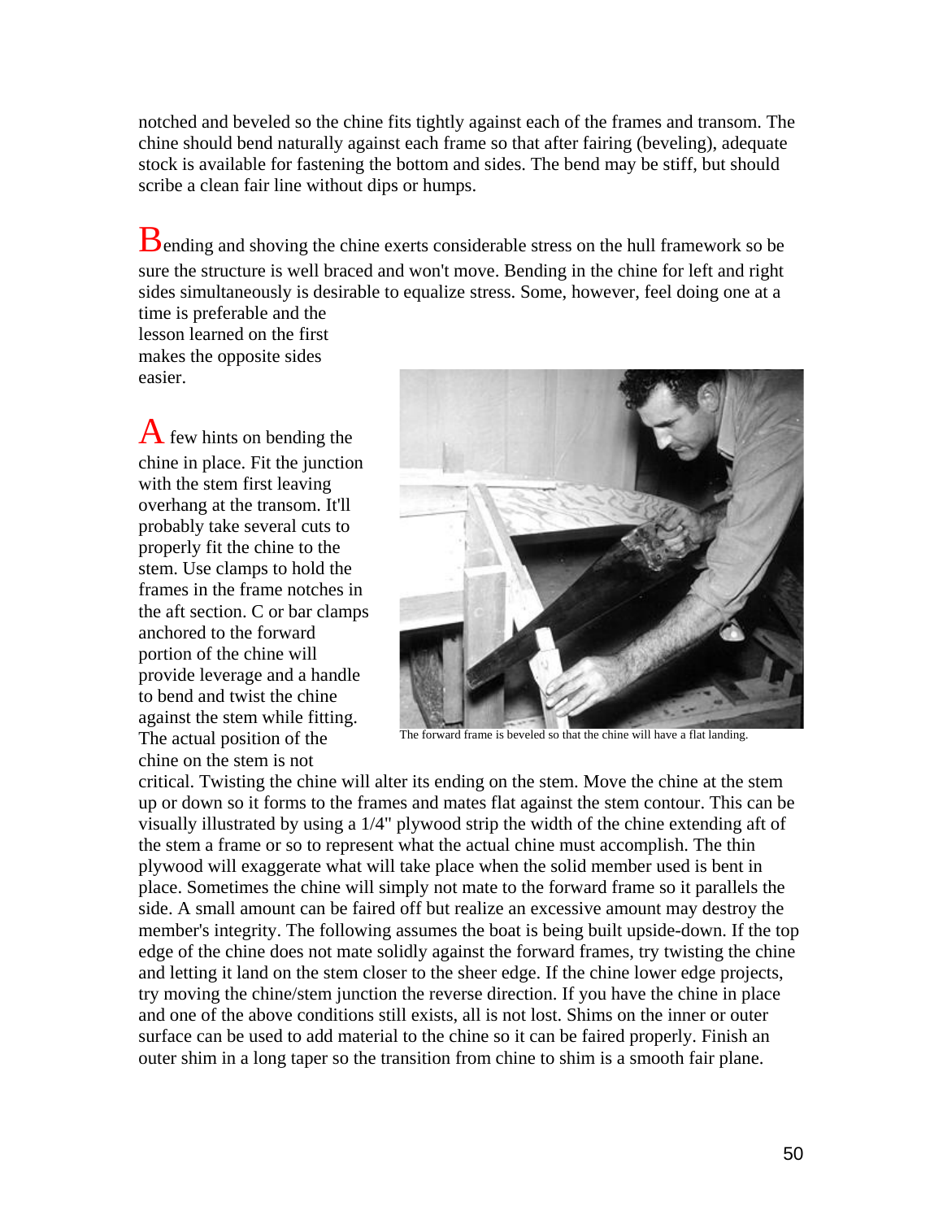notched and beveled so the chine fits tightly against each of the frames and transom. The chine should bend naturally against each frame so that after fairing (beveling), adequate stock is available for fastening the bottom and sides. The bend may be stiff, but should scribe a clean fair line without dips or humps.

Bending and shoving the chine exerts considerable stress on the hull framework so be sure the structure is well braced and won't move. Bending in the chine for left and right sides simultaneously is desirable to equalize stress. Some, however, feel doing one at a time is preferable and the lesson learned on the first makes the opposite sides easier.

A few hints on bending the chine in place. Fit the junction with the stem first leaving overhang at the transom. It'll probably take several cuts to properly fit the chine to the stem. Use clamps to hold the frames in the frame notches in the aft section. C or bar clamps anchored to the forward portion of the chine will provide leverage and a handle to bend and twist the chine against the stem while fitting. The actual position of the chine on the stem is not critical. Twisting the chine will alter its ending on the stem. Move the chine at the stem up or down so it forms to the frames and mates flat against the stem contour. This can be visually illustrated by using a 1/4" plywood strip the width of the chine extending aft of the stem a frame or so to represent what the actual chine must accomplish. The thin plywood will exaggerate what will take place when the solid member used is bent in place. Sometimes the chine will simply not mate to the forward frame so it parallels the side. A small amount can be faired off but realize an excessive amount may destroy the member's integrity. The following assumes the boat is being built upside-down. If the top edge of the chine does not mate solidly against the forward frames, try twisting the chine and letting it land on the stem closer to the sheer edge. If the chine lower edge projects, try moving the chine/stem junction the reverse direction. If you have the chine in place and one of the above conditions still exists, all is not lost. Shims on the inner or outer surface can be used to add material to the chine so it can be faired properly. Finish an outer shim in a long taper so the transition from chine to shim is a smooth fair plane.

The forward frame is beveled so that the chine will have a flat landing.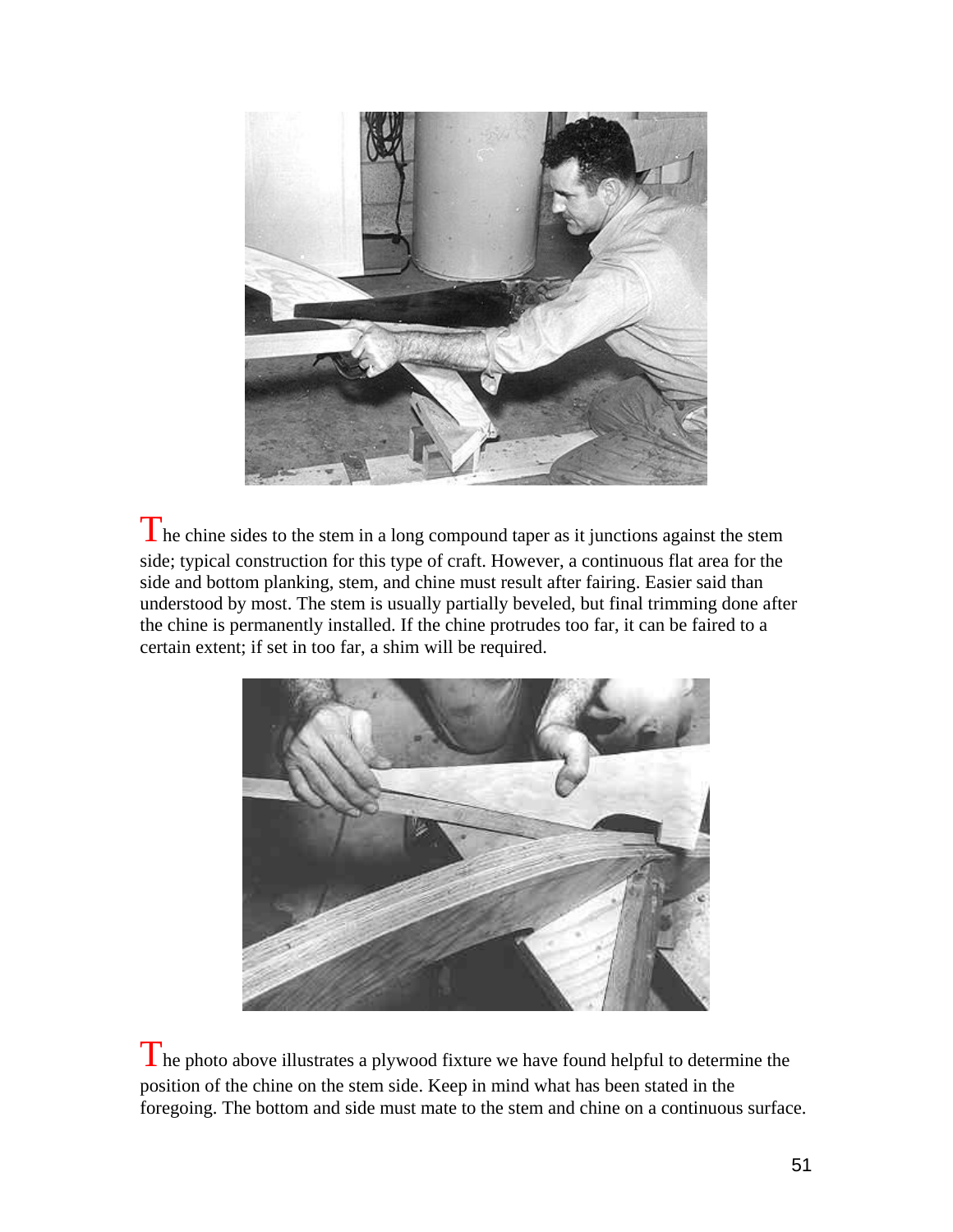The chine sides to the stem in a long compound taper as it junctions against the stem side; typical construction for this type of craft. However, a continuous flat area for the side and bottom planking, stem, and chine must result after fairing. Easier said than understood by most. The stem is usually partially beveled, but final trimming done after the chine is permanently installed. If the chine protrudes too far, it can be faired to a certain extent; if set in too far, a shim will be required.

The photo above illustrates a plywood fixture we have found helpful to determine the position of the chine on the stem side. Keep in mind what has been stated in the foregoing. The bottom and side must mate to the stem and chine on a continuous surface.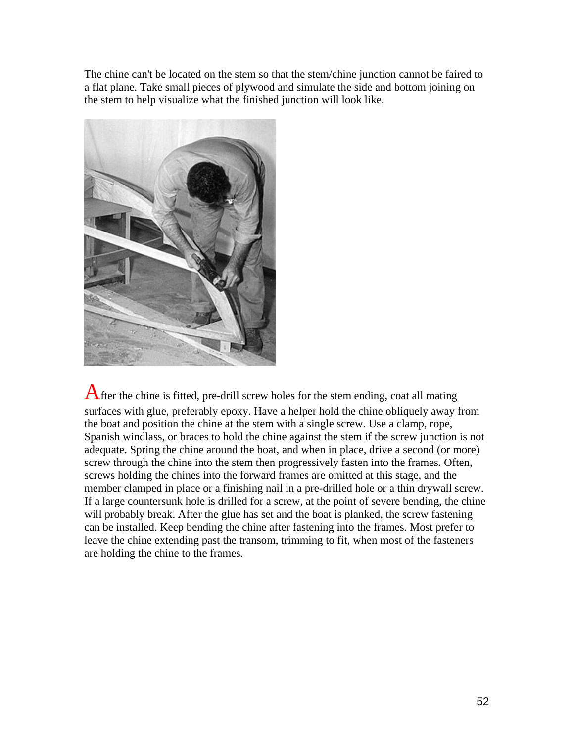The chine can't be located on the stem so that the stem/chine junction cannot be faired to a flat plane. Take small pieces of plywood and simulate the side and bottom joining on the stem to help visualize what the finished junction will look like.

After the chine is fitted, pre-drill screw holes for the stem ending, coat all mating surfaces with glue, preferably epoxy. Have a helper hold the chine obliquely away from the boat and position the chine at the stem with a single screw. Use a clamp, rope, Spanish windlass, or braces to hold the chine against the stem if the screw junction is not adequate. Spring the chine around the boat, and when in place, drive a second (or more) screw through the chine into the stem then progressively fasten into the frames. Often, screws holding the chines into the forward frames are omitted at this stage, and the member clamped in place or a finishing nail in a pre-drilled hole or a thin drywall screw. If a large countersunk hole is drilled for a screw, at the point of severe bending, the chine will probably break. After the glue has set and the boat is planked, the screw fastening can be installed. Keep bending the chine after fastening into the frames. Most prefer to leave the chine extending past the transom, trimming to fit, when most of the fasteners are holding the chine to the frames.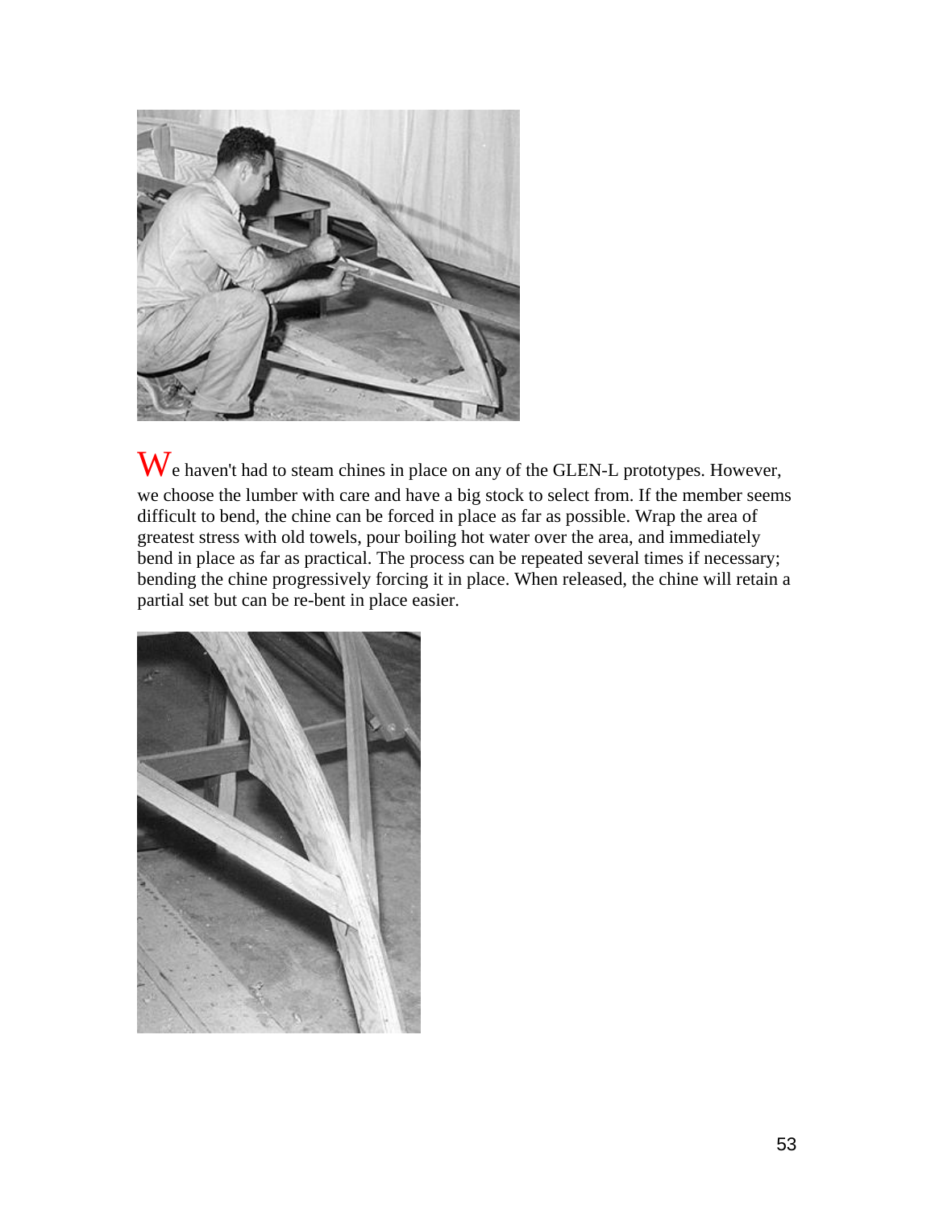We haven't had to steam chines in place on any of the GLEN-L prototypes. However, we choose the lumber with care and have a big stock to select from. If the member seems difficult to bend, the chine can be forced in place as far as possible. Wrap the area of greatest stress with old towels, pour boiling hot water over the area, and immediately bend in place as far as practical. The process can be repeated several times if necessary; bending the chine progressively forcing it in place. When released, the chine will retain a partial set but can be re-bent in place easier.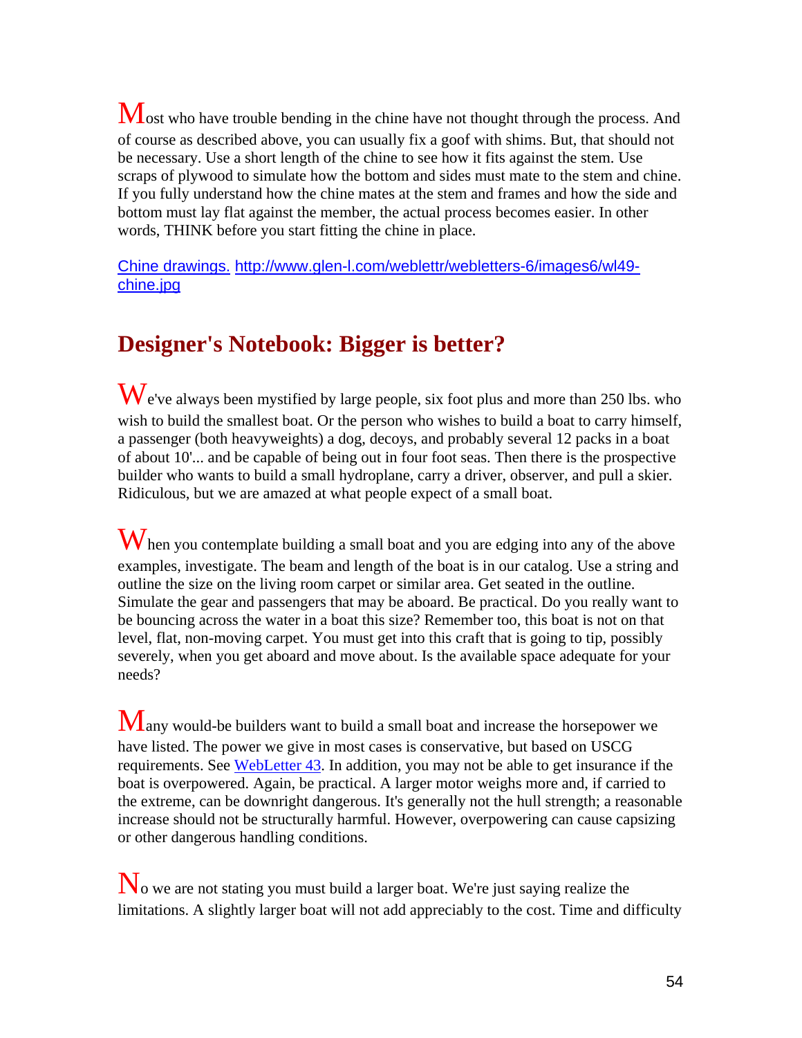Most who have trouble bending in the chine have not thought through the process. And of course as described above, you can usually fix a goof with shims. But, that should not be necessary. Use a short length of the chine to see how it fits against the stem. Use scraps of plywood to simulate how the bottom and sides must mate to the stem and chine. If you fully understand how the chine mates at the stem and frames and how the side and bottom must lay flat against the member, the actual process becomes easier. In other words, THINK before you start fitting the chine in place.

[Chine drawings.](http://www.glen-l.com/weblettr/webletters-6/images6/wl49-chine.jpg) http://www.glen-l.com/weblettr/webletters-6/images6/wl49-chine.jpg

## Designer's Notebook: Bigger is better?

We've always been mystified by large people, six foot plus and more than 250 lbs. who wish to build the smallest boat. Or the person who wishes to build a boat to carry himself, a passenger (both heavyweights) a dog, decoys, and probably several 12 packs in a boat of about 10'... and be capable of being out in four foot seas. Then there is the prospective builder who wants to build a small hydroplane, carry a driver, observer, and pull a skier. Ridiculous, but we are amazed at what people expect of a small boat.

When you contemplate building a small boat and you are edging into any of the above examples, investigate. The beam and length of the boat is in our catalog. Use a string and outline the size on the living room carpet or similar area. Get seated in the outline. Simulate the gear and passengers that may be aboard. Be practical. Do you really want to be bouncing across the water in a boat this size? Remember too, this boat is not on that level, flat, non-moving carpet. You must get into this craft that is going to tip, possibly severely, when you get aboard and move about. Is the available space adequate for your needs?

Many would-be builders want to build a small boat and increase the horsepower we have listed. The power we give in most cases is conservative, but based on USCG requirements. See WebLetter 43. In addition, you may not be able to get insurance if the boat is overpowered. Again, be practical. A larger motor weighs more and, if carried to the extreme, can be downright dangerous. It's generally not the hull strength; a reasonable increase should not be structurally harmful. However, overpowering can cause capsizing or other dangerous handling conditions.

No we are not stating you must build a larger boat. We're just saying realize the limitations. A slightly larger boat will not add appreciably to the cost. Time and difficulty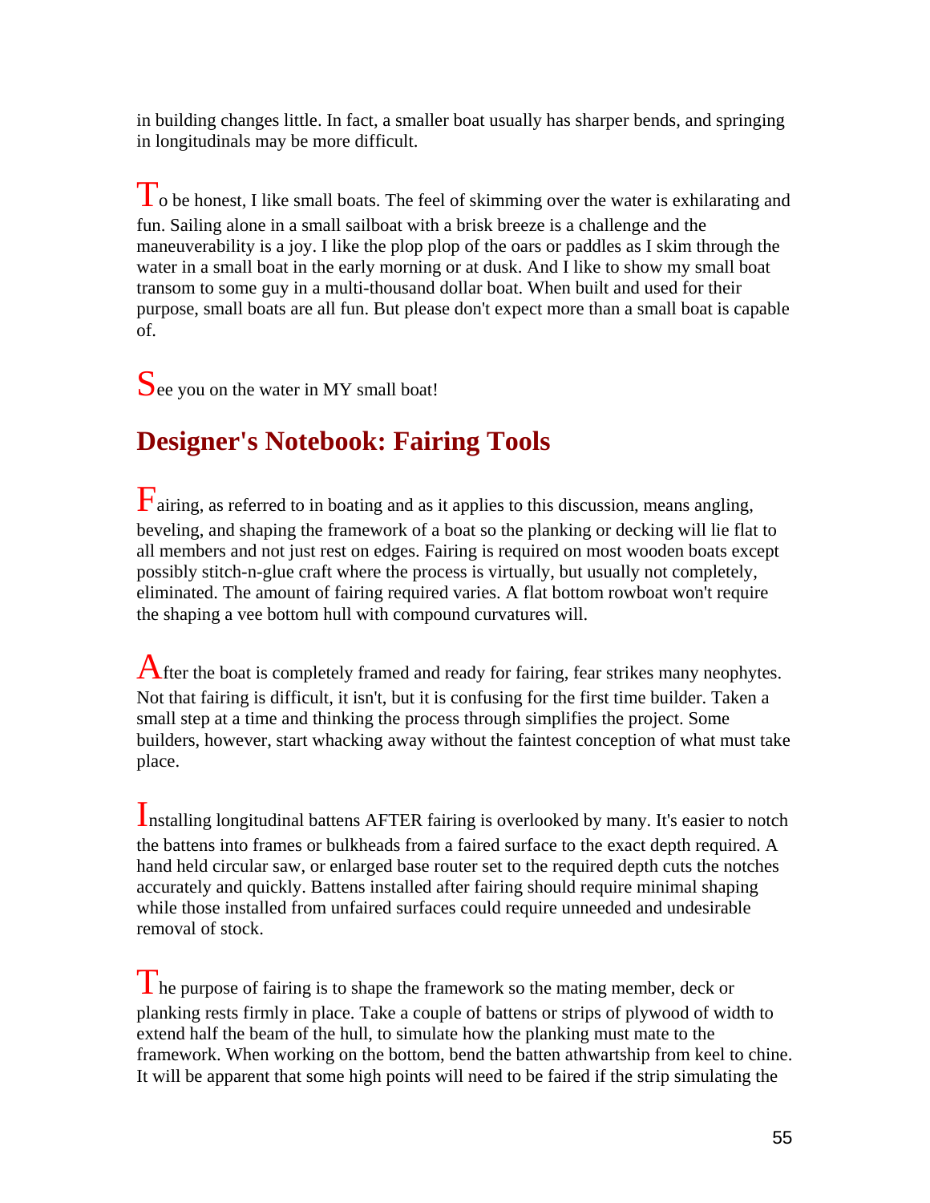in building changes little. In fact, a smaller boat usually has sharper bends, and springing in longitudinals may be more difficult.

To be honest, I like small boats. The feel of skimming over the water is exhilarating and fun. Sailing alone in a small sailboat with a brisk breeze is a challenge and the maneuverability is a joy. I like the plop plop of the oars or paddles as I skim through the water in a small boat in the early morning or at dusk. And I like to show my small boat transom to some guy in a multi-thousand dollar boat. When built and used for their purpose, small boats are all fun. But please don't expect more than a small boat is capable of.

See you on the water in MY small boat!

## Designer's Notebook: Fairing Tools

Fairing, as referred to in boating and as it applies to this discussion, means angling, beveling, and shaping the framework of a boat so the planking or decking will lie flat to all members and not just rest on edges. Fairing is required on most wooden boats except possibly stitch-n-glue craft where the process is virtually, but usually not completely, eliminated. The amount of fairing required varies. A flat bottom rowboat won't require the shaping a vee bottom hull with compound curvatures will.

After the boat is completely framed and ready for fairing, fear strikes many neophytes. Not that fairing is difficult, it isn't, but it is confusing for the first time builder. Taken a small step at a time and thinking the process through simplifies the project. Some builders, however, start whacking away without the faintest conception of what must take place.

Installing longitudinal battens AFTER fairing is overlooked by many. It's easier to notch the battens into frames or bulkheads from a faired surface to the exact depth required. A hand held circular saw, or enlarged base router set to the required depth cuts the notches accurately and quickly. Battens installed after fairing should require minimal shaping while those installed from unfaired surfaces could require unneeded and undesirable removal of stock.

The purpose of fairing is to shape the framework so the mating member, deck or planking rests firmly in place. Take a couple of battens or strips of plywood of width to extend half the beam of the hull, to simulate how the planking must mate to the framework. When working on the bottom, bend the batten athwartship from keel to chine. It will be apparent that some high points will need to be faired if the strip simulating the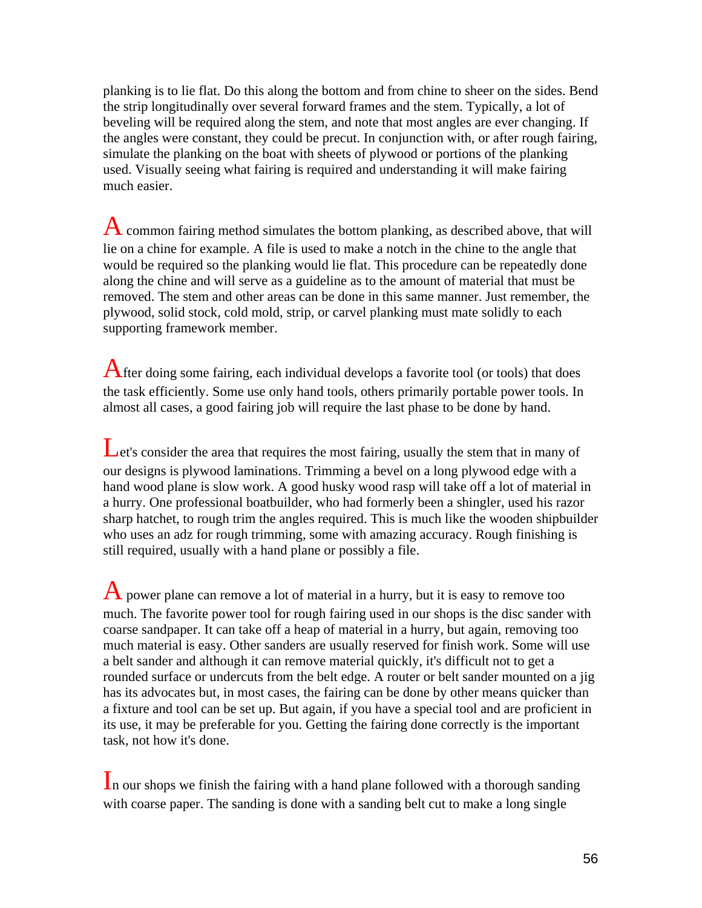planking is to lie flat. Do this along the bottom and from chine to sheer on the sides. Bend the strip longitudinally over several forward frames and the stem. Typically, a lot of beveling will be required along the stem, and note that most angles are ever changing. If the angles were constant, they could be precut. In conjunction with, or after rough fairing, simulate the planking on the boat with sheets of plywood or portions of the planking used. Visually seeing what fairing is required and understanding it will make fairing much easier.

A common fairing method simulates the bottom planking, as described above, that will lie on a chine for example. A file is used to make a notch in the chine to the angle that would be required so the planking would lie flat. This procedure can be repeatedly done along the chine and will serve as a guideline as to the amount of material that must be removed. The stem and other areas can be done in this same manner. Just remember, the plywood, solid stock, cold mold, strip, or carvel planking must mate solidly to each supporting framework member.

After doing some fairing, each individual develops a favorite tool (or tools) that does the task efficiently. Some use only hand tools, others primarily portable power tools. In almost all cases, a good fairing job will require the last phase to be done by hand.

Let's consider the area that requires the most fairing, usually the stem that in many of our designs is plywood laminations. Trimming a bevel on a long plywood edge with a hand wood plane is slow work. A good husky wood rasp will take off a lot of material in a hurry. One professional boatbuilder, who had formerly been a shingler, used his razor sharp hatchet, to rough trim the angles required. This is much like the wooden shipbuilder who uses an adz for rough trimming, some with amazing accuracy. Rough finishing is still required, usually with a hand plane or possibly a file.

A power plane can remove a lot of material in a hurry, but it is easy to remove too much. The favorite power tool for rough fairing used in our shops is the disc sander with coarse sandpaper. It can take off a heap of material in a hurry, but again, removing too much material is easy. Other sanders are usually reserved for finish work. Some will use a belt sander and although it can remove material quickly, it's difficult not to get a rounded surface or undercuts from the belt edge. A router or belt sander mounted on a jig has its advocates but, in most cases, the fairing can be done by other means quicker than a fixture and tool can be set up. But again, if you have a special tool and are proficient in its use, it may be preferable for you. Getting the fairing done correctly is the important task, not how it's done.

In our shops we finish the fairing with a hand plane followed with a thorough sanding with coarse paper. The sanding is done with a sanding belt cut to make a long single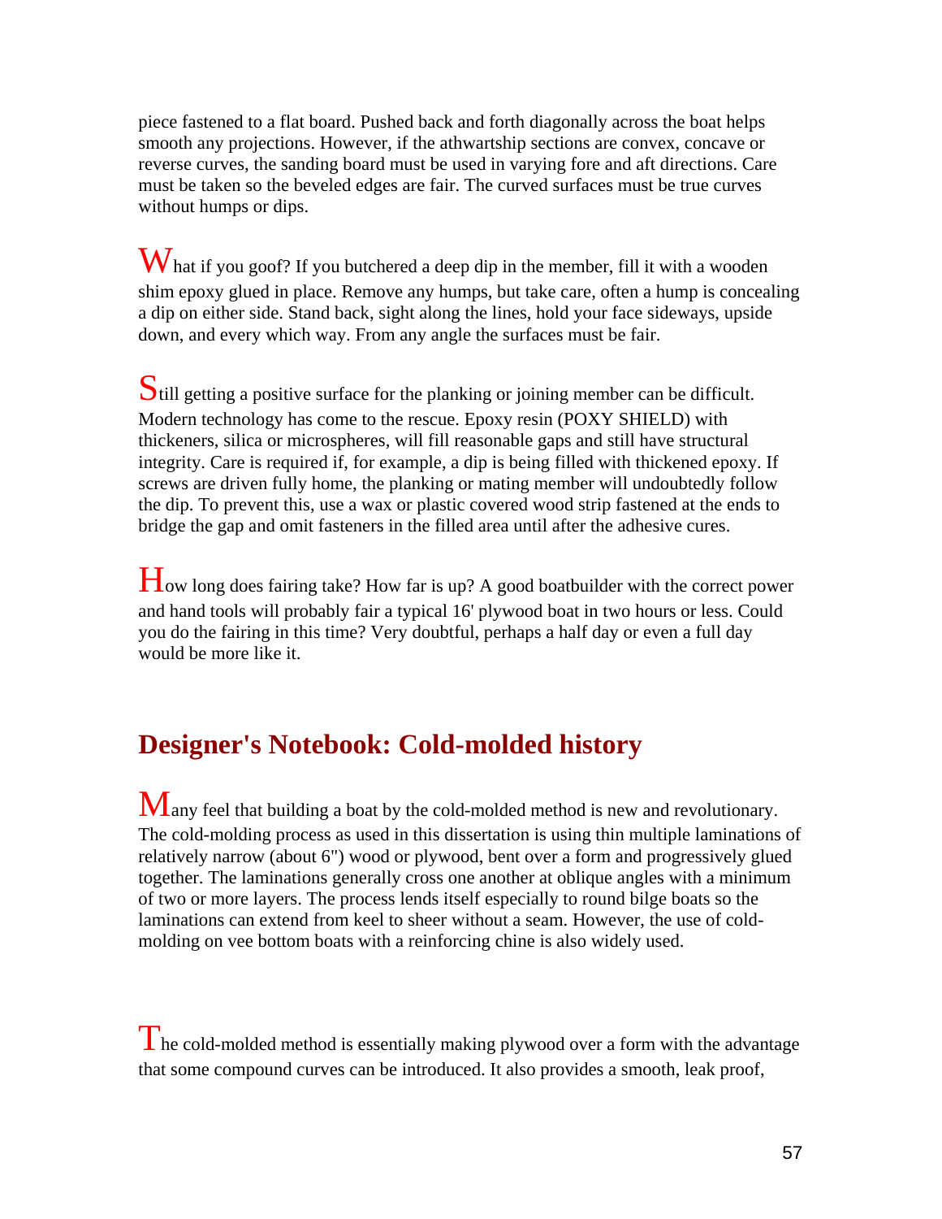piece fastened to a flat board. Pushed back and forth diagonally across the boat helps smooth any projections. However, if the athwartship sections are convex, concave or reverse curves, the sanding board must be used in varying fore and aft directions. Care must be taken so the beveled edges are fair. The curved surfaces must be true curves without humps or dips.

What if you goof? If you butchered a deep dip in the member, fill it with a wooden shim epoxy glued in place. Remove any humps, but take care, often a hump is concealing a dip on either side. Stand back, sight along the lines, hold your face sideways, upside down, and every which way. From any angle the surfaces must be fair.

Still getting a positive surface for the planking or joining member can be difficult. Modern technology has come to the rescue. Epoxy resin (POXY SHIELD) with thickeners, silica or microspheres, will fill reasonable gaps and still have structural integrity. Care is required if, for example, a dip is being filled with thickened epoxy. If screws are driven fully home, the planking or mating member will undoubtedly follow the dip. To prevent this, use a wax or plastic covered wood strip fastened at the ends to bridge the gap and omit fasteners in the filled area until after the adhesive cures.

How long does fairing take? How far is up? A good boatbuilder with the correct power and hand tools will probably fair a typical 16' plywood boat in two hours or less. Could you do the fairing in this time? Very doubtful, perhaps a half day or even a full day would be more like it.

## Designer's Notebook: Cold-molded history

Many feel that building a boat by the cold-molded method is new and revolutionary. The cold-molding process as used in this dissertation is using thin multiple laminations of relatively narrow (about 6") wood or plywood, bent over a form and progressively glued together. The laminations generally cross one another at oblique angles with a minimum of two or more layers. The process lends itself especially to round bilge boats so the laminations can extend from keel to sheer without a seam. However, the use of cold-molding on vee bottom boats with a reinforcing chine is also widely used.

The cold-molded method is essentially making plywood over a form with the advantage that some compound curves can be introduced. It also provides a smooth, leak proof,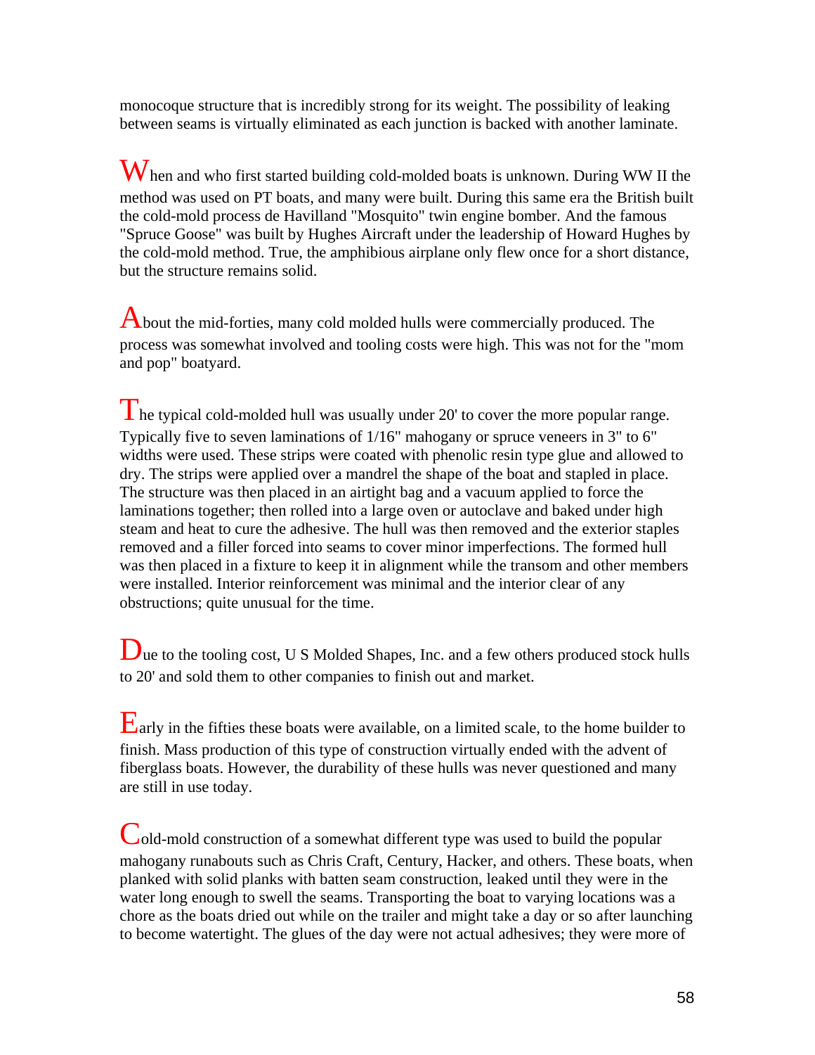monocoque structure that is incredibly strong for its weight. The possibility of leaking between seams is virtually eliminated as each junction is backed with another laminate.

When and who first started building cold-molded boats is unknown. During WW II the method was used on PT boats, and many were built. During this same era the British built the cold-mold process de Havilland "Mosquito" twin engine bomber. And the famous "Spruce Goose" was built by Hughes Aircraft under the leadership of Howard Hughes by the cold-mold method. True, the amphibious airplane only flew once for a short distance, but the structure remains solid.

About the mid-forties, many cold molded hulls were commercially produced. The process was somewhat involved and tooling costs were high. This was not for the "mom and pop" boatyard.

The typical cold-molded hull was usually under 20' to cover the more popular range. Typically five to seven laminations of 1/16" mahogany or spruce veneers in 3" to 6" widths were used. These strips were coated with phenolic resin type glue and allowed to dry. The strips were applied over a mandrel the shape of the boat and stapled in place. The structure was then placed in an airtight bag and a vacuum applied to force the laminations together; then rolled into a large oven or autoclave and baked under high steam and heat to cure the adhesive. The hull was then removed and the exterior staples removed and a filler forced into seams to cover minor imperfections. The formed hull was then placed in a fixture to keep it in alignment while the transom and other members were installed. Interior reinforcement was minimal and the interior clear of any obstructions; quite unusual for the time.

Due to the tooling cost, U S Molded Shapes, Inc. and a few others produced stock hulls to 20' and sold them to other companies to finish out and market.

Early in the fifties these boats were available, on a limited scale, to the home builder to finish. Mass production of this type of construction virtually ended with the advent of fiberglass boats. However, the durability of these hulls was never questioned and many are still in use today.

Cold-mold construction of a somewhat different type was used to build the popular mahogany runabouts such as Chris Craft, Century, Hacker, and others. These boats, when planked with solid planks with batten seam construction, leaked until they were in the water long enough to swell the seams. Transporting the boat to varying locations was a chore as the boats dried out while on the trailer and might take a day or so after launching to become watertight. The glues of the day were not actual adhesives; they were more of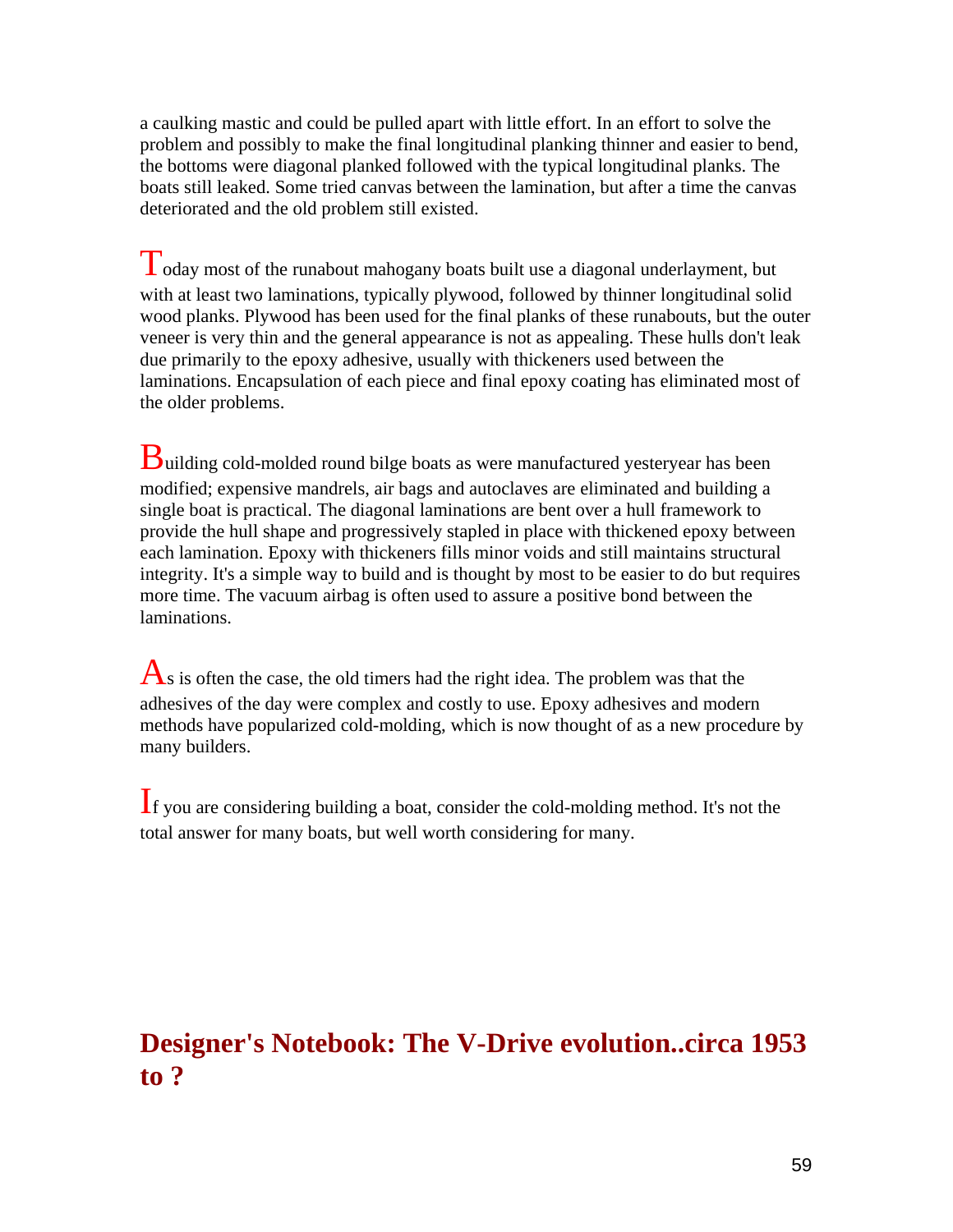a caulking mastic and could be pulled apart with little effort. In an effort to solve the problem and possibly to make the final longitudinal planking thinner and easier to bend, the bottoms were diagonal planked followed with the typical longitudinal planks. The boats still leaked. Some tried canvas between the lamination, but after a time the canvas deteriorated and the old problem still existed.

Today most of the runabout mahogany boats built use a diagonal underlayment, but with at least two laminations, typically plywood, followed by thinner longitudinal solid wood planks. Plywood has been used for the final planks of these runabouts, but the outer veneer is very thin and the general appearance is not as appealing. These hulls don't leak due primarily to the epoxy adhesive, usually with thickeners used between the laminations. Encapsulation of each piece and final epoxy coating has eliminated most of the older problems.

Building cold-molded round bilge boats as were manufactured yesteryear has been modified; expensive mandrels, air bags and autoclaves are eliminated and building a single boat is practical. The diagonal laminations are bent over a hull framework to provide the hull shape and progressively stapled in place with thickened epoxy between each lamination. Epoxy with thickeners fills minor voids and still maintains structural integrity. It's a simple way to build and is thought by most to be easier to do but requires more time. The vacuum airbag is often used to assure a positive bond between the laminations.

As is often the case, the old timers had the right idea. The problem was that the adhesives of the day were complex and costly to use. Epoxy adhesives and modern methods have popularized cold-molding, which is now thought of as a new procedure by many builders.

If you are considering building a boat, consider the cold-molding method. It's not the total answer for many boats, but well worth considering for many.

## Designer's Notebook: The V-Drive evolution..circa 1953 to ?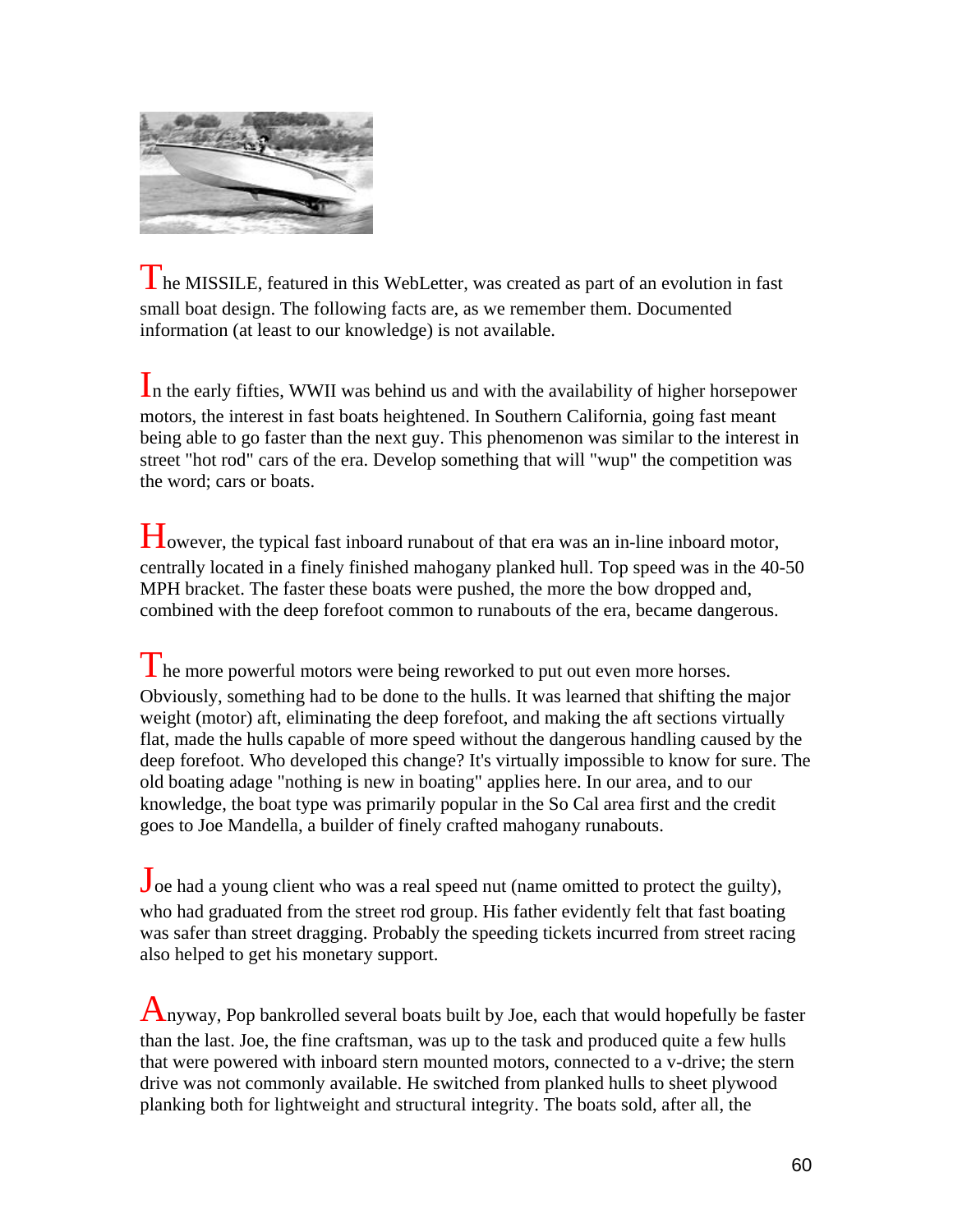The MISSILE, featured in this WebLetter, was created as part of an evolution in fast small boat design. The following facts are, as we remember them. Documented information (at least to our knowledge) is not available.

In the early fifties, WWII was behind us and with the availability of higher horsepower motors, the interest in fast boats heightened. In Southern California, going fast meant being able to go faster than the next guy. This phenomenon was similar to the interest in street "hot rod" cars of the era. Develop something that will "wup" the competition was the word; cars or boats.

However, the typical fast inboard runabout of that era was an in-line inboard motor, centrally located in a finely finished mahogany planked hull. Top speed was in the 40-50 MPH bracket. The faster these boats were pushed, the more the bow dropped and, combined with the deep forefoot common to runabouts of the era, became dangerous.

The more powerful motors were being reworked to put out even more horses. Obviously, something had to be done to the hulls. It was learned that shifting the major weight (motor) aft, eliminating the deep forefoot, and making the aft sections virtually flat, made the hulls capable of more speed without the dangerous handling caused by the deep forefoot. Who developed this change? It's virtually impossible to know for sure. The old boating adage "nothing is new in boating" applies here. In our area, and to our knowledge, the boat type was primarily popular in the So Cal area first and the credit goes to Joe Mandella, a builder of finely crafted mahogany runabouts.

Joe had a young client who was a real speed nut (name omitted to protect the guilty), who had graduated from the street rod group. His father evidently felt that fast boating was safer than street dragging. Probably the speeding tickets incurred from street racing also helped to get his monetary support.

Anyway, Pop bankrolled several boats built by Joe, each that would hopefully be faster than the last. Joe, the fine craftsman, was up to the task and produced quite a few hulls that were powered with inboard stern mounted motors, connected to a v-drive; the stern drive was not commonly available. He switched from planked hulls to sheet plywood planking both for lightweight and structural integrity. The boats sold, after all, the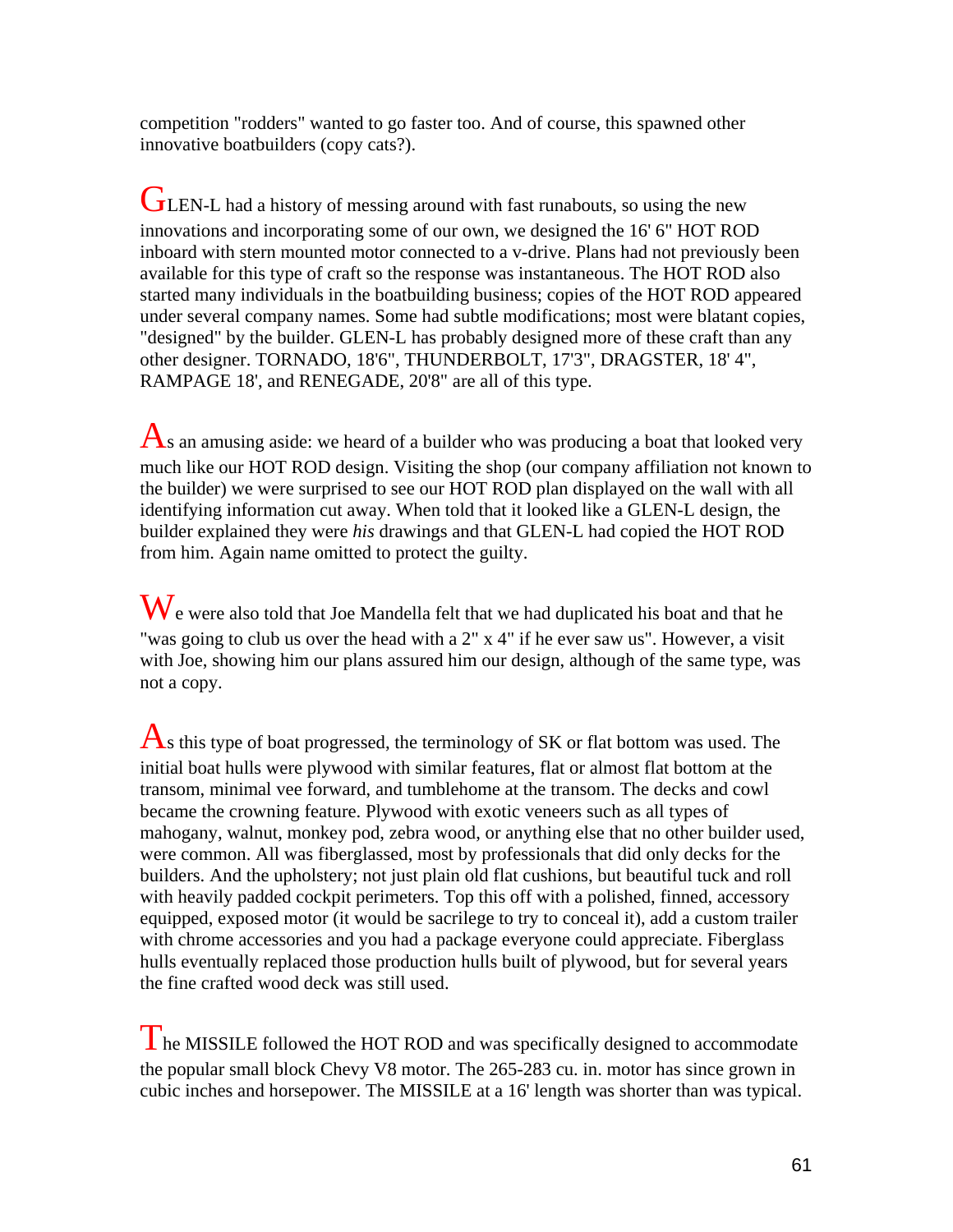competition "rodders" wanted to go faster too. And of course, this spawned other innovative boatbuilders (copy cats?).

GLEN-L had a history of messing around with fast runabouts, so using the new innovations and incorporating some of our own, we designed the 16' 6" HOT ROD inboard with stern mounted motor connected to a v-drive. Plans had not previously been available for this type of craft so the response was instantaneous. The HOT ROD also started many individuals in the boatbuilding business; copies of the HOT ROD appeared under several company names. Some had subtle modifications; most were blatant copies, "designed" by the builder. GLEN-L has probably designed more of these craft than any other designer. TORNADO, 18'6", THUNDERBOLT, 17'3", DRAGSTER, 18' 4", RAMPAGE 18', and RENEGADE, 20'8" are all of this type.

As an amusing aside: we heard of a builder who was producing a boat that looked very much like our HOT ROD design. Visiting the shop (our company affiliation not known to the builder) we were surprised to see our HOT ROD plan displayed on the wall with all identifying information cut away. When told that it looked like a GLEN-L design, the builder explained they were *his* drawings and that GLEN-L had copied the HOT ROD from him. Again name omitted to protect the guilty.

We were also told that Joe Mandella felt that we had duplicated his boat and that he "was going to club us over the head with a 2" x 4" if he ever saw us". However, a visit with Joe, showing him our plans assured him our design, although of the same type, was not a copy.

As this type of boat progressed, the terminology of SK or flat bottom was used. The initial boat hulls were plywood with similar features, flat or almost flat bottom at the transom, minimal vee forward, and tumblehome at the transom. The decks and cowl became the crowning feature. Plywood with exotic veneers such as all types of mahogany, walnut, monkey pod, zebra wood, or anything else that no other builder used, were common. All was fiberglassed, most by professionals that did only decks for the builders. And the upholstery; not just plain old flat cushions, but beautiful tuck and roll with heavily padded cockpit perimeters. Top this off with a polished, finned, accessory equipped, exposed motor (it would be sacrilege to try to conceal it), add a custom trailer with chrome accessories and you had a package everyone could appreciate. Fiberglass hulls eventually replaced those production hulls built of plywood, but for several years the fine crafted wood deck was still used.

The MISSILE followed the HOT ROD and was specifically designed to accommodate the popular small block Chevy V8 motor. The 265-283 cu. in. motor has since grown in cubic inches and horsepower. The MISSILE at a 16' length was shorter than was typical.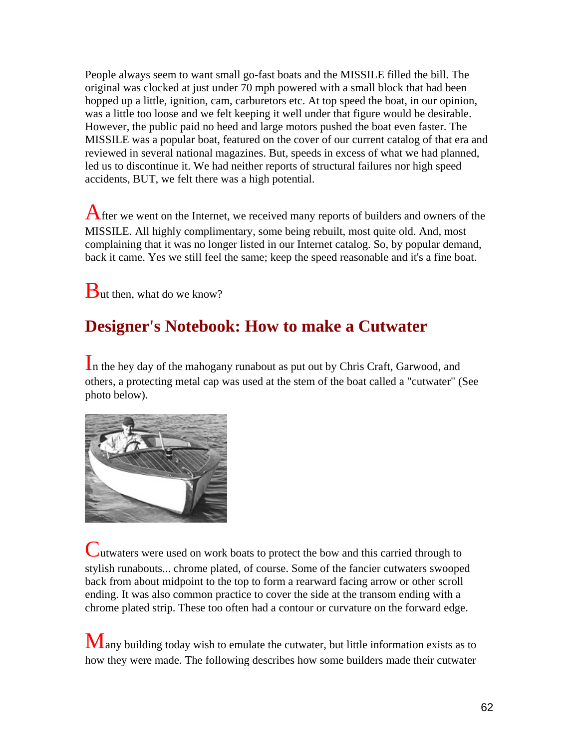People always seem to want small go-fast boats and the MISSILE filled the bill. The original was clocked at just under 70 mph powered with a small block that had been hopped up a little, ignition, cam, carburetors etc. At top speed the boat, in our opinion, was a little too loose and we felt keeping it well under that figure would be desirable. However, the public paid no heed and large motors pushed the boat even faster. The MISSILE was a popular boat, featured on the cover of our current catalog of that era and reviewed in several national magazines. But, speeds in excess of what we had planned, led us to discontinue it. We had neither reports of structural failures nor high speed accidents, BUT, we felt there was a high potential.

After we went on the Internet, we received many reports of builders and owners of the MISSILE. All highly complimentary, some being rebuilt, most quite old. And, most complaining that it was no longer listed in our Internet catalog. So, by popular demand, back it came. Yes we still feel the same; keep the speed reasonable and it's a fine boat.

But then, what do we know?

## Designer's Notebook: How to make a Cutwater

In the hey day of the mahogany runabout as put out by Chris Craft, Garwood, and others, a protecting metal cap was used at the stem of the boat called a "cutwater" (See photo below).

Cutwaters were used on work boats to protect the bow and this carried through to stylish runabouts... chrome plated, of course. Some of the fancier cutwaters swooped back from about midpoint to the top to form a rearward facing arrow or other scroll ending. It was also common practice to cover the side at the transom ending with a chrome plated strip. These too often had a contour or curvature on the forward edge.

Many building today wish to emulate the cutwater, but little information exists as to how they were made. The following describes how some builders made their cutwater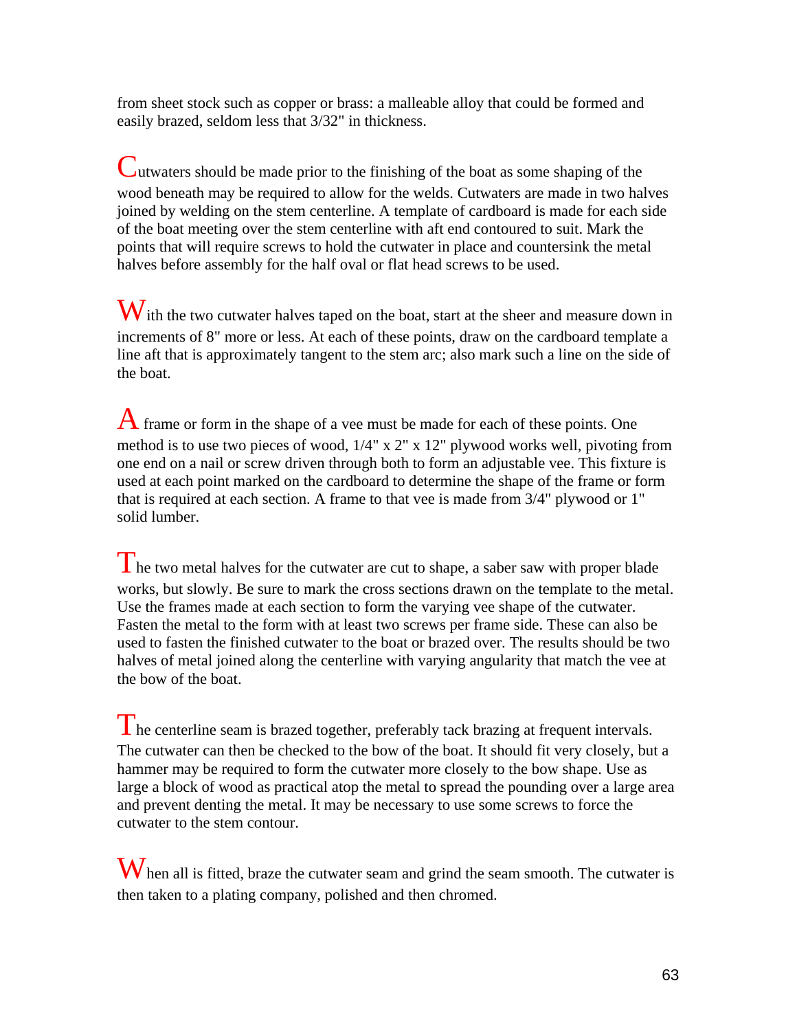from sheet stock such as copper or brass: a malleable alloy that could be formed and easily brazed, seldom less that 3/32" in thickness.

Cutwaters should be made prior to the finishing of the boat as some shaping of the wood beneath may be required to allow for the welds. Cutwaters are made in two halves joined by welding on the stem centerline. A template of cardboard is made for each side of the boat meeting over the stem centerline with aft end contoured to suit. Mark the points that will require screws to hold the cutwater in place and countersink the metal halves before assembly for the half oval or flat head screws to be used.

With the two cutwater halves taped on the boat, start at the sheer and measure down in increments of 8" more or less. At each of these points, draw on the cardboard template a line aft that is approximately tangent to the stem arc; also mark such a line on the side of the boat.

A frame or form in the shape of a vee must be made for each of these points. One method is to use two pieces of wood, 1/4" x 2" x 12" plywood works well, pivoting from one end on a nail or screw driven through both to form an adjustable vee. This fixture is used at each point marked on the cardboard to determine the shape of the frame or form that is required at each section. A frame to that vee is made from 3/4" plywood or 1" solid lumber.

The two metal halves for the cutwater are cut to shape, a saber saw with proper blade works, but slowly. Be sure to mark the cross sections drawn on the template to the metal. Use the frames made at each section to form the varying vee shape of the cutwater. Fasten the metal to the form with at least two screws per frame side. These can also be used to fasten the finished cutwater to the boat or brazed over. The results should be two halves of metal joined along the centerline with varying angularity that match the vee at the bow of the boat.

The centerline seam is brazed together, preferably tack brazing at frequent intervals. The cutwater can then be checked to the bow of the boat. It should fit very closely, but a hammer may be required to form the cutwater more closely to the bow shape. Use as large a block of wood as practical atop the metal to spread the pounding over a large area and prevent denting the metal. It may be necessary to use some screws to force the cutwater to the stem contour.

When all is fitted, braze the cutwater seam and grind the seam smooth. The cutwater is then taken to a plating company, polished and then chromed.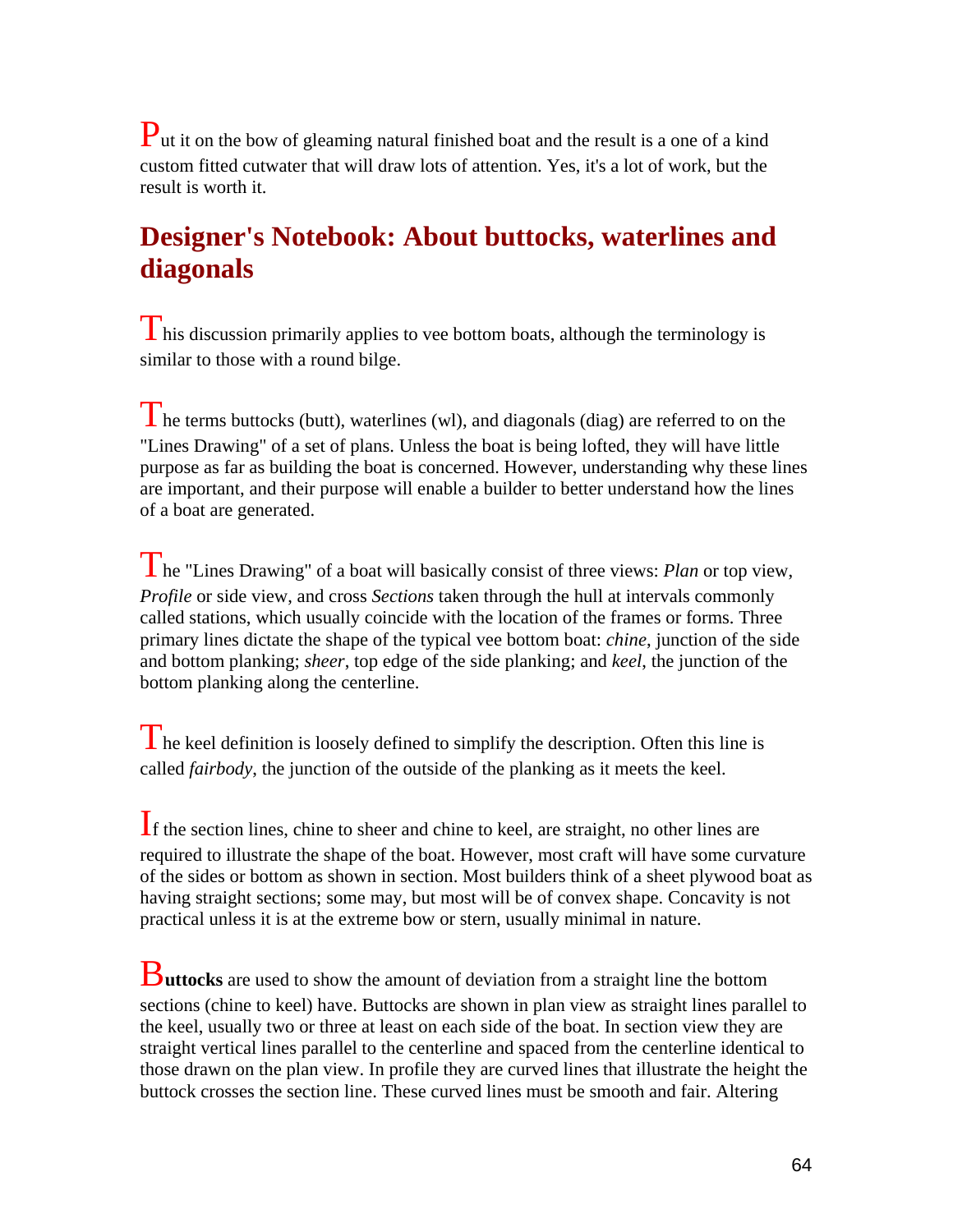Put it on the bow of gleaming natural finished boat and the result is a one of a kind custom fitted cutwater that will draw lots of attention. Yes, it's a lot of work, but the result is worth it.

## Designer's Notebook: About buttocks, waterlines and diagonals

This discussion primarily applies to vee bottom boats, although the terminology is similar to those with a round bilge.

The terms buttocks (butt), waterlines (wl), and diagonals (diag) are referred to on the "Lines Drawing" of a set of plans. Unless the boat is being lofted, they will have little purpose as far as building the boat is concerned. However, understanding why these lines are important, and their purpose will enable a builder to better understand how the lines of a boat are generated.

The "Lines Drawing" of a boat will basically consist of three views: *Plan* or top view, *Profile* or side view, and cross *Sections* taken through the hull at intervals commonly called stations, which usually coincide with the location of the frames or forms. Three primary lines dictate the shape of the typical vee bottom boat: *chine*, junction of the side and bottom planking; *sheer*, top edge of the side planking; and *keel*, the junction of the bottom planking along the centerline.

The keel definition is loosely defined to simplify the description. Often this line is called *fairbody*, the junction of the outside of the planking as it meets the keel.

If the section lines, chine to sheer and chine to keel, are straight, no other lines are required to illustrate the shape of the boat. However, most craft will have some curvature of the sides or bottom as shown in section. Most builders think of a sheet plywood boat as having straight sections; some may, but most will be of convex shape. Concavity is not practical unless it is at the extreme bow or stern, usually minimal in nature.

**Buttocks** are used to show the amount of deviation from a straight line the bottom sections (chine to keel) have. Buttocks are shown in plan view as straight lines parallel to the keel, usually two or three at least on each side of the boat. In section view they are straight vertical lines parallel to the centerline and spaced from the centerline identical to those drawn on the plan view. In profile they are curved lines that illustrate the height the buttock crosses the section line. These curved lines must be smooth and fair. Altering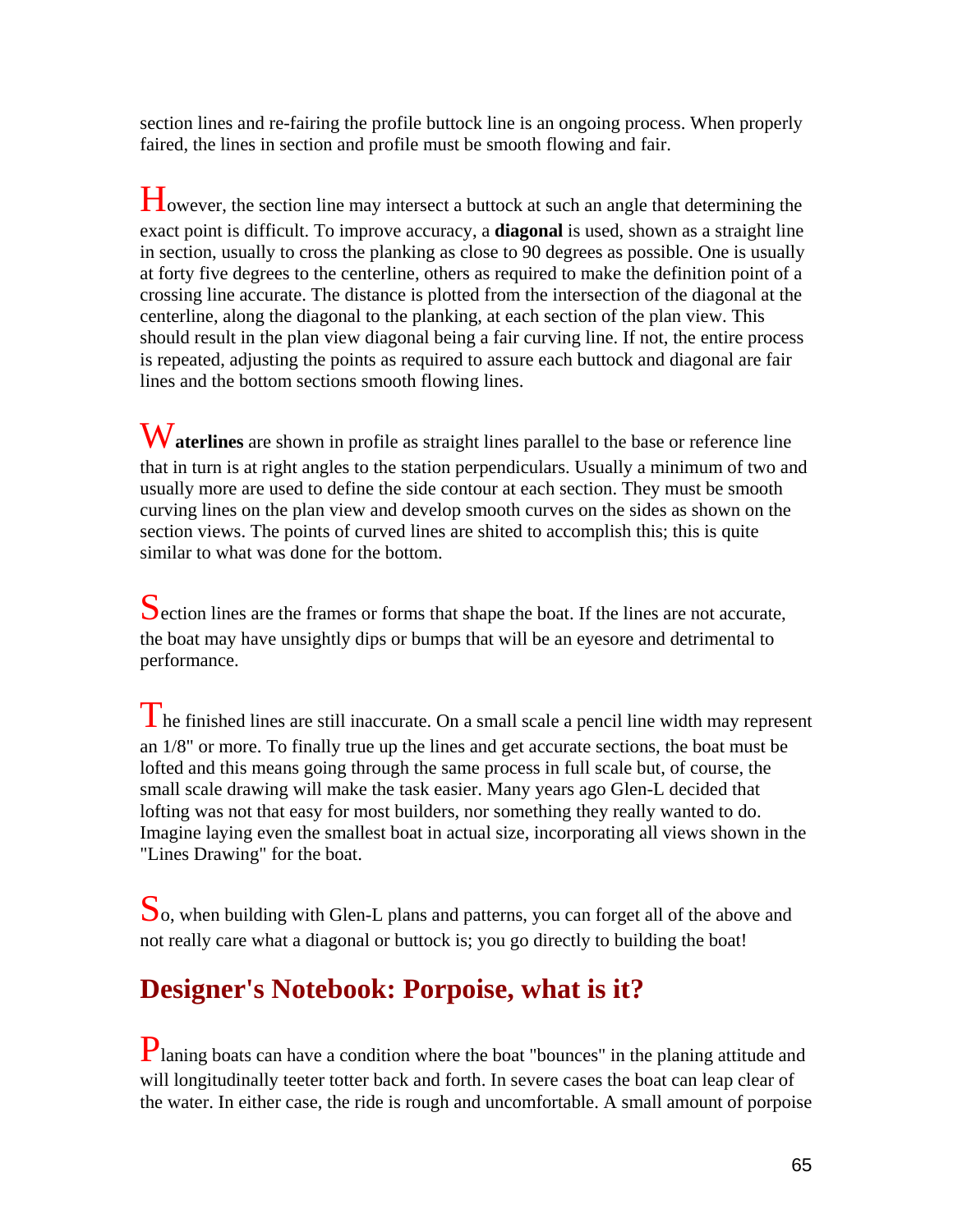section lines and re-fairing the profile buttock line is an ongoing process. When properly faired, the lines in section and profile must be smooth flowing and fair.

However, the section line may intersect a buttock at such an angle that determining the exact point is difficult. To improve accuracy, a **diagonal** is used, shown as a straight line in section, usually to cross the planking as close to 90 degrees as possible. One is usually at forty five degrees to the centerline, others as required to make the definition point of a crossing line accurate. The distance is plotted from the intersection of the diagonal at the centerline, along the diagonal to the planking, at each section of the plan view. This should result in the plan view diagonal being a fair curving line. If not, the entire process is repeated, adjusting the points as required to assure each buttock and diagonal are fair lines and the bottom sections smooth flowing lines.

**Waterlines** are shown in profile as straight lines parallel to the base or reference line that in turn is at right angles to the station perpendiculars. Usually a minimum of two and usually more are used to define the side contour at each section. They must be smooth curving lines on the plan view and develop smooth curves on the sides as shown on the section views. The points of curved lines are shited to accomplish this; this is quite similar to what was done for the bottom.

Section lines are the frames or forms that shape the boat. If the lines are not accurate, the boat may have unsightly dips or bumps that will be an eyesore and detrimental to performance.

The finished lines are still inaccurate. On a small scale a pencil line width may represent an 1/8" or more. To finally true up the lines and get accurate sections, the boat must be lofted and this means going through the same process in full scale but, of course, the small scale drawing will make the task easier. Many years ago Glen-L decided that lofting was not that easy for most builders, nor something they really wanted to do. Imagine laying even the smallest boat in actual size, incorporating all views shown in the "Lines Drawing" for the boat.

So, when building with Glen-L plans and patterns, you can forget all of the above and not really care what a diagonal or buttock is; you go directly to building the boat!

## Designer's Notebook: Porpoise, what is it?

Planing boats can have a condition where the boat "bounces" in the planing attitude and will longitudinally teeter totter back and forth. In severe cases the boat can leap clear of the water. In either case, the ride is rough and uncomfortable. A small amount of porpoise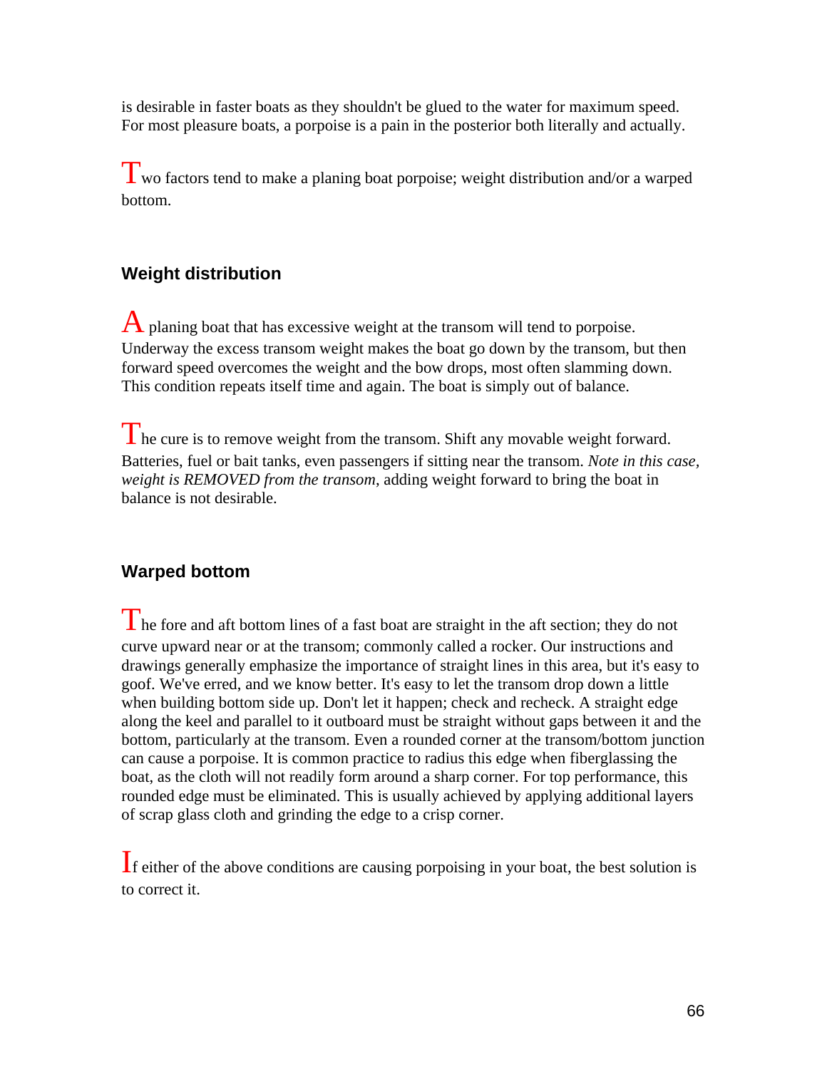is desirable in faster boats as they shouldn't be glued to the water for maximum speed. For most pleasure boats, a porpoise is a pain in the posterior both literally and actually.

Two factors tend to make a planing boat porpoise; weight distribution and/or a warped bottom.

### Weight distribution

A planing boat that has excessive weight at the transom will tend to porpoise. Underway the excess transom weight makes the boat go down by the transom, but then forward speed overcomes the weight and the bow drops, most often slamming down. This condition repeats itself time and again. The boat is simply out of balance.

The cure is to remove weight from the transom. Shift any movable weight forward. Batteries, fuel or bait tanks, even passengers if sitting near the transom. *Note in this case, weight is REMOVED from the transom*, adding weight forward to bring the boat in balance is not desirable.

### Warped bottom

The fore and aft bottom lines of a fast boat are straight in the aft section; they do not curve upward near or at the transom; commonly called a rocker. Our instructions and drawings generally emphasize the importance of straight lines in this area, but it's easy to goof. We've erred, and we know better. It's easy to let the transom drop down a little when building bottom side up. Don't let it happen; check and recheck. A straight edge along the keel and parallel to it outboard must be straight without gaps between it and the bottom, particularly at the transom. Even a rounded corner at the transom/bottom junction can cause a porpoise. It is common practice to radius this edge when fiberglassing the boat, as the cloth will not readily form around a sharp corner. For top performance, this rounded edge must be eliminated. This is usually achieved by applying additional layers of scrap glass cloth and grinding the edge to a crisp corner.

If either of the above conditions are causing porpoising in your boat, the best solution is to correct it.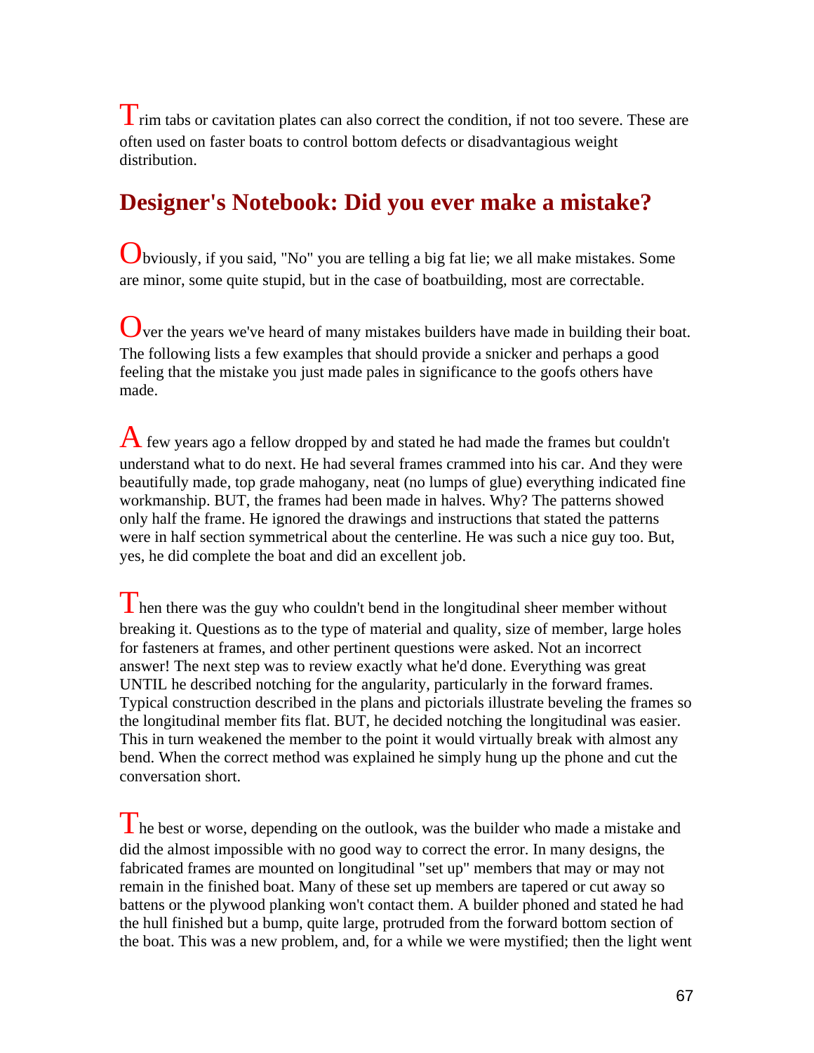Trim tabs or cavitation plates can also correct the condition, if not too severe. These are often used on faster boats to control bottom defects or disadvantagious weight distribution.

## Designer's Notebook: Did you ever make a mistake?

Obviously, if you said, "No" you are telling a big fat lie; we all make mistakes. Some are minor, some quite stupid, but in the case of boatbuilding, most are correctable.

Over the years we've heard of many mistakes builders have made in building their boat. The following lists a few examples that should provide a snicker and perhaps a good feeling that the mistake you just made pales in significance to the goofs others have made.

A few years ago a fellow dropped by and stated he had made the frames but couldn't understand what to do next. He had several frames crammed into his car. And they were beautifully made, top grade mahogany, neat (no lumps of glue) everything indicated fine workmanship. BUT, the frames had been made in halves. Why? The patterns showed only half the frame. He ignored the drawings and instructions that stated the patterns were in half section symmetrical about the centerline. He was such a nice guy too. But, yes, he did complete the boat and did an excellent job.

Then there was the guy who couldn't bend in the longitudinal sheer member without breaking it. Questions as to the type of material and quality, size of member, large holes for fasteners at frames, and other pertinent questions were asked. Not an incorrect answer! The next step was to review exactly what he'd done. Everything was great UNTIL he described notching for the angularity, particularly in the forward frames. Typical construction described in the plans and pictorials illustrate beveling the frames so the longitudinal member fits flat. BUT, he decided notching the longitudinal was easier. This in turn weakened the member to the point it would virtually break with almost any bend. When the correct method was explained he simply hung up the phone and cut the conversation short.

The best or worse, depending on the outlook, was the builder who made a mistake and did the almost impossible with no good way to correct the error. In many designs, the fabricated frames are mounted on longitudinal "set up" members that may or may not remain in the finished boat. Many of these set up members are tapered or cut away so battens or the plywood planking won't contact them. A builder phoned and stated he had the hull finished but a bump, quite large, protruded from the forward bottom section of the boat. This was a new problem, and, for a while we were mystified; then the light went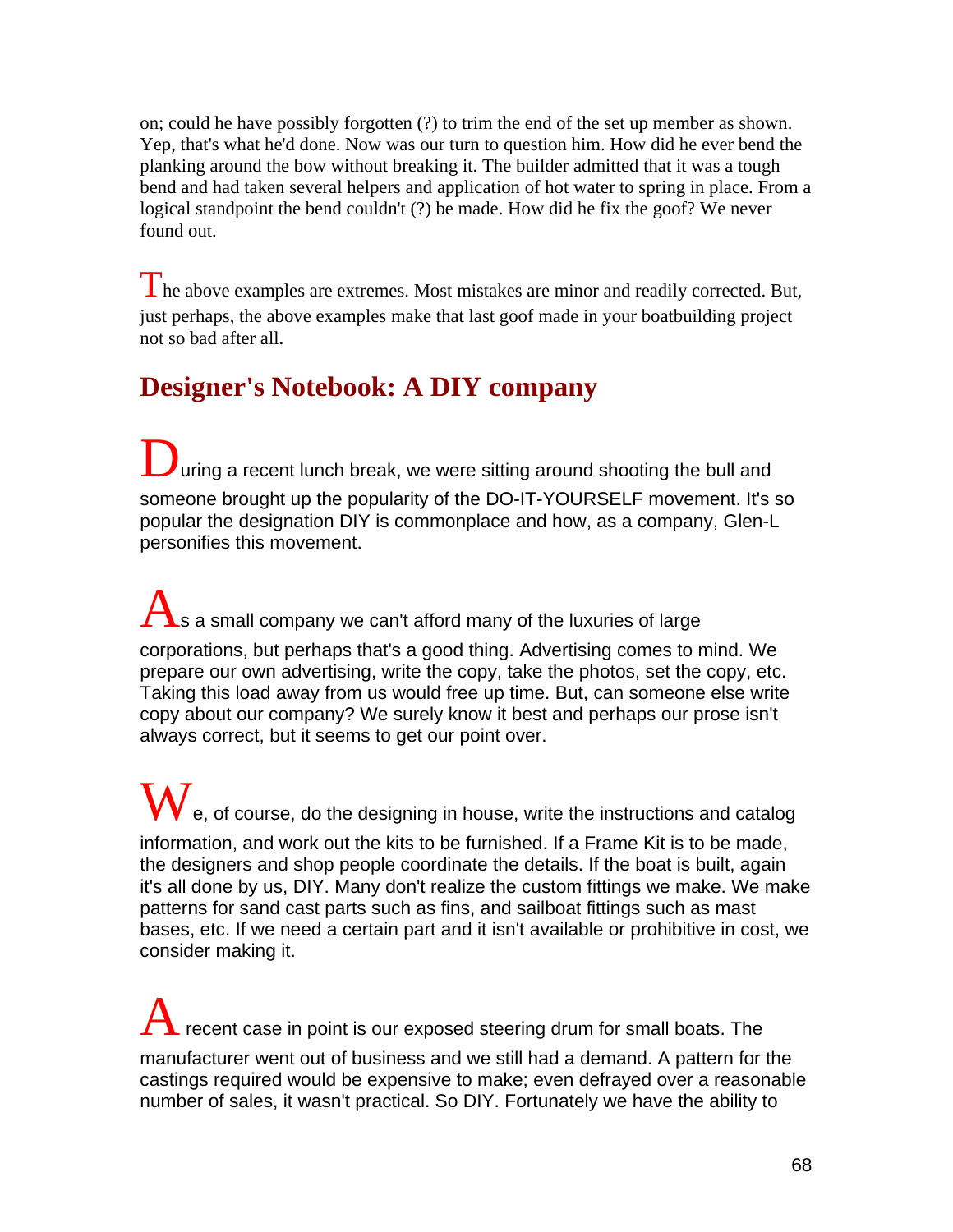on; could he have possibly forgotten (?) to trim the end of the set up member as shown. Yep, that's what he'd done. Now was our turn to question him. How did he ever bend the planking around the bow without breaking it. The builder admitted that it was a tough bend and had taken several helpers and application of hot water to spring in place. From a logical standpoint the bend couldn't (?) be made. How did he fix the goof? We never found out.

The above examples are extremes. Most mistakes are minor and readily corrected. But, just perhaps, the above examples make that last goof made in your boatbuilding project not so bad after all.

## Designer's Notebook: A DIY company

During a recent lunch break, we were sitting around shooting the bull and someone brought up the popularity of the DO-IT-YOURSELF movement. It's so popular the designation DIY is commonplace and how, as a company, Glen-L personifies this movement.

As a small company we can't afford many of the luxuries of large corporations, but perhaps that's a good thing. Advertising comes to mind. We prepare our own advertising, write the copy, take the photos, set the copy, etc. Taking this load away from us would free up time. But, can someone else write copy about our company? We surely know it best and perhaps our prose isn't always correct, but it seems to get our point over.

We, of course, do the designing in house, write the instructions and catalog information, and work out the kits to be furnished. If a Frame Kit is to be made, the designers and shop people coordinate the details. If the boat is built, again it's all done by us, DIY. Many don't realize the custom fittings we make. We make patterns for sand cast parts such as fins, and sailboat fittings such as mast bases, etc. If we need a certain part and it isn't available or prohibitive in cost, we consider making it.

A recent case in point is our exposed steering drum for small boats. The manufacturer went out of business and we still had a demand. A pattern for the castings required would be expensive to make; even defrayed over a reasonable number of sales, it wasn't practical. So DIY. Fortunately we have the ability to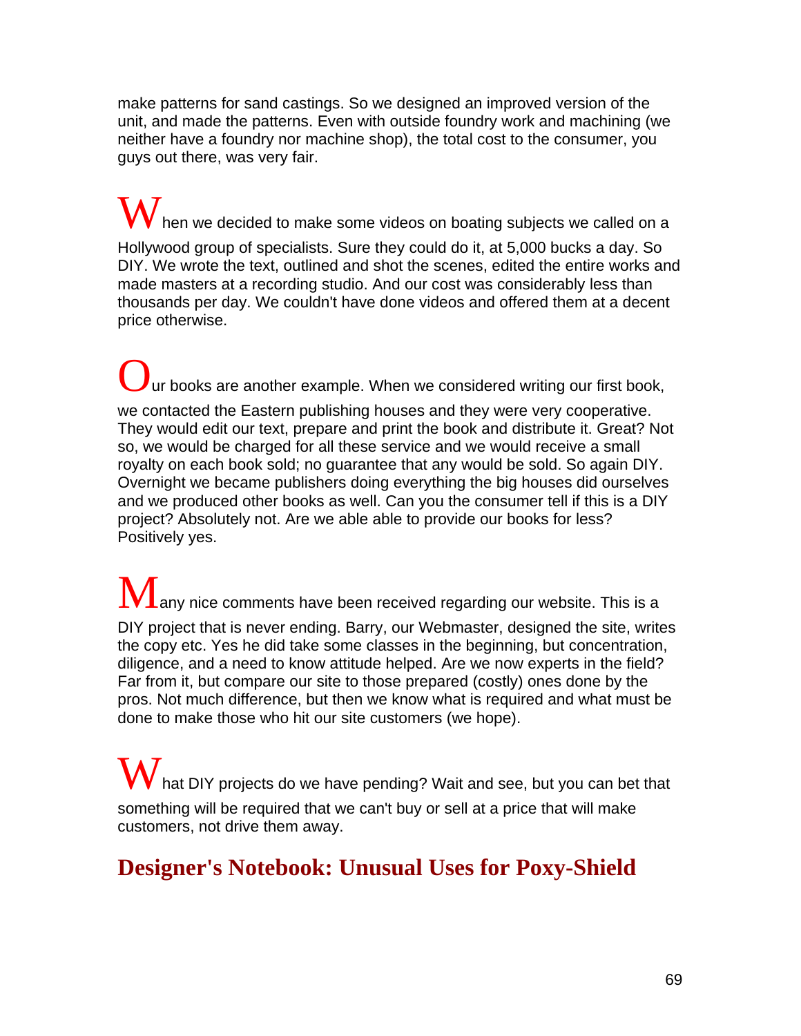make patterns for sand castings. So we designed an improved version of the unit, and made the patterns. Even with outside foundry work and machining (we neither have a foundry nor machine shop), the total cost to the consumer, you guys out there, was very fair.

When we decided to make some videos on boating subjects we called on a Hollywood group of specialists. Sure they could do it, at 5,000 bucks a day. So DIY. We wrote the text, outlined and shot the scenes, edited the entire works and made masters at a recording studio. And our cost was considerably less than thousands per day. We couldn't have done videos and offered them at a decent price otherwise.

Our books are another example. When we considered writing our first book, we contacted the Eastern publishing houses and they were very cooperative. They would edit our text, prepare and print the book and distribute it. Great? Not so, we would be charged for all these service and we would receive a small royalty on each book sold; no guarantee that any would be sold. So again DIY. Overnight we became publishers doing everything the big houses did ourselves and we produced other books as well. Can you the consumer tell if this is a DIY project? Absolutely not. Are we able able to provide our books for less? Positively yes.

Many nice comments have been received regarding our website. This is a DIY project that is never ending. Barry, our Webmaster, designed the site, writes the copy etc. Yes he did take some classes in the beginning, but concentration, diligence, and a need to know attitude helped. Are we now experts in the field? Far from it, but compare our site to those prepared (costly) ones done by the pros. Not much difference, but then we know what is required and what must be done to make those who hit our site customers (we hope).

What DIY projects do we have pending? Wait and see, but you can bet that something will be required that we can't buy or sell at a price that will make customers, not drive them away.

## Designer's Notebook: Unusual Uses for Poxy-Shield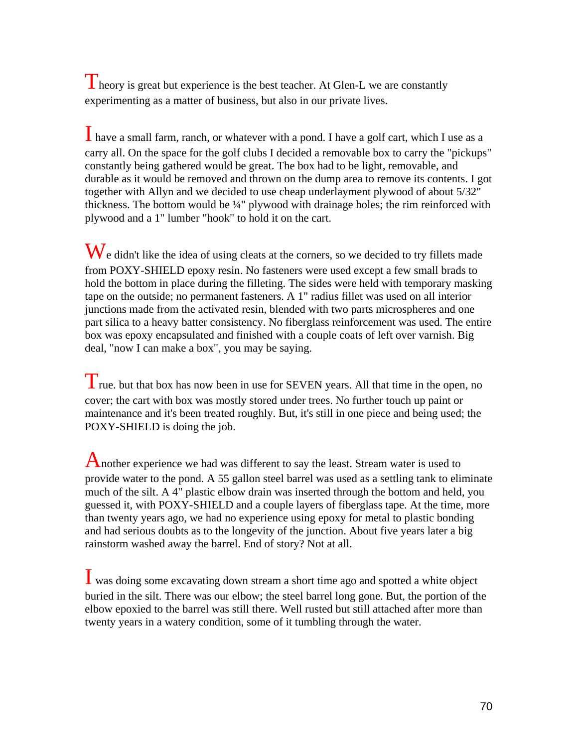Theory is great but experience is the best teacher. At Glen-L we are constantly experimenting as a matter of business, but also in our private lives.

I have a small farm, ranch, or whatever with a pond. I have a golf cart, which I use as a carry all. On the space for the golf clubs I decided a removable box to carry the "pickups" constantly being gathered would be great. The box had to be light, removable, and durable as it would be removed and thrown on the dump area to remove its contents. I got together with Allyn and we decided to use cheap underlayment plywood of about 5/32" thickness. The bottom would be ¼" plywood with drainage holes; the rim reinforced with plywood and a 1" lumber "hook" to hold it on the cart.

We didn't like the idea of using cleats at the corners, so we decided to try fillets made from POXY-SHIELD epoxy resin. No fasteners were used except a few small brads to hold the bottom in place during the filleting. The sides were held with temporary masking tape on the outside; no permanent fasteners. A 1" radius fillet was used on all interior junctions made from the activated resin, blended with two parts microspheres and one part silica to a heavy batter consistency. No fiberglass reinforcement was used. The entire box was epoxy encapsulated and finished with a couple coats of left over varnish. Big deal, "now I can make a box", you may be saying.

True. but that box has now been in use for SEVEN years. All that time in the open, no cover; the cart with box was mostly stored under trees. No further touch up paint or maintenance and it's been treated roughly. But, it's still in one piece and being used; the POXY-SHIELD is doing the job.

Another experience we had was different to say the least. Stream water is used to provide water to the pond. A 55 gallon steel barrel was used as a settling tank to eliminate much of the silt. A 4" plastic elbow drain was inserted through the bottom and held, you guessed it, with POXY-SHIELD and a couple layers of fiberglass tape. At the time, more than twenty years ago, we had no experience using epoxy for metal to plastic bonding and had serious doubts as to the longevity of the junction. About five years later a big rainstorm washed away the barrel. End of story? Not at all.

I was doing some excavating down stream a short time ago and spotted a white object buried in the silt. There was our elbow; the steel barrel long gone. But, the portion of the elbow epoxied to the barrel was still there. Well rusted but still attached after more than twenty years in a watery condition, some of it tumbling through the water.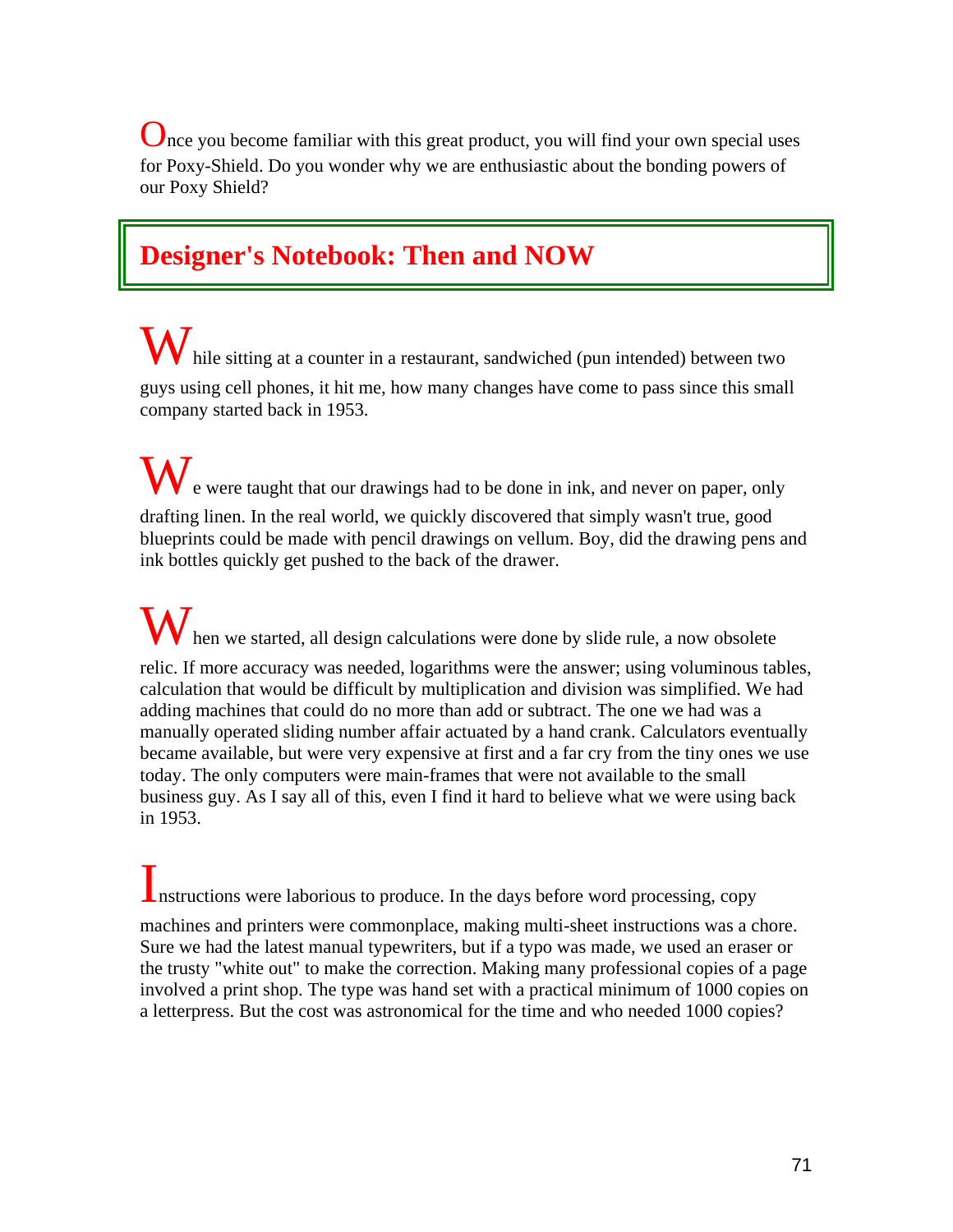Once you become familiar with this great product, you will find your own special uses for Poxy-Shield. Do you wonder why we are enthusiastic about the bonding powers of our Poxy Shield?

## Designer's Notebook: Then and NOW

While sitting at a counter in a restaurant, sandwiched (pun intended) between two guys using cell phones, it hit me, how many changes have come to pass since this small company started back in 1953.

We were taught that our drawings had to be done in ink, and never on paper, only drafting linen. In the real world, we quickly discovered that simply wasn't true, good blueprints could be made with pencil drawings on vellum. Boy, did the drawing pens and ink bottles quickly get pushed to the back of the drawer.

When we started, all design calculations were done by slide rule, a now obsolete relic. If more accuracy was needed, logarithms were the answer; using voluminous tables, calculation that would be difficult by multiplication and division was simplified. We had adding machines that could do no more than add or subtract. The one we had was a manually operated sliding number affair actuated by a hand crank. Calculators eventually became available, but were very expensive at first and a far cry from the tiny ones we use today. The only computers were main-frames that were not available to the small business guy. As I say all of this, even I find it hard to believe what we were using back in 1953.

Instructions were laborious to produce. In the days before word processing, copy machines and printers were commonplace, making multi-sheet instructions was a chore. Sure we had the latest manual typewriters, but if a typo was made, we used an eraser or the trusty "white out" to make the correction. Making many professional copies of a page involved a print shop. The type was hand set with a practical minimum of 1000 copies on a letterpress. But the cost was astronomical for the time and who needed 1000 copies?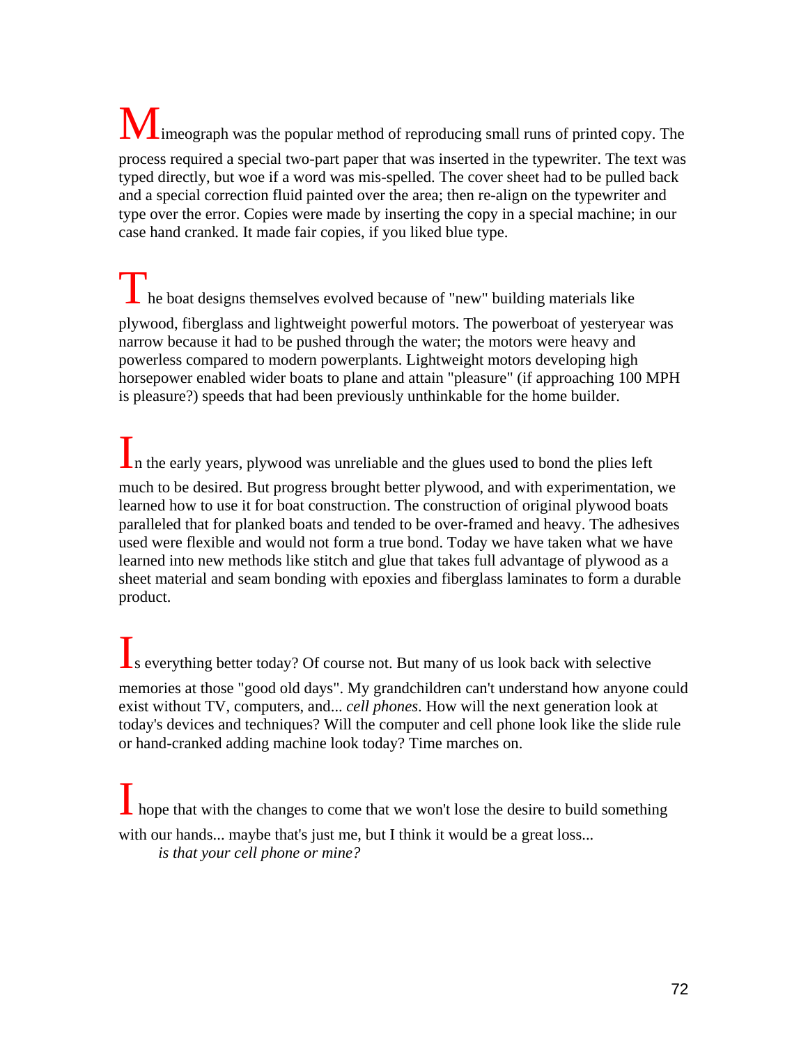Mimeograph was the popular method of reproducing small runs of printed copy. The process required a special two-part paper that was inserted in the typewriter. The text was typed directly, but woe if a word was mis-spelled. The cover sheet had to be pulled back and a special correction fluid painted over the area; then re-align on the typewriter and type over the error. Copies were made by inserting the copy in a special machine; in our case hand cranked. It made fair copies, if you liked blue type.

The boat designs themselves evolved because of "new" building materials like plywood, fiberglass and lightweight powerful motors. The powerboat of yesteryear was narrow because it had to be pushed through the water; the motors were heavy and powerless compared to modern powerplants. Lightweight motors developing high horsepower enabled wider boats to plane and attain "pleasure" (if approaching 100 MPH is pleasure?) speeds that had been previously unthinkable for the home builder.

In the early years, plywood was unreliable and the glues used to bond the plies left much to be desired. But progress brought better plywood, and with experimentation, we learned how to use it for boat construction. The construction of original plywood boats paralleled that for planked boats and tended to be over-framed and heavy. The adhesives used were flexible and would not form a true bond. Today we have taken what we have learned into new methods like stitch and glue that takes full advantage of plywood as a sheet material and seam bonding with epoxies and fiberglass laminates to form a durable product.

Is everything better today? Of course not. But many of us look back with selective memories at those "good old days". My grandchildren can't understand how anyone could exist without TV, computers, and... *cell phones*. How will the next generation look at today's devices and techniques? Will the computer and cell phone look like the slide rule or hand-cranked adding machine look today? Time marches on.

I hope that with the changes to come that we won't lose the desire to build something with our hands... maybe that's just me, but I think it would be a great loss...
*is that your cell phone or mine?*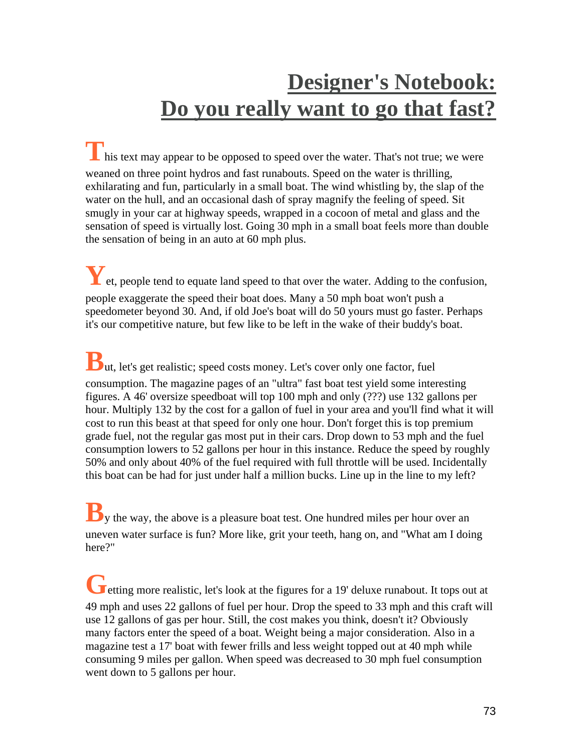# Designer's Notebook: Do you really want to go that fast?

This text may appear to be opposed to speed over the water. That's not true; we were weaned on three point hydros and fast runabouts. Speed on the water is thrilling, exhilarating and fun, particularly in a small boat. The wind whistling by, the slap of the water on the hull, and an occasional dash of spray magnify the feeling of speed. Sit smugly in your car at highway speeds, wrapped in a cocoon of metal and glass and the sensation of speed is virtually lost. Going 30 mph in a small boat feels more than double the sensation of being in an auto at 60 mph plus.

Yet, people tend to equate land speed to that over the water. Adding to the confusion, people exaggerate the speed their boat does. Many a 50 mph boat won't push a speedometer beyond 30. And, if old Joe's boat will do 50 yours must go faster. Perhaps it's our competitive nature, but few like to be left in the wake of their buddy's boat.

But, let's get realistic; speed costs money. Let's cover only one factor, fuel consumption. The magazine pages of an "ultra" fast boat test yield some interesting figures. A 46' oversize speedboat will top 100 mph and only (???) use 132 gallons per hour. Multiply 132 by the cost for a gallon of fuel in your area and you'll find what it will cost to run this beast at that speed for only one hour. Don't forget this is top premium grade fuel, not the regular gas most put in their cars. Drop down to 53 mph and the fuel consumption lowers to 52 gallons per hour in this instance. Reduce the speed by roughly 50% and only about 40% of the fuel required with full throttle will be used. Incidentally this boat can be had for just under half a million bucks. Line up in the line to my left?

By the way, the above is a pleasure boat test. One hundred miles per hour over an uneven water surface is fun? More like, grit your teeth, hang on, and "What am I doing here?"

Getting more realistic, let's look at the figures for a 19' deluxe runabout. It tops out at 49 mph and uses 22 gallons of fuel per hour. Drop the speed to 33 mph and this craft will use 12 gallons of gas per hour. Still, the cost makes you think, doesn't it? Obviously many factors enter the speed of a boat. Weight being a major consideration. Also in a magazine test a 17' boat with fewer frills and less weight topped out at 40 mph while consuming 9 miles per gallon. When speed was decreased to 30 mph fuel consumption went down to 5 gallons per hour.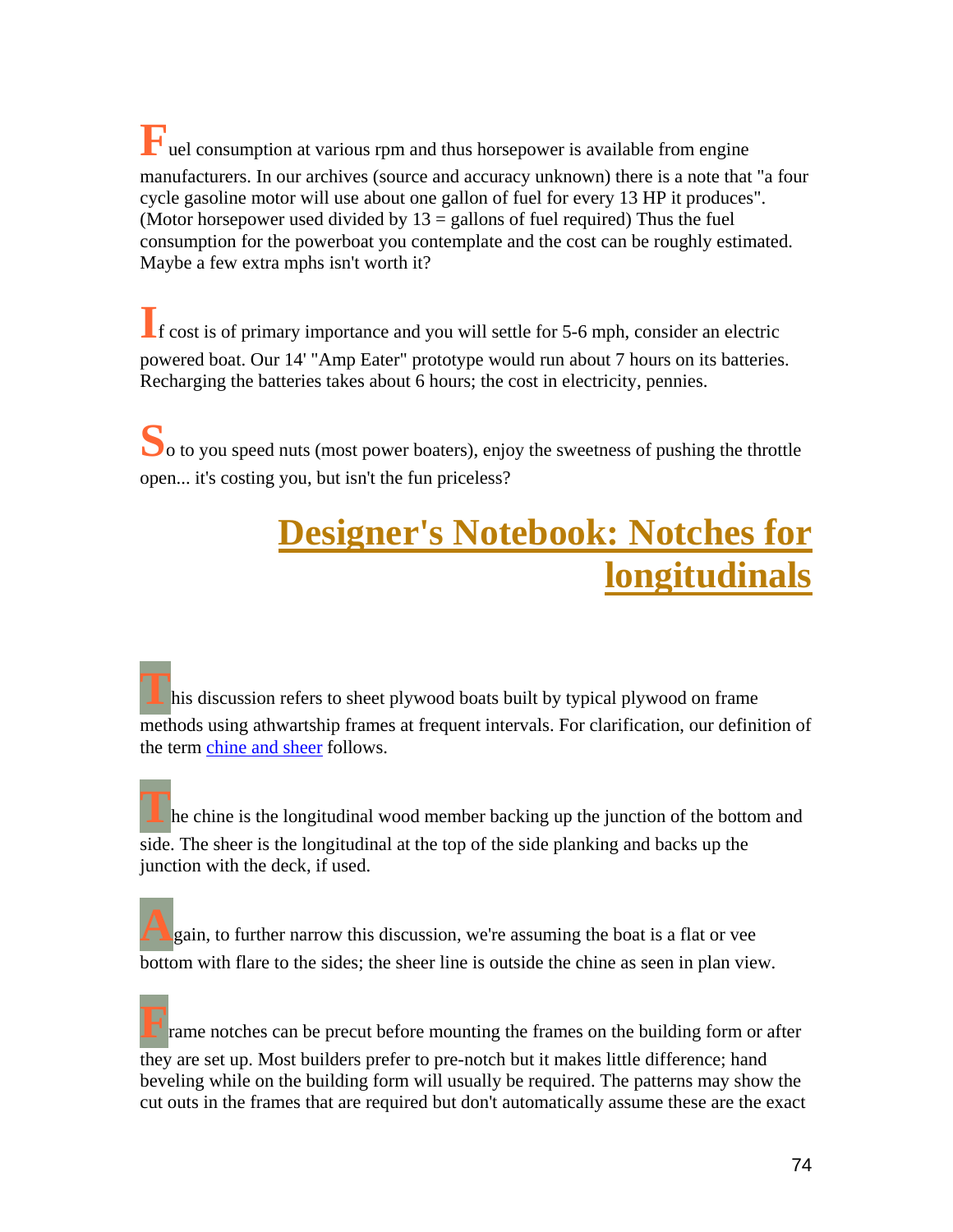Fuel consumption at various rpm and thus horsepower is available from engine manufacturers. In our archives (source and accuracy unknown) there is a note that "a four cycle gasoline motor will use about one gallon of fuel for every 13 HP it produces". (Motor horsepower used divided by 13 = gallons of fuel required) Thus the fuel consumption for the powerboat you contemplate and the cost can be roughly estimated. Maybe a few extra mphs isn't worth it?

If cost is of primary importance and you will settle for 5-6 mph, consider an electric powered boat. Our 14' "Amp Eater" prototype would run about 7 hours on its batteries. Recharging the batteries takes about 6 hours; the cost in electricity, pennies.

So to you speed nuts (most power boaters), enjoy the sweetness of pushing the throttle open... it's costing you, but isn't the fun priceless?

## Designer's Notebook: Notches for longitudinals

This discussion refers to sheet plywood boats built by typical plywood on frame methods using athwartship frames at frequent intervals. For clarification, our definition of the term chine and sheer follows.

The chine is the longitudinal wood member backing up the junction of the bottom and side. The sheer is the longitudinal at the top of the side planking and backs up the junction with the deck, if used.

Again, to further narrow this discussion, we're assuming the boat is a flat or vee bottom with flare to the sides; the sheer line is outside the chine as seen in plan view.

Frame notches can be precut before mounting the frames on the building form or after they are set up. Most builders prefer to pre-notch but it makes little difference; hand beveling while on the building form will usually be required. The patterns may show the cut outs in the frames that are required but don't automatically assume these are the exact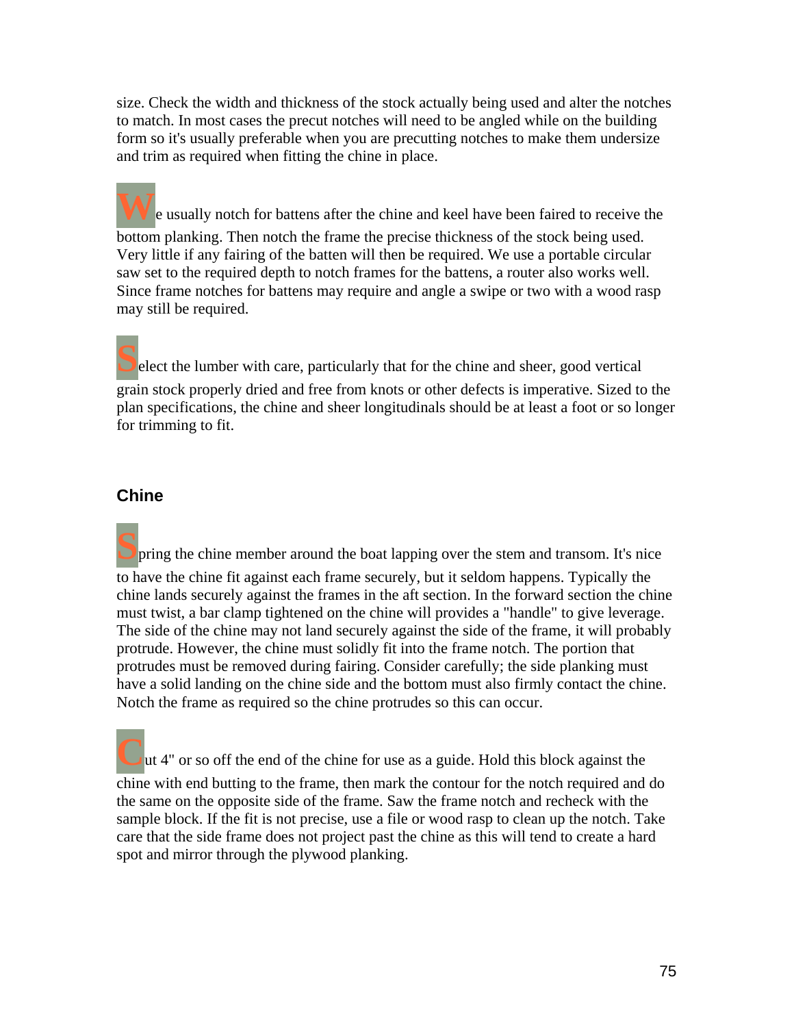size. Check the width and thickness of the stock actually being used and alter the notches to match. In most cases the precut notches will need to be angled while on the building form so it's usually preferable when you are precutting notches to make them undersize and trim as required when fitting the chine in place.

We usually notch for battens after the chine and keel have been faired to receive the bottom planking. Then notch the frame the precise thickness of the stock being used. Very little if any fairing of the batten will then be required. We use a portable circular saw set to the required depth to notch frames for the battens, a router also works well. Since frame notches for battens may require and angle a swipe or two with a wood rasp may still be required.

Select the lumber with care, particularly that for the chine and sheer, good vertical grain stock properly dried and free from knots or other defects is imperative. Sized to the plan specifications, the chine and sheer longitudinals should be at least a foot or so longer for trimming to fit.

## Chine

Spring the chine member around the boat lapping over the stem and transom. It's nice to have the chine fit against each frame securely, but it seldom happens. Typically the chine lands securely against the frames in the aft section. In the forward section the chine must twist, a bar clamp tightened on the chine will provides a "handle" to give leverage. The side of the chine may not land securely against the side of the frame, it will probably protrude. However, the chine must solidly fit into the frame notch. The portion that protrudes must be removed during fairing. Consider carefully; the side planking must have a solid landing on the chine side and the bottom must also firmly contact the chine. Notch the frame as required so the chine protrudes so this can occur.

Cut 4" or so off the end of the chine for use as a guide. Hold this block against the chine with end butting to the frame, then mark the contour for the notch required and do the same on the opposite side of the frame. Saw the frame notch and recheck with the sample block. If the fit is not precise, use a file or wood rasp to clean up the notch. Take care that the side frame does not project past the chine as this will tend to create a hard spot and mirror through the plywood planking.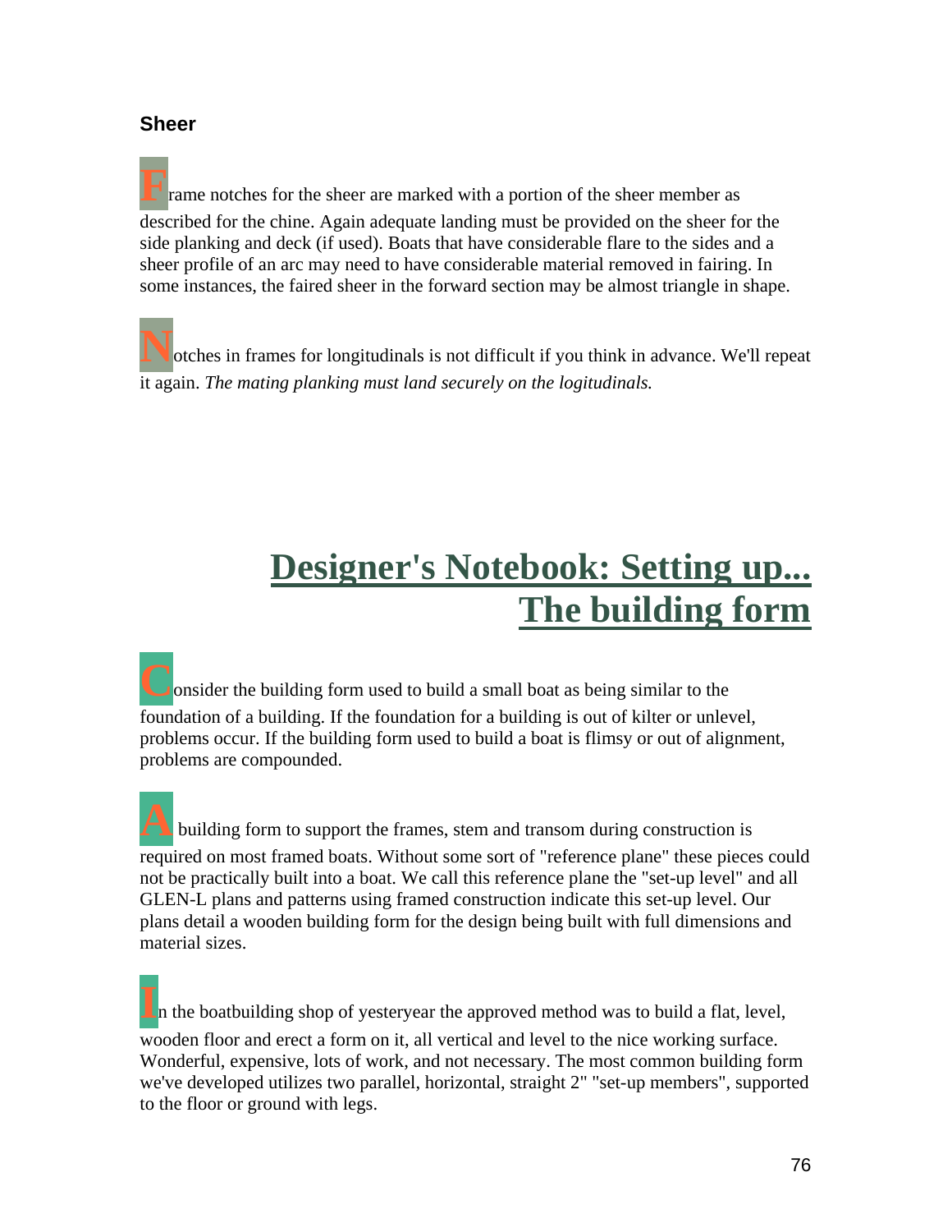### Sheer

Frame notches for the sheer are marked with a portion of the sheer member as described for the chine. Again adequate landing must be provided on the sheer for the side planking and deck (if used). Boats that have considerable flare to the sides and a sheer profile of an arc may need to have considerable material removed in fairing. In some instances, the faired sheer in the forward section may be almost triangle in shape.

Notches in frames for longitudinals is not difficult if you think in advance. We'll repeat it again. *The mating planking must land securely on the logitudinals.*

# Designer's Notebook: Setting up... The building form

Consider the building form used to build a small boat as being similar to the foundation of a building. If the foundation for a building is out of kilter or unlevel, problems occur. If the building form used to build a boat is flimsy or out of alignment, problems are compounded.

A building form to support the frames, stem and transom during construction is required on most framed boats. Without some sort of "reference plane" these pieces could not be practically built into a boat. We call this reference plane the "set-up level" and all GLEN-L plans and patterns using framed construction indicate this set-up level. Our plans detail a wooden building form for the design being built with full dimensions and material sizes.

In the boatbuilding shop of yesteryear the approved method was to build a flat, level, wooden floor and erect a form on it, all vertical and level to the nice working surface. Wonderful, expensive, lots of work, and not necessary. The most common building form we've developed utilizes two parallel, horizontal, straight 2" "set-up members", supported to the floor or ground with legs.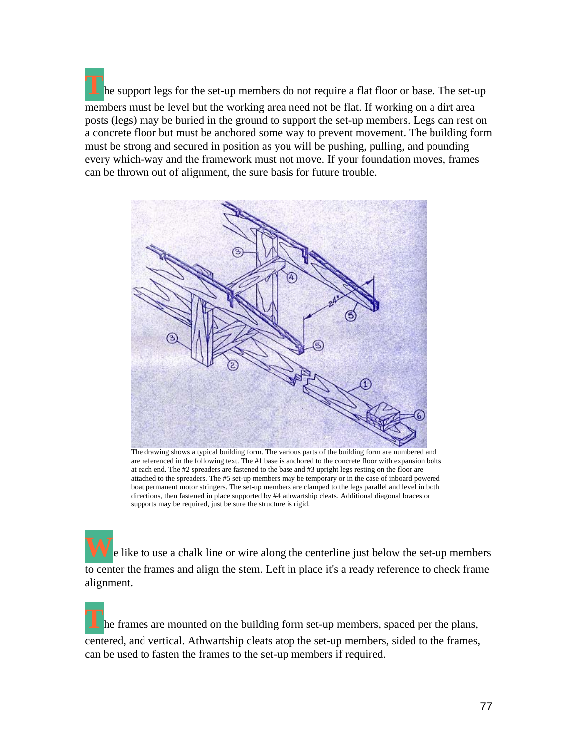The support legs for the set-up members do not require a flat floor or base. The set-up members must be level but the working area need not be flat. If working on a dirt area posts (legs) may be buried in the ground to support the set-up members. Legs can rest on a concrete floor but must be anchored some way to prevent movement. The building form must be strong and secured in position as you will be pushing, pulling, and pounding every which-way and the framework must not move. If your foundation moves, frames can be thrown out of alignment, the sure basis for future trouble.

The drawing shows a typical building form. The various parts of the building form are numbered and are referenced in the following text. The #1 base is anchored to the concrete floor with expansion bolts at each end. The #2 spreaders are fastened to the base and #3 upright legs resting on the floor are attached to the spreaders. The #5 set-up members may be temporary or in the case of inboard powered boat permanent motor stringers. The set-up members are clamped to the legs parallel and level in both directions, then fastened in place supported by #4 athwartship cleats. Additional diagonal braces or supports may be required, just be sure the structure is rigid.

We like to use a chalk line or wire along the centerline just below the set-up members to center the frames and align the stem. Left in place it's a ready reference to check frame alignment.

The frames are mounted on the building form set-up members, spaced per the plans, centered, and vertical. Athwartship cleats atop the set-up members, sided to the frames, can be used to fasten the frames to the set-up members if required.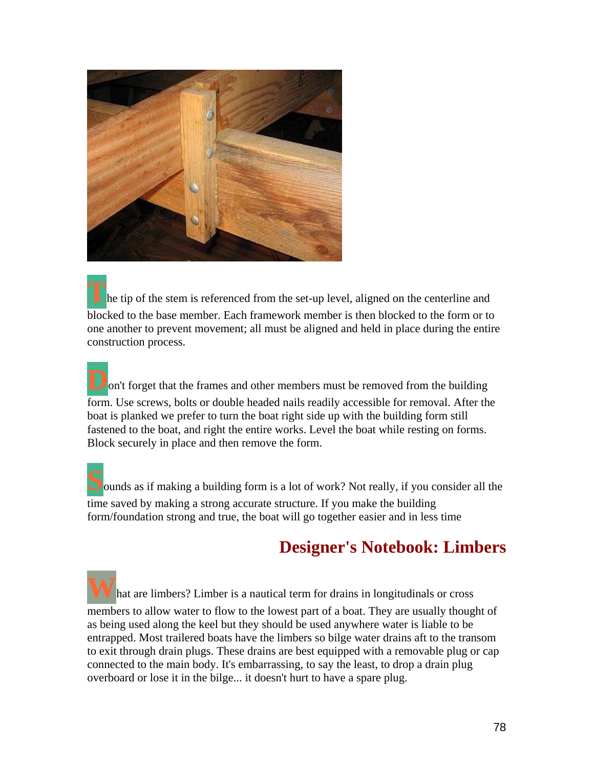The tip of the stem is referenced from the set-up level, aligned on the centerline and blocked to the base member. Each framework member is then blocked to the form or to one another to prevent movement; all must be aligned and held in place during the entire construction process.

Don't forget that the frames and other members must be removed from the building form. Use screws, bolts or double headed nails readily accessible for removal. After the boat is planked we prefer to turn the boat right side up with the building form still fastened to the boat, and right the entire works. Level the boat while resting on forms. Block securely in place and then remove the form.

Sounds as if making a building form is a lot of work? Not really, if you consider all the time saved by making a strong accurate structure. If you make the building form/foundation strong and true, the boat will go together easier and in less time

## Designer's Notebook: Limbers

What are limbers? Limber is a nautical term for drains in longitudinals or cross members to allow water to flow to the lowest part of a boat. They are usually thought of as being used along the keel but they should be used anywhere water is liable to be entrapped. Most trailered boats have the limbers so bilge water drains aft to the transom to exit through drain plugs. These drains are best equipped with a removable plug or cap connected to the main body. It's embarrassing, to say the least, to drop a drain plug overboard or lose it in the bilge... it doesn't hurt to have a spare plug.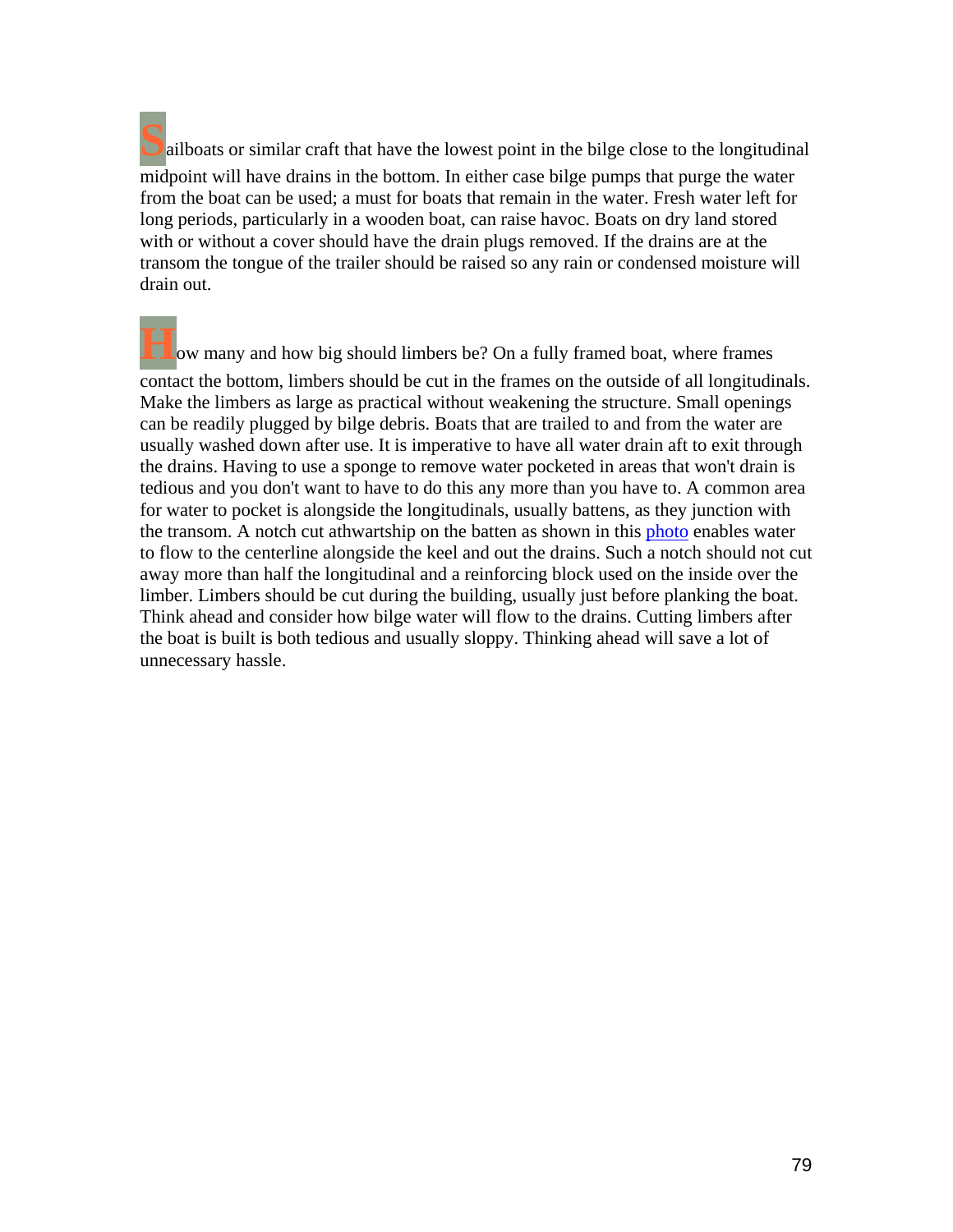Sailboats or similar craft that have the lowest point in the bilge close to the longitudinal midpoint will have drains in the bottom. In either case bilge pumps that purge the water from the boat can be used; a must for boats that remain in the water. Fresh water left for long periods, particularly in a wooden boat, can raise havoc. Boats on dry land stored with or without a cover should have the drain plugs removed. If the drains are at the transom the tongue of the trailer should be raised so any rain or condensed moisture will drain out.

How many and how big should limbers be? On a fully framed boat, where frames contact the bottom, limbers should be cut in the frames on the outside of all longitudinals. Make the limbers as large as practical without weakening the structure. Small openings can be readily plugged by bilge debris. Boats that are trailed to and from the water are usually washed down after use. It is imperative to have all water drain aft to exit through the drains. Having to use a sponge to remove water pocketed in areas that won't drain is tedious and you don't want to have to do this any more than you have to. A common area for water to pocket is alongside the longitudinals, usually battens, as they junction with the transom. A notch cut athwartship on the batten as shown in this photo enables water to flow to the centerline alongside the keel and out the drains. Such a notch should not cut away more than half the longitudinal and a reinforcing block used on the inside over the limber. Limbers should be cut during the building, usually just before planking the boat. Think ahead and consider how bilge water will flow to the drains. Cutting limbers after the boat is built is both tedious and usually sloppy. Thinking ahead will save a lot of unnecessary hassle.